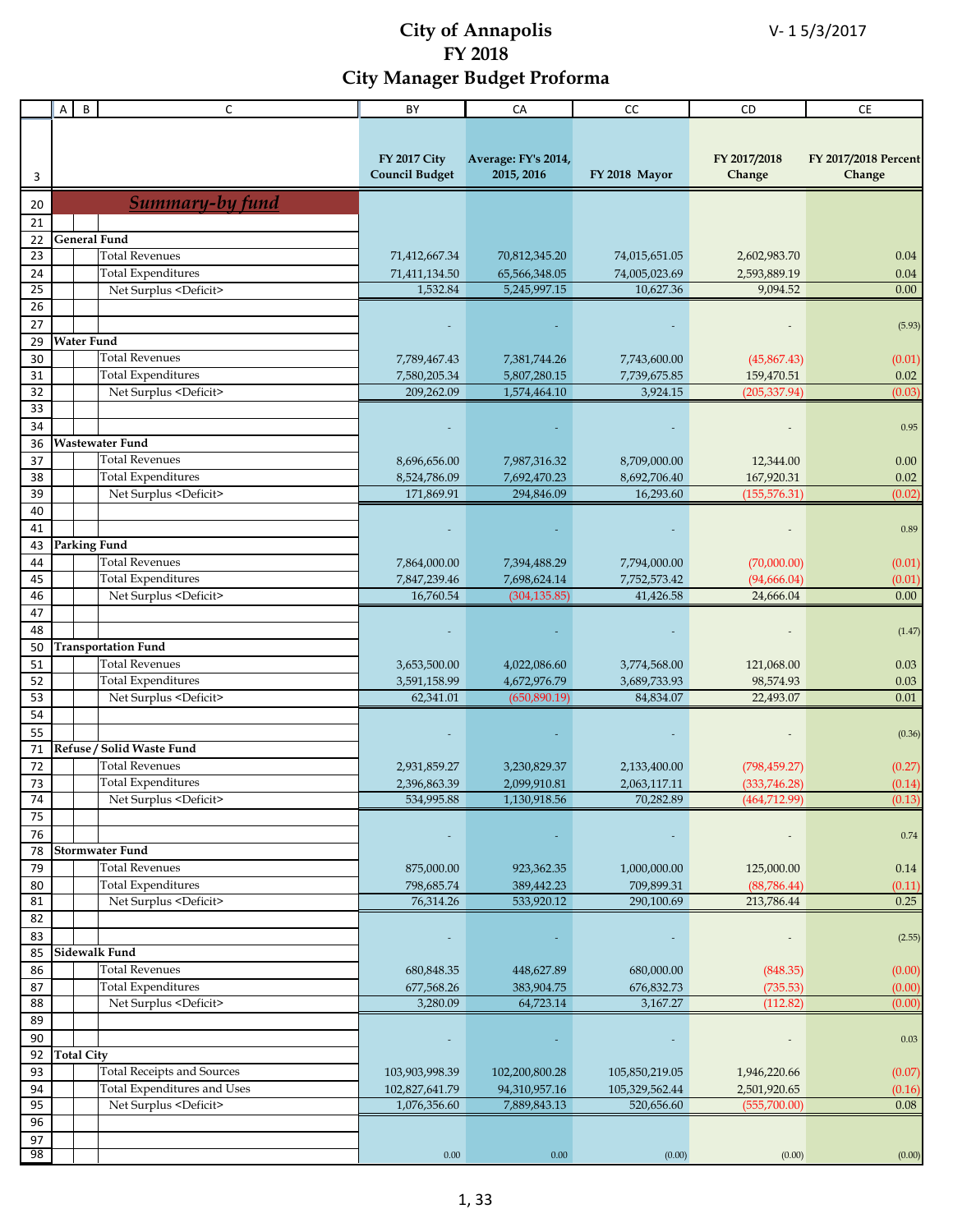# City of Annapolis
# FY 2018
# City Manager Budget Proforma

V- 1 5/3/2017

| | A | B | C | FY 2017 City Council Budget | Average: FY's 2014, 2015, 2016 | FY 2018 Mayor | FY 2017/2018 Change | FY 2017/2018 Percent Change |
|---|---|---|---|---|---|---|---|---|
| 20 | **Summary-by fund** | | | | | | | |
| 21 | | | | | | | | |
| 22 | **General Fund** | | | | | | | |
| 23 | | | Total Revenues | 71,412,667.34 | 70,812,345.20 | 74,015,651.05 | 2,602,983.70 | 0.04 |
| 24 | | | Total Expenditures | 71,411,134.50 | 65,566,348.05 | 74,005,023.69 | 2,593,889.19 | 0.04 |
| 25 | | | Net Surplus <Deficit> | 1,532.84 | 5,245,997.15 | 10,627.36 | 9,094.52 | 0.00 |
| 26 | | | | | | | | |
| 27 | | | | - | - | - | - | (5.93) |
| 29 | **Water Fund** | | | | | | | |
| 30 | | | Total Revenues | 7,789,467.43 | 7,381,744.26 | 7,743,600.00 | (45,867.43) | (0.01) |
| 31 | | | Total Expenditures | 7,580,205.34 | 5,807,280.15 | 7,739,675.85 | 159,470.51 | 0.02 |
| 32 | | | Net Surplus <Deficit> | 209,262.09 | 1,574,464.10 | 3,924.15 | (205,337.94) | (0.03) |
| 33 | | | | | | | | |
| 34 | | | | - | - | - | - | 0.95 |
| 36 | **Wastewater Fund** | | | | | | | |
| 37 | | | Total Revenues | 8,696,656.00 | 7,987,316.32 | 8,709,000.00 | 12,344.00 | 0.00 |
| 38 | | | Total Expenditures | 8,524,786.09 | 7,692,470.23 | 8,692,706.40 | 167,920.31 | 0.02 |
| 39 | | | Net Surplus <Deficit> | 171,869.91 | 294,846.09 | 16,293.60 | (155,576.31) | (0.02) |
| 40 | | | | | | | | |
| 41 | | | | - | - | - | - | 0.89 |
| 43 | **Parking Fund** | | | | | | | |
| 44 | | | Total Revenues | 7,864,000.00 | 7,394,488.29 | 7,794,000.00 | (70,000.00) | (0.01) |
| 45 | | | Total Expenditures | 7,847,239.46 | 7,698,624.14 | 7,752,573.42 | (94,666.04) | (0.01) |
| 46 | | | Net Surplus <Deficit> | 16,760.54 | (304,135.85) | 41,426.58 | 24,666.04 | 0.00 |
| 47 | | | | | | | | |
| 48 | | | | - | - | - | - | (1.47) |
| 50 | **Transportation Fund** | | | | | | | |
| 51 | | | Total Revenues | 3,653,500.00 | 4,022,086.60 | 3,774,568.00 | 121,068.00 | 0.03 |
| 52 | | | Total Expenditures | 3,591,158.99 | 4,672,976.79 | 3,689,733.93 | 98,574.93 | 0.03 |
| 53 | | | Net Surplus <Deficit> | 62,341.01 | (650,890.19) | 84,834.07 | 22,493.07 | 0.01 |
| 54 | | | | | | | | |
| 55 | | | | - | - | - | - | (0.36) |
| 71 | **Refuse / Solid Waste Fund** | | | | | | | |
| 72 | | | Total Revenues | 2,931,859.27 | 3,230,829.37 | 2,133,400.00 | (798,459.27) | (0.27) |
| 73 | | | Total Expenditures | 2,396,863.39 | 2,099,910.81 | 2,063,117.11 | (333,746.28) | (0.14) |
| 74 | | | Net Surplus <Deficit> | 534,995.88 | 1,130,918.56 | 70,282.89 | (464,712.99) | (0.13) |
| 75 | | | | | | | | |
| 76 | | | | - | - | - | - | 0.74 |
| 78 | **Stormwater Fund** | | | | | | | |
| 79 | | | Total Revenues | 875,000.00 | 923,362.35 | 1,000,000.00 | 125,000.00 | 0.14 |
| 80 | | | Total Expenditures | 798,685.74 | 389,442.23 | 709,899.31 | (88,786.44) | (0.11) |
| 81 | | | Net Surplus <Deficit> | 76,314.26 | 533,920.12 | 290,100.69 | 213,786.44 | 0.25 |
| 82 | | | | | | | | |
| 83 | | | | - | - | - | - | (2.55) |
| 85 | **Sidewalk Fund** | | | | | | | |
| 86 | | | Total Revenues | 680,848.35 | 448,627.89 | 680,000.00 | (848.35) | (0.00) |
| 87 | | | Total Expenditures | 677,568.26 | 383,904.75 | 676,832.73 | (735.53) | (0.00) |
| 88 | | | Net Surplus <Deficit> | 3,280.09 | 64,723.14 | 3,167.27 | (112.82) | (0.00) |
| 89 | | | | | | | | |
| 90 | | | | - | - | - | - | 0.03 |
| 92 | **Total City** | | | | | | | |
| 93 | | | Total Receipts and Sources | 103,903,998.39 | 102,200,800.28 | 105,850,219.05 | 1,946,220.66 | (0.07) |
| 94 | | | Total Expenditures and Uses | 102,827,641.79 | 94,310,957.16 | 105,329,562.44 | 2,501,920.65 | (0.16) |
| 95 | | | Net Surplus <Deficit> | 1,076,356.60 | 7,889,843.13 | 520,656.60 | (555,700.00) | 0.08 |
| 96 | | | | | | | | |
| 97 | | | | | | | | |
| 98 | | | | 0.00 | 0.00 | (0.00) | (0.00) | (0.00) |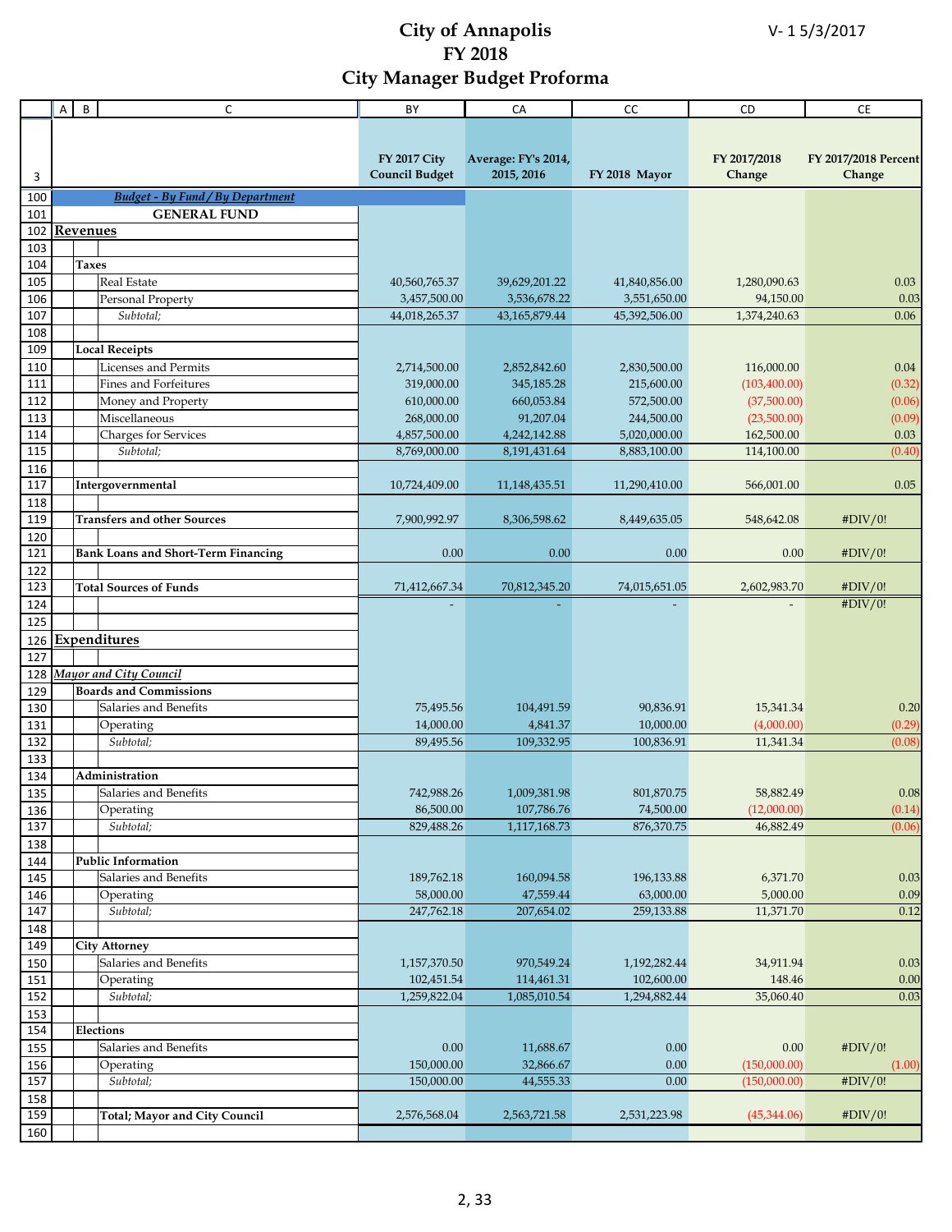# City of Annapolis
# FY 2018
# City Manager Budget Proforma

V- 1 5/3/2017

| | A | B | C | BY | CA | CC | CD | CE |
|---|---|---|---|---|---|---|---|---|
| 3 | | | | FY 2017 City Council Budget | Average: FY's 2014, 2015, 2016 | FY 2018 Mayor | FY 2017/2018 Change | FY 2017/2018 Percent Change |
| 100 | | | *Budget - By Fund / By Department* | | | | | |
| 101 | | | **GENERAL FUND** | | | | | |
| 102 | **Revenues** | | | | | | | |
| 103 | | | | | | | | |
| 104 | | **Taxes** | | | | | | |
| 105 | | | Real Estate | 40,560,765.37 | 39,629,201.22 | 41,840,856.00 | 1,280,090.63 | 0.03 |
| 106 | | | Personal Property | 3,457,500.00 | 3,536,678.22 | 3,551,650.00 | 94,150.00 | 0.03 |
| 107 | | | *Subtotal;* | 44,018,265.37 | 43,165,879.44 | 45,392,506.00 | 1,374,240.63 | 0.06 |
| 108 | | | | | | | | |
| 109 | | **Local Receipts** | | | | | | |
| 110 | | | Licenses and Permits | 2,714,500.00 | 2,852,842.60 | 2,830,500.00 | 116,000.00 | 0.04 |
| 111 | | | Fines and Forfeitures | 319,000.00 | 345,185.28 | 215,600.00 | (103,400.00) | (0.32) |
| 112 | | | Money and Property | 610,000.00 | 660,053.84 | 572,500.00 | (37,500.00) | (0.06) |
| 113 | | | Miscellaneous | 268,000.00 | 91,207.04 | 244,500.00 | (23,500.00) | (0.09) |
| 114 | | | Charges for Services | 4,857,500.00 | 4,242,142.88 | 5,020,000.00 | 162,500.00 | 0.03 |
| 115 | | | *Subtotal;* | 8,769,000.00 | 8,191,431.64 | 8,883,100.00 | 114,100.00 | (0.40) |
| 116 | | | | | | | | |
| 117 | | **Intergovernmental** | | 10,724,409.00 | 11,148,435.51 | 11,290,410.00 | 566,001.00 | 0.05 |
| 118 | | | | | | | | |
| 119 | | **Transfers and other Sources** | | 7,900,992.97 | 8,306,598.62 | 8,449,635.05 | 548,642.08 | #DIV/0! |
| 120 | | | | | | | | |
| 121 | | **Bank Loans and Short-Term Financing** | | 0.00 | 0.00 | 0.00 | 0.00 | #DIV/0! |
| 122 | | | | | | | | |
| 123 | | **Total Sources of Funds** | | 71,412,667.34 | 70,812,345.20 | 74,015,651.05 | 2,602,983.70 | #DIV/0! |
| 124 | | | | - | - | - | - | #DIV/0! |
| 125 | | | | | | | | |
| 126 | **Expenditures** | | | | | | | |
| 127 | | | | | | | | |
| 128 | *Mayor and City Council* | | | | | | | |
| 129 | | **Boards and Commissions** | | | | | | |
| 130 | | | Salaries and Benefits | 75,495.56 | 104,491.59 | 90,836.91 | 15,341.34 | 0.20 |
| 131 | | | Operating | 14,000.00 | 4,841.37 | 10,000.00 | (4,000.00) | (0.29) |
| 132 | | | *Subtotal;* | 89,495.56 | 109,332.95 | 100,836.91 | 11,341.34 | (0.08) |
| 133 | | | | | | | | |
| 134 | | **Administration** | | | | | | |
| 135 | | | Salaries and Benefits | 742,988.26 | 1,009,381.98 | 801,870.75 | 58,882.49 | 0.08 |
| 136 | | | Operating | 86,500.00 | 107,786.76 | 74,500.00 | (12,000.00) | (0.14) |
| 137 | | | *Subtotal;* | 829,488.26 | 1,117,168.73 | 876,370.75 | 46,882.49 | (0.06) |
| 138 | | | | | | | | |
| 144 | | **Public Information** | | | | | | |
| 145 | | | Salaries and Benefits | 189,762.18 | 160,094.58 | 196,133.88 | 6,371.70 | 0.03 |
| 146 | | | Operating | 58,000.00 | 47,559.44 | 63,000.00 | 5,000.00 | 0.09 |
| 147 | | | *Subtotal;* | 247,762.18 | 207,654.02 | 259,133.88 | 11,371.70 | 0.12 |
| 148 | | | | | | | | |
| 149 | | **City Attorney** | | | | | | |
| 150 | | | Salaries and Benefits | 1,157,370.50 | 970,549.24 | 1,192,282.44 | 34,911.94 | 0.03 |
| 151 | | | Operating | 102,451.54 | 114,461.31 | 102,600.00 | 148.46 | 0.00 |
| 152 | | | *Subtotal;* | 1,259,822.04 | 1,085,010.54 | 1,294,882.44 | 35,060.40 | 0.03 |
| 153 | | | | | | | | |
| 154 | | **Elections** | | | | | | |
| 155 | | | Salaries and Benefits | 0.00 | 11,688.67 | 0.00 | 0.00 | #DIV/0! |
| 156 | | | Operating | 150,000.00 | 32,866.67 | 0.00 | (150,000.00) | (1.00) |
| 157 | | | *Subtotal;* | 150,000.00 | 44,555.33 | 0.00 | (150,000.00) | #DIV/0! |
| 158 | | | | | | | | |
| 159 | | | **Total; Mayor and City Council** | 2,576,568.04 | 2,563,721.58 | 2,531,223.98 | (45,344.06) | #DIV/0! |
| 160 | | | | | | | | |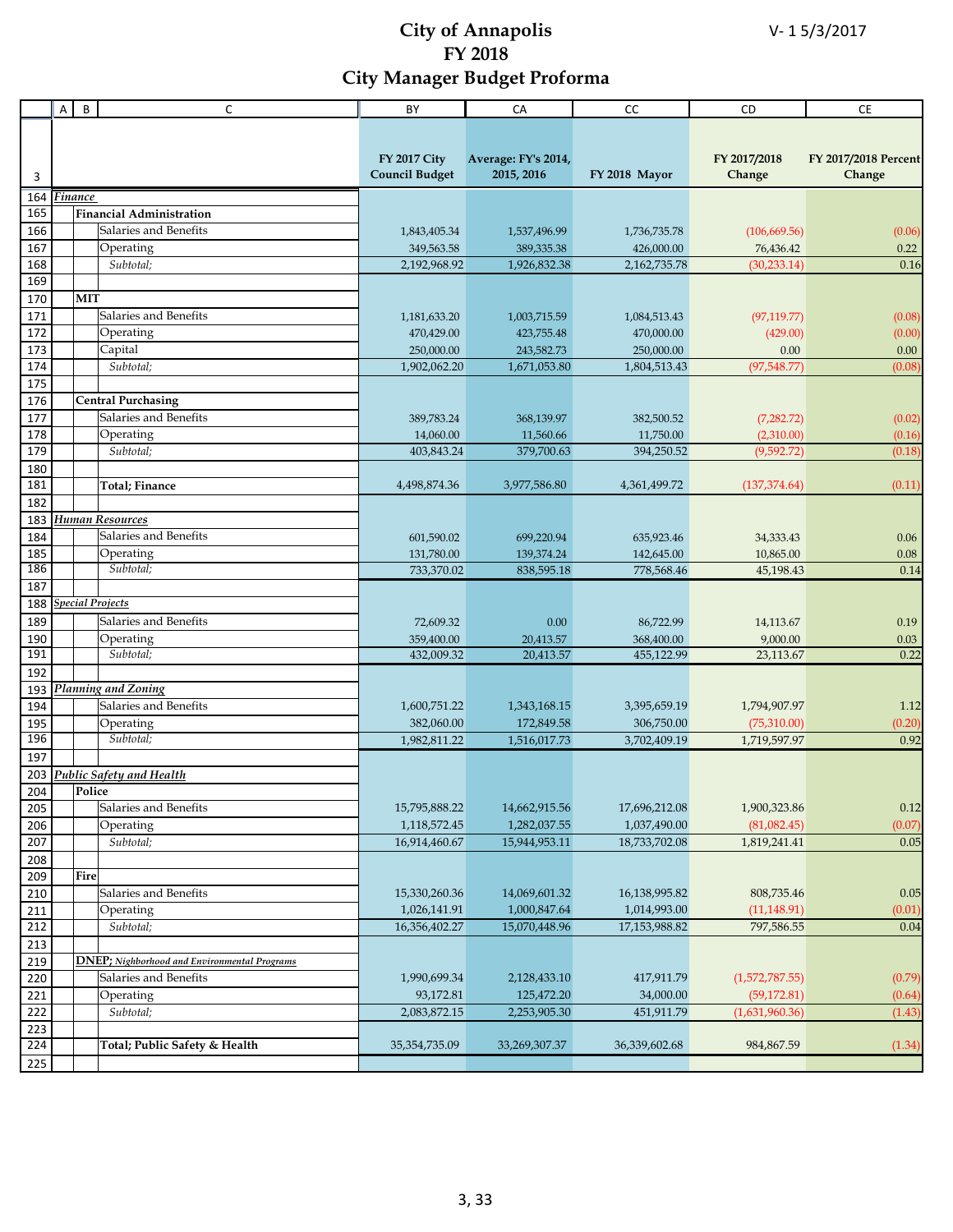# City of Annapolis
# FY 2018
# City Manager Budget Proforma

V- 1 5/3/2017

| | A | B | C | BY | CA | CC | CD | CE |
|---|---|---|---|---|---|---|---|---|
| 3 | | | | FY 2017 City Council Budget | Average: FY's 2014, 2015, 2016 | FY 2018 Mayor | FY 2017/2018 Change | FY 2017/2018 Percent Change |
| 164 | *Finance* | | | | | | | |
| 165 | | **Financial Administration** | | | | | | |
| 166 | | | Salaries and Benefits | 1,843,405.34 | 1,537,496.99 | 1,736,735.78 | (106,669.56) | (0.06) |
| 167 | | | Operating | 349,563.58 | 389,335.38 | 426,000.00 | 76,436.42 | 0.22 |
| 168 | | | *Subtotal;* | 2,192,968.92 | 1,926,832.38 | 2,162,735.78 | (30,233.14) | 0.16 |
| 169 | | | | | | | | |
| 170 | | **MIT** | | | | | | |
| 171 | | | Salaries and Benefits | 1,181,633.20 | 1,003,715.59 | 1,084,513.43 | (97,119.77) | (0.08) |
| 172 | | | Operating | 470,429.00 | 423,755.48 | 470,000.00 | (429.00) | (0.00) |
| 173 | | | Capital | 250,000.00 | 243,582.73 | 250,000.00 | 0.00 | 0.00 |
| 174 | | | *Subtotal;* | 1,902,062.20 | 1,671,053.80 | 1,804,513.43 | (97,548.77) | (0.08) |
| 175 | | | | | | | | |
| 176 | | **Central Purchasing** | | | | | | |
| 177 | | | Salaries and Benefits | 389,783.24 | 368,139.97 | 382,500.52 | (7,282.72) | (0.02) |
| 178 | | | Operating | 14,060.00 | 11,560.66 | 11,750.00 | (2,310.00) | (0.16) |
| 179 | | | *Subtotal;* | 403,843.24 | 379,700.63 | 394,250.52 | (9,592.72) | (0.18) |
| 180 | | | | | | | | |
| 181 | | | **Total; Finance** | 4,498,874.36 | 3,977,586.80 | 4,361,499.72 | (137,374.64) | (0.11) |
| 182 | | | | | | | | |
| 183 | *Human Resources* | | | | | | | |
| 184 | | | Salaries and Benefits | 601,590.02 | 699,220.94 | 635,923.46 | 34,333.43 | 0.06 |
| 185 | | | Operating | 131,780.00 | 139,374.24 | 142,645.00 | 10,865.00 | 0.08 |
| 186 | | | *Subtotal;* | 733,370.02 | 838,595.18 | 778,568.46 | 45,198.43 | 0.14 |
| 187 | | | | | | | | |
| 188 | *Special Projects* | | | | | | | |
| 189 | | | Salaries and Benefits | 72,609.32 | 0.00 | 86,722.99 | 14,113.67 | 0.19 |
| 190 | | | Operating | 359,400.00 | 20,413.57 | 368,400.00 | 9,000.00 | 0.03 |
| 191 | | | *Subtotal;* | 432,009.32 | 20,413.57 | 455,122.99 | 23,113.67 | 0.22 |
| 192 | | | | | | | | |
| 193 | *Planning and Zoning* | | | | | | | |
| 194 | | | Salaries and Benefits | 1,600,751.22 | 1,343,168.15 | 3,395,659.19 | 1,794,907.97 | 1.12 |
| 195 | | | Operating | 382,060.00 | 172,849.58 | 306,750.00 | (75,310.00) | (0.20) |
| 196 | | | *Subtotal;* | 1,982,811.22 | 1,516,017.73 | 3,702,409.19 | 1,719,597.97 | 0.92 |
| 197 | | | | | | | | |
| 203 | *Public Safety and Health* | | | | | | | |
| 204 | | **Police** | | | | | | |
| 205 | | | Salaries and Benefits | 15,795,888.22 | 14,662,915.56 | 17,696,212.08 | 1,900,323.86 | 0.12 |
| 206 | | | Operating | 1,118,572.45 | 1,282,037.55 | 1,037,490.00 | (81,082.45) | (0.07) |
| 207 | | | *Subtotal;* | 16,914,460.67 | 15,944,953.11 | 18,733,702.08 | 1,819,241.41 | 0.05 |
| 208 | | | | | | | | |
| 209 | | **Fire** | | | | | | |
| 210 | | | Salaries and Benefits | 15,330,260.36 | 14,069,601.32 | 16,138,995.82 | 808,735.46 | 0.05 |
| 211 | | | Operating | 1,026,141.91 | 1,000,847.64 | 1,014,993.00 | (11,148.91) | (0.01) |
| 212 | | | *Subtotal;* | 16,356,402.27 | 15,070,448.96 | 17,153,988.82 | 797,586.55 | 0.04 |
| 213 | | | | | | | | |
| 219 | | **DNEP;** *Nighborhood and Environmental Programs* | | | | | | |
| 220 | | | Salaries and Benefits | 1,990,699.34 | 2,128,433.10 | 417,911.79 | (1,572,787.55) | (0.79) |
| 221 | | | Operating | 93,172.81 | 125,472.20 | 34,000.00 | (59,172.81) | (0.64) |
| 222 | | | *Subtotal;* | 2,083,872.15 | 2,253,905.30 | 451,911.79 | (1,631,960.36) | (1.43) |
| 223 | | | | | | | | |
| 224 | | | **Total; Public Safety & Health** | 35,354,735.09 | 33,269,307.37 | 36,339,602.68 | 984,867.59 | (1.34) |
| 225 | | | | | | | | |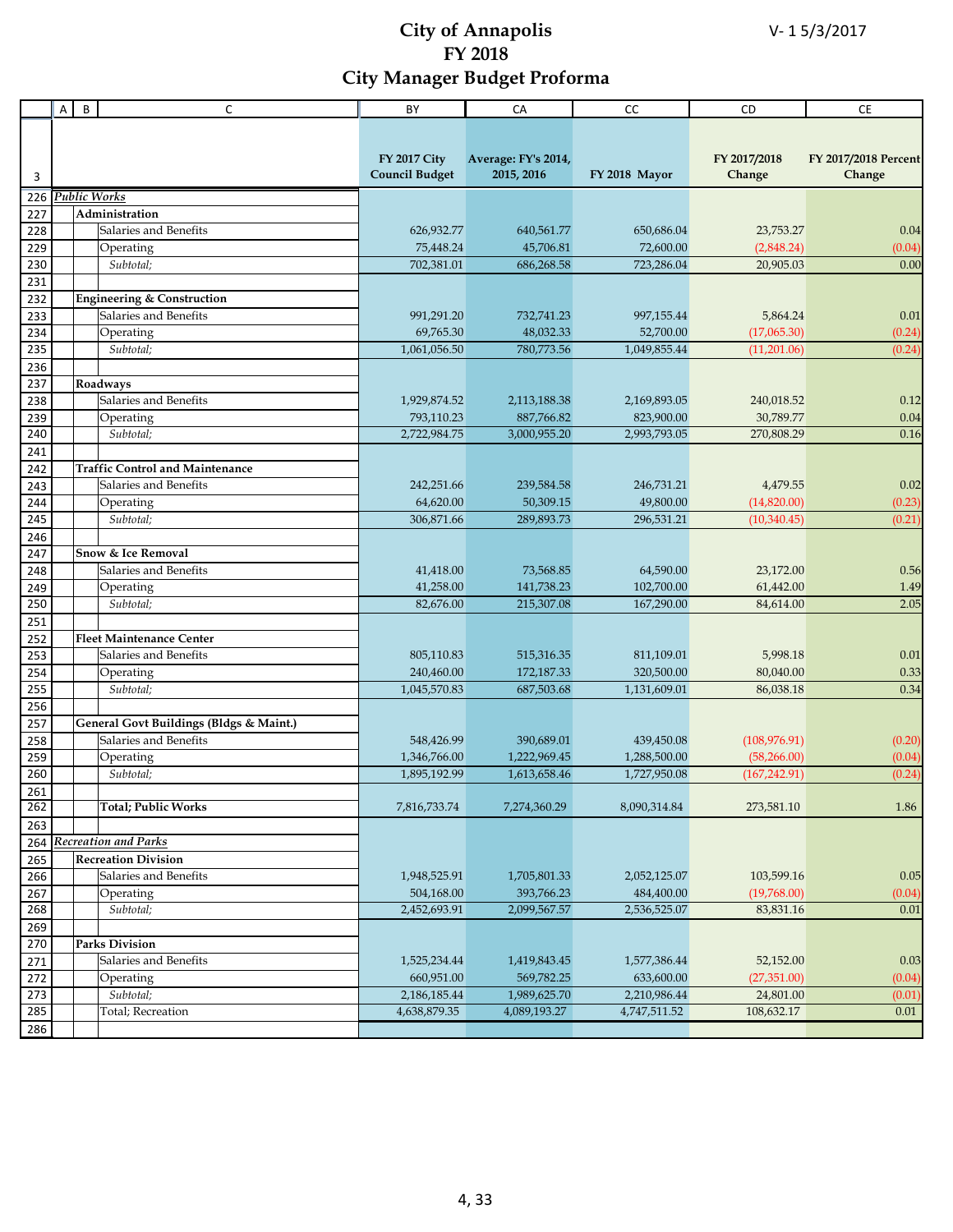# City of Annapolis
## FY 2018
## City Manager Budget Proforma

V- 1 5/3/2017

| | | FY 2017 City Council Budget | Average: FY's 2014, 2015, 2016 | FY 2018 Mayor | FY 2017/2018 Change | FY 2017/2018 Percent Change |
|---|---|---|---|---|---|---|
| 226 | ***Public Works*** | | | | | |
| 227 | **Administration** | | | | | |
| 228 | Salaries and Benefits | 626,932.77 | 640,561.77 | 650,686.04 | 23,753.27 | 0.04 |
| 229 | Operating | 75,448.24 | 45,706.81 | 72,600.00 | (2,848.24) | (0.04) |
| 230 | *Subtotal;* | 702,381.01 | 686,268.58 | 723,286.04 | 20,905.03 | 0.00 |
| 231 | | | | | | |
| 232 | **Engineering & Construction** | | | | | |
| 233 | Salaries and Benefits | 991,291.20 | 732,741.23 | 997,155.44 | 5,864.24 | 0.01 |
| 234 | Operating | 69,765.30 | 48,032.33 | 52,700.00 | (17,065.30) | (0.24) |
| 235 | *Subtotal;* | 1,061,056.50 | 780,773.56 | 1,049,855.44 | (11,201.06) | (0.24) |
| 236 | | | | | | |
| 237 | **Roadways** | | | | | |
| 238 | Salaries and Benefits | 1,929,874.52 | 2,113,188.38 | 2,169,893.05 | 240,018.52 | 0.12 |
| 239 | Operating | 793,110.23 | 887,766.82 | 823,900.00 | 30,789.77 | 0.04 |
| 240 | *Subtotal;* | 2,722,984.75 | 3,000,955.20 | 2,993,793.05 | 270,808.29 | 0.16 |
| 241 | | | | | | |
| 242 | **Traffic Control and Maintenance** | | | | | |
| 243 | Salaries and Benefits | 242,251.66 | 239,584.58 | 246,731.21 | 4,479.55 | 0.02 |
| 244 | Operating | 64,620.00 | 50,309.15 | 49,800.00 | (14,820.00) | (0.23) |
| 245 | *Subtotal;* | 306,871.66 | 289,893.73 | 296,531.21 | (10,340.45) | (0.21) |
| 246 | | | | | | |
| 247 | **Snow & Ice Removal** | | | | | |
| 248 | Salaries and Benefits | 41,418.00 | 73,568.85 | 64,590.00 | 23,172.00 | 0.56 |
| 249 | Operating | 41,258.00 | 141,738.23 | 102,700.00 | 61,442.00 | 1.49 |
| 250 | *Subtotal;* | 82,676.00 | 215,307.08 | 167,290.00 | 84,614.00 | 2.05 |
| 251 | | | | | | |
| 252 | **Fleet Maintenance Center** | | | | | |
| 253 | Salaries and Benefits | 805,110.83 | 515,316.35 | 811,109.01 | 5,998.18 | 0.01 |
| 254 | Operating | 240,460.00 | 172,187.33 | 320,500.00 | 80,040.00 | 0.33 |
| 255 | *Subtotal;* | 1,045,570.83 | 687,503.68 | 1,131,609.01 | 86,038.18 | 0.34 |
| 256 | | | | | | |
| 257 | **General Govt Buildings (Bldgs & Maint.)** | | | | | |
| 258 | Salaries and Benefits | 548,426.99 | 390,689.01 | 439,450.08 | (108,976.91) | (0.20) |
| 259 | Operating | 1,346,766.00 | 1,222,969.45 | 1,288,500.00 | (58,266.00) | (0.04) |
| 260 | *Subtotal;* | 1,895,192.99 | 1,613,658.46 | 1,727,950.08 | (167,242.91) | (0.24) |
| 261 | | | | | | |
| 262 | **Total; Public Works** | 7,816,733.74 | 7,274,360.29 | 8,090,314.84 | 273,581.10 | 1.86 |
| 263 | | | | | | |
| 264 | ***Recreation and Parks*** | | | | | |
| 265 | **Recreation Division** | | | | | |
| 266 | Salaries and Benefits | 1,948,525.91 | 1,705,801.33 | 2,052,125.07 | 103,599.16 | 0.05 |
| 267 | Operating | 504,168.00 | 393,766.23 | 484,400.00 | (19,768.00) | (0.04) |
| 268 | *Subtotal;* | 2,452,693.91 | 2,099,567.57 | 2,536,525.07 | 83,831.16 | 0.01 |
| 269 | | | | | | |
| 270 | **Parks Division** | | | | | |
| 271 | Salaries and Benefits | 1,525,234.44 | 1,419,843.45 | 1,577,386.44 | 52,152.00 | 0.03 |
| 272 | Operating | 660,951.00 | 569,782.25 | 633,600.00 | (27,351.00) | (0.04) |
| 273 | *Subtotal;* | 2,186,185.44 | 1,989,625.70 | 2,210,986.44 | 24,801.00 | (0.01) |
| 285 | Total; Recreation | 4,638,879.35 | 4,089,193.27 | 4,747,511.52 | 108,632.17 | 0.01 |
| 286 | | | | | | |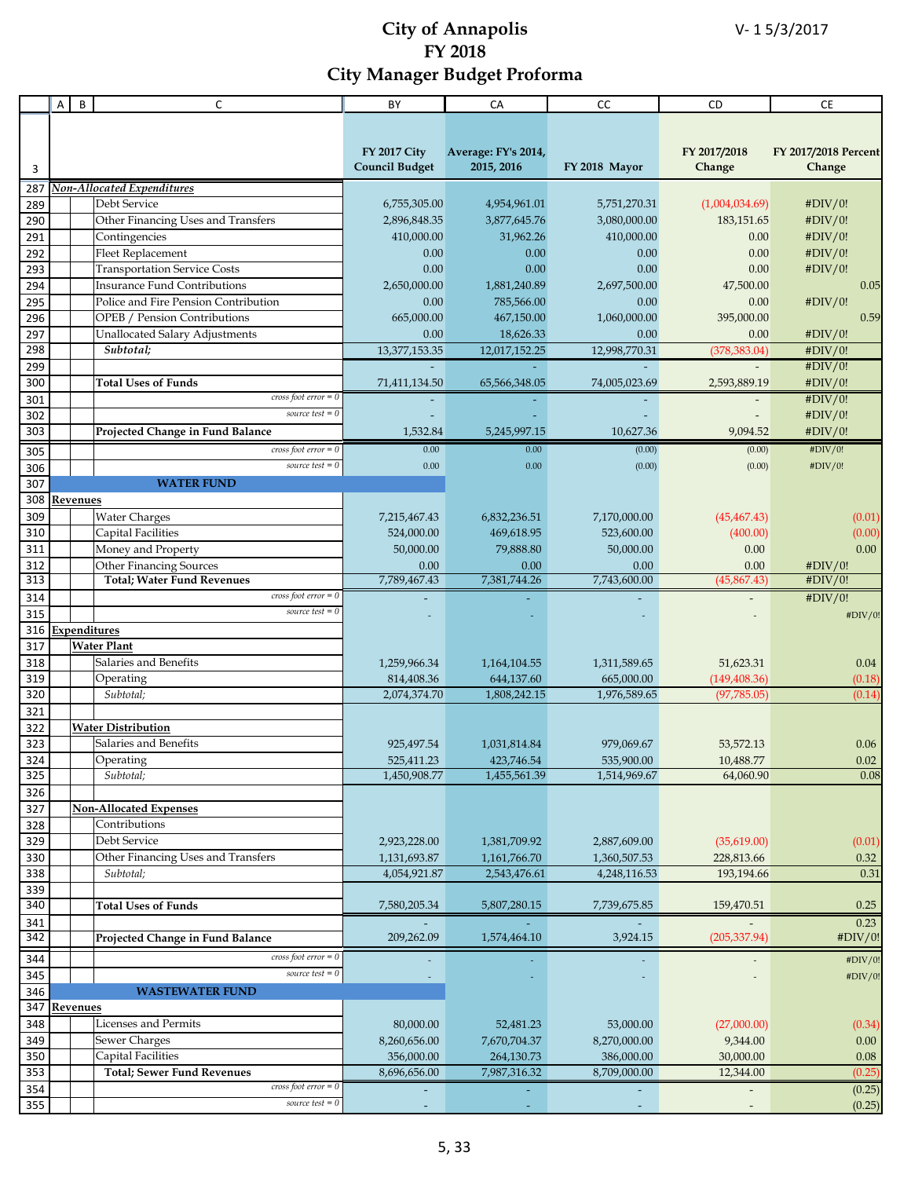# City of Annapolis
# FY 2018
# City Manager Budget Proforma

V- 1 5/3/2017

| | A | B | C | BY | CA | CC | CD | CE |
|---|---|---|---|---|---|---|---|---|
| 3 | | | | FY 2017 City Council Budget | Average: FY's 2014, 2015, 2016 | FY 2018 Mayor | FY 2017/2018 Change | FY 2017/2018 Percent Change |
| 287 | *Non-Allocated Expenditures* | | | | | | | |
| 289 | | | Debt Service | 6,755,305.00 | 4,954,961.01 | 5,751,270.31 | (1,004,034.69) | #DIV/0! |
| 290 | | | Other Financing Uses and Transfers | 2,896,848.35 | 3,877,645.76 | 3,080,000.00 | 183,151.65 | #DIV/0! |
| 291 | | | Contingencies | 410,000.00 | 31,962.26 | 410,000.00 | 0.00 | #DIV/0! |
| 292 | | | Fleet Replacement | 0.00 | 0.00 | 0.00 | 0.00 | #DIV/0! |
| 293 | | | Transportation Service Costs | 0.00 | 0.00 | 0.00 | 0.00 | #DIV/0! |
| 294 | | | Insurance Fund Contributions | 2,650,000.00 | 1,881,240.89 | 2,697,500.00 | 47,500.00 | 0.05 |
| 295 | | | Police and Fire Pension Contribution | 0.00 | 785,566.00 | 0.00 | 0.00 | #DIV/0! |
| 296 | | | OPEB / Pension Contributions | 665,000.00 | 467,150.00 | 1,060,000.00 | 395,000.00 | 0.59 |
| 297 | | | Unallocated Salary Adjustments | 0.00 | 18,626.33 | 0.00 | 0.00 | #DIV/0! |
| 298 | | | *Subtotal;* | 13,377,153.35 | 12,017,152.25 | 12,998,770.31 | (378,383.04) | #DIV/0! |
| 299 | | | | - | - | - | - | #DIV/0! |
| 300 | | | **Total Uses of Funds** | 71,411,134.50 | 65,566,348.05 | 74,005,023.69 | 2,593,889.19 | #DIV/0! |
| 301 | | | *cross foot error = 0* | - | - | - | - | #DIV/0! |
| 302 | | | *source test = 0* | - | - | - | - | #DIV/0! |
| 303 | | | **Projected Change in Fund Balance** | 1,532.84 | 5,245,997.15 | 10,627.36 | 9,094.52 | #DIV/0! |
| 305 | | | *cross foot error = 0* | 0.00 | 0.00 | (0.00) | (0.00) | #DIV/0! |
| 306 | | | *source test = 0* | 0.00 | 0.00 | (0.00) | (0.00) | #DIV/0! |
| 307 | | | **WATER FUND** | | | | | |
| 308 | **Revenues** | | | | | | | |
| 309 | | | Water Charges | 7,215,467.43 | 6,832,236.51 | 7,170,000.00 | (45,467.43) | (0.01) |
| 310 | | | Capital Facilities | 524,000.00 | 469,618.95 | 523,600.00 | (400.00) | (0.00) |
| 311 | | | Money and Property | 50,000.00 | 79,888.80 | 50,000.00 | 0.00 | 0.00 |
| 312 | | | Other Financing Sources | 0.00 | 0.00 | 0.00 | 0.00 | #DIV/0! |
| 313 | | | **Total; Water Fund Revenues** | 7,789,467.43 | 7,381,744.26 | 7,743,600.00 | (45,867.43) | #DIV/0! |
| 314 | | | *cross foot error = 0* | - | - | - | - | #DIV/0! |
| 315 | | | *source test = 0* | - | - | - | - | #DIV/0! |
| 316 | **Expenditures** | | | | | | | |
| 317 | | **Water Plant** | | | | | | |
| 318 | | | Salaries and Benefits | 1,259,966.34 | 1,164,104.55 | 1,311,589.65 | 51,623.31 | 0.04 |
| 319 | | | Operating | 814,408.36 | 644,137.60 | 665,000.00 | (149,408.36) | (0.18) |
| 320 | | | *Subtotal;* | 2,074,374.70 | 1,808,242.15 | 1,976,589.65 | (97,785.05) | (0.14) |
| 321 | | | | | | | | |
| 322 | | **Water Distribution** | | | | | | |
| 323 | | | Salaries and Benefits | 925,497.54 | 1,031,814.84 | 979,069.67 | 53,572.13 | 0.06 |
| 324 | | | Operating | 525,411.23 | 423,746.54 | 535,900.00 | 10,488.77 | 0.02 |
| 325 | | | *Subtotal;* | 1,450,908.77 | 1,455,561.39 | 1,514,969.67 | 64,060.90 | 0.08 |
| 326 | | | | | | | | |
| 327 | | **Non-Allocated Expenses** | | | | | | |
| 328 | | | Contributions | | | | | |
| 329 | | | Debt Service | 2,923,228.00 | 1,381,709.92 | 2,887,609.00 | (35,619.00) | (0.01) |
| 330 | | | Other Financing Uses and Transfers | 1,131,693.87 | 1,161,766.70 | 1,360,507.53 | 228,813.66 | 0.32 |
| 338 | | | *Subtotal;* | 4,054,921.87 | 2,543,476.61 | 4,248,116.53 | 193,194.66 | 0.31 |
| 339 | | | | | | | | |
| 340 | | | **Total Uses of Funds** | 7,580,205.34 | 5,807,280.15 | 7,739,675.85 | 159,470.51 | 0.25 |
| 341 | | | | - | - | - | - | 0.23 |
| 342 | | | **Projected Change in Fund Balance** | 209,262.09 | 1,574,464.10 | 3,924.15 | (205,337.94) | #DIV/0! |
| 344 | | | *cross foot error = 0* | - | - | - | - | #DIV/0! |
| 345 | | | *source test = 0* | - | - | - | - | #DIV/0! |
| 346 | | | **WASTEWATER FUND** | | | | | |
| 347 | **Revenues** | | | | | | | |
| 348 | | | Licenses and Permits | 80,000.00 | 52,481.23 | 53,000.00 | (27,000.00) | (0.34) |
| 349 | | | Sewer Charges | 8,260,656.00 | 7,670,704.37 | 8,270,000.00 | 9,344.00 | 0.00 |
| 350 | | | Capital Facilities | 356,000.00 | 264,130.73 | 386,000.00 | 30,000.00 | 0.08 |
| 353 | | | **Total; Sewer Fund Revenues** | 8,696,656.00 | 7,987,316.32 | 8,709,000.00 | 12,344.00 | (0.25) |
| 354 | | | *cross foot error = 0* | - | - | - | - | (0.25) |
| 355 | | | *source test = 0* | - | - | - | - | (0.25) |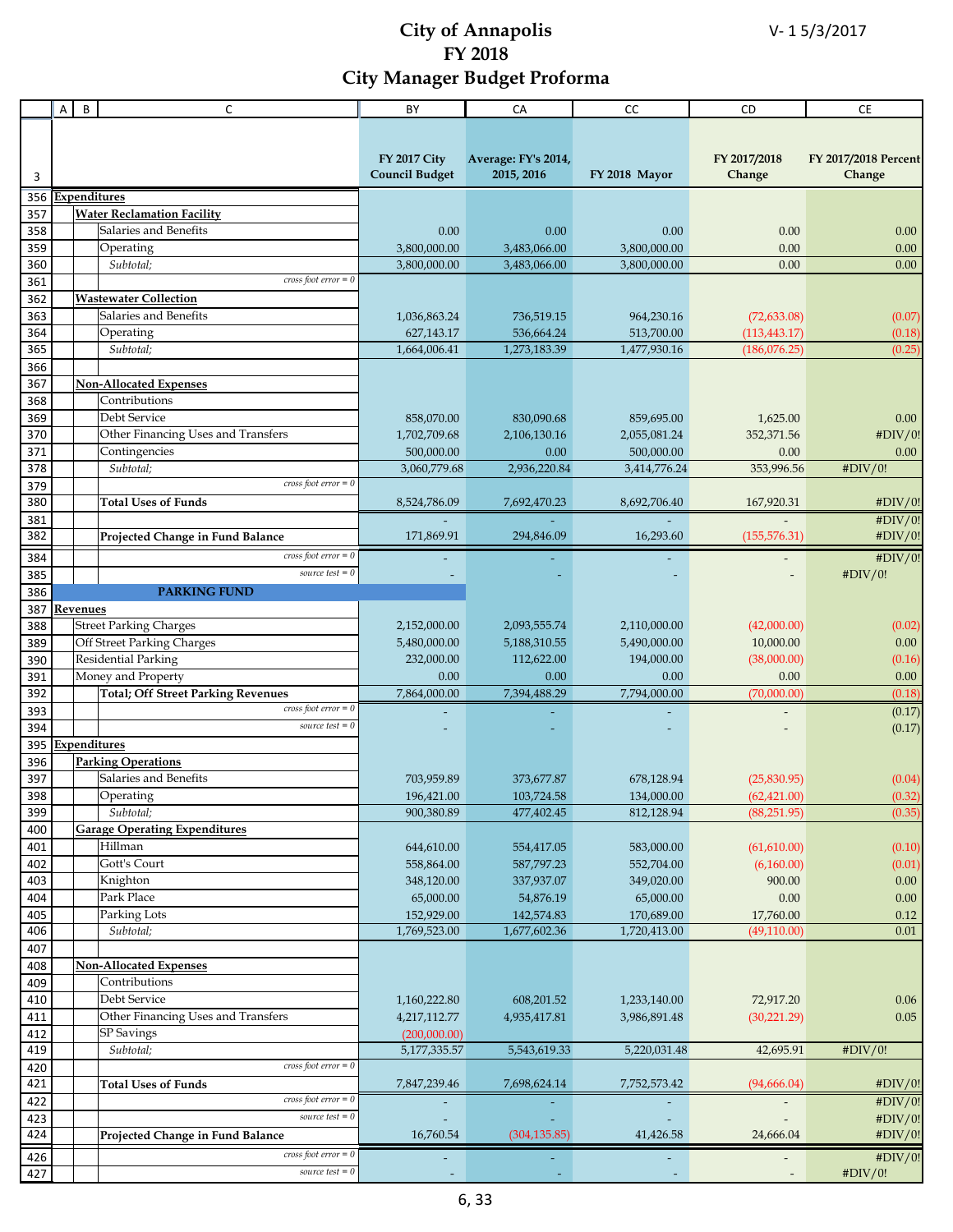# City of Annapolis
## FY 2018
## City Manager Budget Proforma

V- 1 5/3/2017

| Row | Description | FY 2017 City Council Budget | Average: FY's 2014, 2015, 2016 | FY 2018 Mayor | FY 2017/2018 Change | FY 2017/2018 Percent Change |
|---|---|---|---|---|---|---|
| 356 | **Expenditures** | | | | | |
| 357 | **Water Reclamation Facility** | | | | | |
| 358 | Salaries and Benefits | 0.00 | 0.00 | 0.00 | 0.00 | 0.00 |
| 359 | Operating | 3,800,000.00 | 3,483,066.00 | 3,800,000.00 | 0.00 | 0.00 |
| 360 | *Subtotal;* | 3,800,000.00 | 3,483,066.00 | 3,800,000.00 | 0.00 | 0.00 |
| 361 | *cross foot error = 0* | | | | | |
| 362 | **Wastewater Collection** | | | | | |
| 363 | Salaries and Benefits | 1,036,863.24 | 736,519.15 | 964,230.16 | (72,633.08) | (0.07) |
| 364 | Operating | 627,143.17 | 536,664.24 | 513,700.00 | (113,443.17) | (0.18) |
| 365 | *Subtotal;* | 1,664,006.41 | 1,273,183.39 | 1,477,930.16 | (186,076.25) | (0.25) |
| 366 | | | | | | |
| 367 | **Non-Allocated Expenses** | | | | | |
| 368 | Contributions | | | | | |
| 369 | Debt Service | 858,070.00 | 830,090.68 | 859,695.00 | 1,625.00 | 0.00 |
| 370 | Other Financing Uses and Transfers | 1,702,709.68 | 2,106,130.16 | 2,055,081.24 | 352,371.56 | #DIV/0! |
| 371 | Contingencies | 500,000.00 | 0.00 | 500,000.00 | 0.00 | 0.00 |
| 378 | *Subtotal;* | 3,060,779.68 | 2,936,220.84 | 3,414,776.24 | 353,996.56 | #DIV/0! |
| 379 | *cross foot error = 0* | | | | | |
| 380 | **Total Uses of Funds** | 8,524,786.09 | 7,692,470.23 | 8,692,706.40 | 167,920.31 | #DIV/0! |
| 381 | | - | - | - | - | #DIV/0! |
| 382 | **Projected Change in Fund Balance** | 171,869.91 | 294,846.09 | 16,293.60 | (155,576.31) | #DIV/0! |
| 384 | *cross foot error = 0* | - | - | - | - | #DIV/0! |
| 385 | *source test = 0* | - | - | - | - | #DIV/0! |
| 386 | **PARKING FUND** | | | | | |
| 387 | **Revenues** | | | | | |
| 388 | Street Parking Charges | 2,152,000.00 | 2,093,555.74 | 2,110,000.00 | (42,000.00) | (0.02) |
| 389 | Off Street Parking Charges | 5,480,000.00 | 5,188,310.55 | 5,490,000.00 | 10,000.00 | 0.00 |
| 390 | Residential Parking | 232,000.00 | 112,622.00 | 194,000.00 | (38,000.00) | (0.16) |
| 391 | Money and Property | 0.00 | 0.00 | 0.00 | 0.00 | 0.00 |
| 392 | **Total; Off Street Parking Revenues** | 7,864,000.00 | 7,394,488.29 | 7,794,000.00 | (70,000.00) | (0.18) |
| 393 | *cross foot error = 0* | - | - | - | - | (0.17) |
| 394 | *source test = 0* | - | - | - | - | (0.17) |
| 395 | **Expenditures** | | | | | |
| 396 | **Parking Operations** | | | | | |
| 397 | Salaries and Benefits | 703,959.89 | 373,677.87 | 678,128.94 | (25,830.95) | (0.04) |
| 398 | Operating | 196,421.00 | 103,724.58 | 134,000.00 | (62,421.00) | (0.32) |
| 399 | *Subtotal;* | 900,380.89 | 477,402.45 | 812,128.94 | (88,251.95) | (0.35) |
| 400 | **Garage Operating Expenditures** | | | | | |
| 401 | Hillman | 644,610.00 | 554,417.05 | 583,000.00 | (61,610.00) | (0.10) |
| 402 | Gott's Court | 558,864.00 | 587,797.23 | 552,704.00 | (6,160.00) | (0.01) |
| 403 | Knighton | 348,120.00 | 337,937.07 | 349,020.00 | 900.00 | 0.00 |
| 404 | Park Place | 65,000.00 | 54,876.19 | 65,000.00 | 0.00 | 0.00 |
| 405 | Parking Lots | 152,929.00 | 142,574.83 | 170,689.00 | 17,760.00 | 0.12 |
| 406 | *Subtotal;* | 1,769,523.00 | 1,677,602.36 | 1,720,413.00 | (49,110.00) | 0.01 |
| 407 | | | | | | |
| 408 | **Non-Allocated Expenses** | | | | | |
| 409 | Contributions | | | | | |
| 410 | Debt Service | 1,160,222.80 | 608,201.52 | 1,233,140.00 | 72,917.20 | 0.06 |
| 411 | Other Financing Uses and Transfers | 4,217,112.77 | 4,935,417.81 | 3,986,891.48 | (30,221.29) | 0.05 |
| 412 | SP Savings | (200,000.00) | | | | |
| 419 | *Subtotal;* | 5,177,335.57 | 5,543,619.33 | 5,220,031.48 | 42,695.91 | #DIV/0! |
| 420 | *cross foot error = 0* | | | | | |
| 421 | **Total Uses of Funds** | 7,847,239.46 | 7,698,624.14 | 7,752,573.42 | (94,666.04) | #DIV/0! |
| 422 | *cross foot error = 0* | - | - | - | - | #DIV/0! |
| 423 | *source test = 0* | - | - | - | - | #DIV/0! |
| 424 | **Projected Change in Fund Balance** | 16,760.54 | (304,135.85) | 41,426.58 | 24,666.04 | #DIV/0! |
| 426 | *cross foot error = 0* | - | - | - | - | #DIV/0! |
| 427 | *source test = 0* | - | - | - | - | #DIV/0! |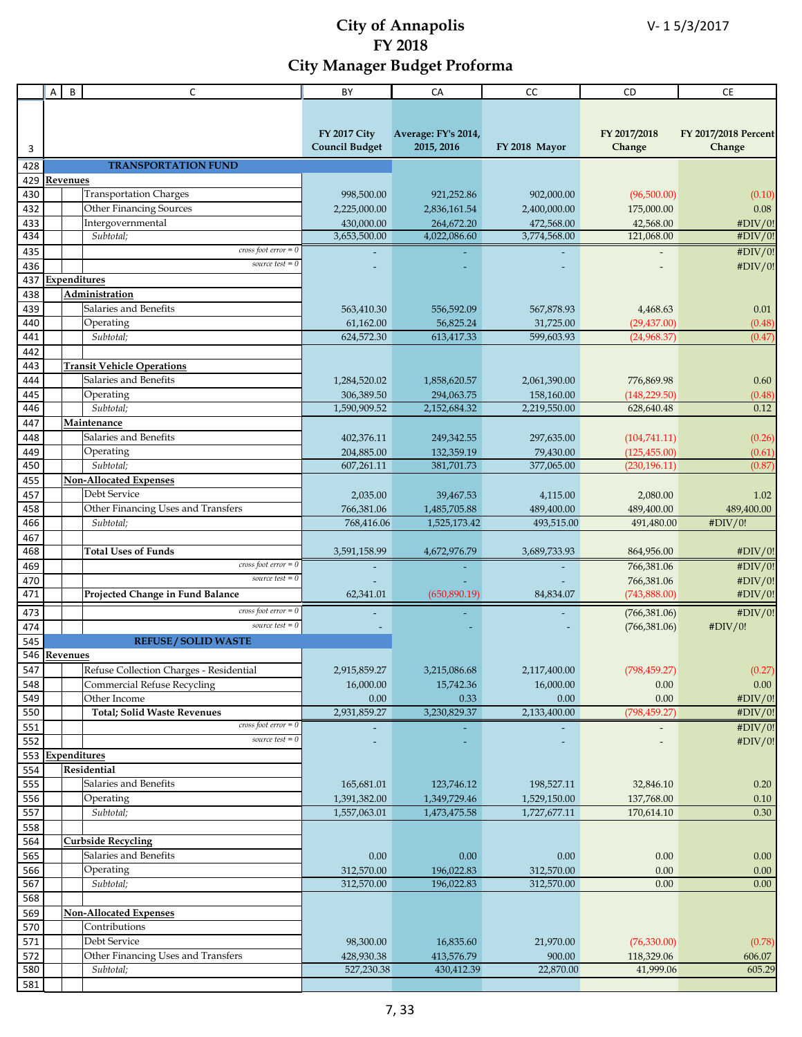# City of Annapolis
# FY 2018
# City Manager Budget Proforma

V- 1 5/3/2017

| | A | B | C | BY | CA | CC | CD | CE |
|---|---|---|---|---|---|---|---|---|
| 3 | | | | FY 2017 City Council Budget | Average: FY's 2014, 2015, 2016 | FY 2018 Mayor | FY 2017/2018 Change | FY 2017/2018 Percent Change |
| 428 | | | **TRANSPORTATION FUND** | | | | | |
| 429 | **Revenues** | | | | | | | |
| 430 | | | Transportation Charges | 998,500.00 | 921,252.86 | 902,000.00 | (96,500.00) | (0.10) |
| 432 | | | Other Financing Sources | 2,225,000.00 | 2,836,161.54 | 2,400,000.00 | 175,000.00 | 0.08 |
| 433 | | | Intergovernmental | 430,000.00 | 264,672.20 | 472,568.00 | 42,568.00 | #DIV/0! |
| 434 | | | *Subtotal;* | 3,653,500.00 | 4,022,086.60 | 3,774,568.00 | 121,068.00 | #DIV/0! |
| 435 | | | *cross foot error = 0* | - | - | - | - | #DIV/0! |
| 436 | | | *source test = 0* | - | - | - | - | #DIV/0! |
| 437 | **Expenditures** | | | | | | | |
| 438 | | **Administration** | | | | | | |
| 439 | | | Salaries and Benefits | 563,410.30 | 556,592.09 | 567,878.93 | 4,468.63 | 0.01 |
| 440 | | | Operating | 61,162.00 | 56,825.24 | 31,725.00 | (29,437.00) | (0.48) |
| 441 | | | *Subtotal;* | 624,572.30 | 613,417.33 | 599,603.93 | (24,968.37) | (0.47) |
| 442 | | | | | | | | |
| 443 | | **Transit Vehicle Operations** | | | | | | |
| 444 | | | Salaries and Benefits | 1,284,520.02 | 1,858,620.57 | 2,061,390.00 | 776,869.98 | 0.60 |
| 445 | | | Operating | 306,389.50 | 294,063.75 | 158,160.00 | (148,229.50) | (0.48) |
| 446 | | | *Subtotal;* | 1,590,909.52 | 2,152,684.32 | 2,219,550.00 | 628,640.48 | 0.12 |
| 447 | | **Maintenance** | | | | | | |
| 448 | | | Salaries and Benefits | 402,376.11 | 249,342.55 | 297,635.00 | (104,741.11) | (0.26) |
| 449 | | | Operating | 204,885.00 | 132,359.19 | 79,430.00 | (125,455.00) | (0.61) |
| 450 | | | *Subtotal;* | 607,261.11 | 381,701.73 | 377,065.00 | (230,196.11) | (0.87) |
| 455 | | **Non-Allocated Expenses** | | | | | | |
| 457 | | | Debt Service | 2,035.00 | 39,467.53 | 4,115.00 | 2,080.00 | 1.02 |
| 458 | | | Other Financing Uses and Transfers | 766,381.06 | 1,485,705.88 | 489,400.00 | 489,400.00 | 489,400.00 |
| 466 | | | *Subtotal;* | 768,416.06 | 1,525,173.42 | 493,515.00 | 491,480.00 | #DIV/0! |
| 467 | | | | | | | | |
| 468 | | | **Total Uses of Funds** | 3,591,158.99 | 4,672,976.79 | 3,689,733.93 | 864,956.00 | #DIV/0! |
| 469 | | | *cross foot error = 0* | - | - | - | 766,381.06 | #DIV/0! |
| 470 | | | *source test = 0* | - | - | - | 766,381.06 | #DIV/0! |
| 471 | | | **Projected Change in Fund Balance** | 62,341.01 | (650,890.19) | 84,834.07 | (743,888.00) | #DIV/0! |
| 473 | | | *cross foot error = 0* | - | - | - | (766,381.06) | #DIV/0! |
| 474 | | | *source test = 0* | - | - | - | (766,381.06) | #DIV/0! |
| 545 | | | **REFUSE / SOLID WASTE** | | | | | |
| 546 | **Revenues** | | | | | | | |
| 547 | | | Refuse Collection Charges - Residential | 2,915,859.27 | 3,215,086.68 | 2,117,400.00 | (798,459.27) | (0.27) |
| 548 | | | Commercial Refuse Recycling | 16,000.00 | 15,742.36 | 16,000.00 | 0.00 | 0.00 |
| 549 | | | Other Income | 0.00 | 0.33 | 0.00 | 0.00 | #DIV/0! |
| 550 | | | **Total; Solid Waste Revenues** | 2,931,859.27 | 3,230,829.37 | 2,133,400.00 | (798,459.27) | #DIV/0! |
| 551 | | | *cross foot error = 0* | - | - | - | - | #DIV/0! |
| 552 | | | *source test = 0* | - | - | - | - | #DIV/0! |
| 553 | **Expenditures** | | | | | | | |
| 554 | | **Residential** | | | | | | |
| 555 | | | Salaries and Benefits | 165,681.01 | 123,746.12 | 198,527.11 | 32,846.10 | 0.20 |
| 556 | | | Operating | 1,391,382.00 | 1,349,729.46 | 1,529,150.00 | 137,768.00 | 0.10 |
| 557 | | | *Subtotal;* | 1,557,063.01 | 1,473,475.58 | 1,727,677.11 | 170,614.10 | 0.30 |
| 558 | | | | | | | | |
| 564 | | **Curbside Recycling** | | | | | | |
| 565 | | | Salaries and Benefits | 0.00 | 0.00 | 0.00 | 0.00 | 0.00 |
| 566 | | | Operating | 312,570.00 | 196,022.83 | 312,570.00 | 0.00 | 0.00 |
| 567 | | | *Subtotal;* | 312,570.00 | 196,022.83 | 312,570.00 | 0.00 | 0.00 |
| 568 | | | | | | | | |
| 569 | | **Non-Allocated Expenses** | | | | | | |
| 570 | | | Contributions | | | | | |
| 571 | | | Debt Service | 98,300.00 | 16,835.60 | 21,970.00 | (76,330.00) | (0.78) |
| 572 | | | Other Financing Uses and Transfers | 428,930.38 | 413,576.79 | 900.00 | 118,329.06 | 606.07 |
| 580 | | | *Subtotal;* | 527,230.38 | 430,412.39 | 22,870.00 | 41,999.06 | 605.29 |
| 581 | | | | | | | | |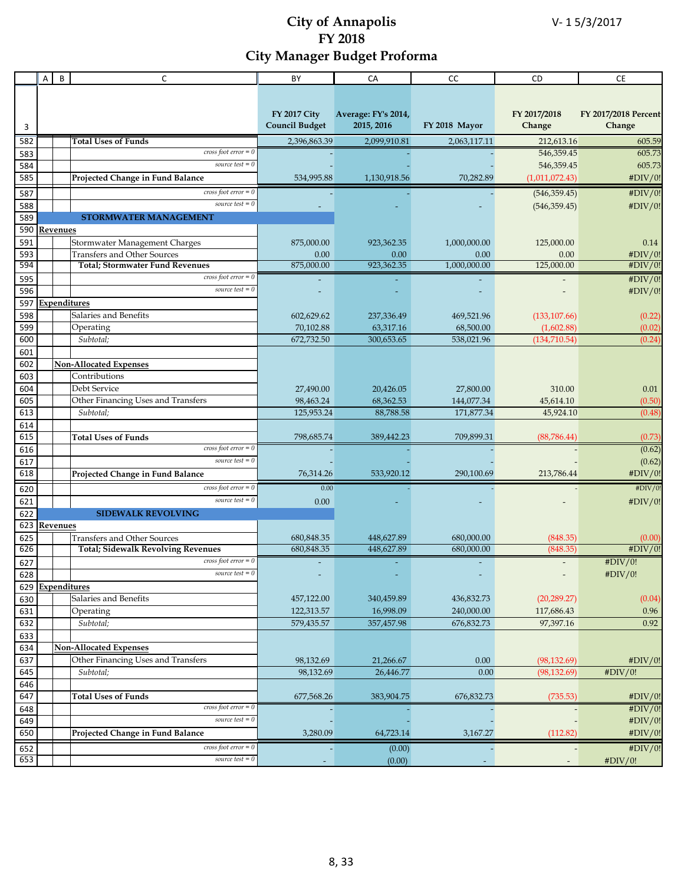# City of Annapolis
# FY 2018
# City Manager Budget Proforma

V- 1 5/3/2017

| | A | B | C | BY | CA | CC | CD | CE |
|---|---|---|---|---|---|---|---|---|
| 3 | | | | FY 2017 City Council Budget | Average: FY's 2014, 2015, 2016 | FY 2018 Mayor | FY 2017/2018 Change | FY 2017/2018 Percent Change |
| 582 | | | **Total Uses of Funds** | 2,396,863.39 | 2,099,910.81 | 2,063,117.11 | 212,613.16 | 605.59 |
| 583 | | | *cross foot error = 0* | - | - | - | 546,359.45 | 605.73 |
| 584 | | | *source test = 0* | - | - | - | 546,359.45 | 605.73 |
| 585 | | | **Projected Change in Fund Balance** | 534,995.88 | 1,130,918.56 | 70,282.89 | (1,011,072.43) | #DIV/0! |
| 587 | | | *cross foot error = 0* | - | - | - | (546,359.45) | #DIV/0! |
| 588 | | | *source test = 0* | - | - | - | (546,359.45) | #DIV/0! |
| 589 | | | **STORMWATER MANAGEMENT** | | | | | |
| 590 | **Revenues** | | | | | | | |
| 591 | | | Stormwater Management Charges | 875,000.00 | 923,362.35 | 1,000,000.00 | 125,000.00 | 0.14 |
| 593 | | | Transfers and Other Sources | 0.00 | 0.00 | 0.00 | 0.00 | #DIV/0! |
| 594 | | | **Total; Stormwater Fund Revenues** | 875,000.00 | 923,362.35 | 1,000,000.00 | 125,000.00 | #DIV/0! |
| 595 | | | *cross foot error = 0* | - | - | - | - | #DIV/0! |
| 596 | | | *source test = 0* | - | - | - | - | #DIV/0! |
| 597 | **Expenditures** | | | | | | | |
| 598 | | | Salaries and Benefits | 602,629.62 | 237,336.49 | 469,521.96 | (133,107.66) | (0.22) |
| 599 | | | Operating | 70,102.88 | 63,317.16 | 68,500.00 | (1,602.88) | (0.02) |
| 600 | | | *Subtotal;* | 672,732.50 | 300,653.65 | 538,021.96 | (134,710.54) | (0.24) |
| 601 | | | | | | | | |
| 602 | | **Non-Allocated Expenses** | | | | | | |
| 603 | | | Contributions | | | | | |
| 604 | | | Debt Service | 27,490.00 | 20,426.05 | 27,800.00 | 310.00 | 0.01 |
| 605 | | | Other Financing Uses and Transfers | 98,463.24 | 68,362.53 | 144,077.34 | 45,614.10 | (0.50) |
| 613 | | | *Subtotal;* | 125,953.24 | 88,788.58 | 171,877.34 | 45,924.10 | (0.48) |
| 614 | | | | | | | | |
| 615 | | | **Total Uses of Funds** | 798,685.74 | 389,442.23 | 709,899.31 | (88,786.44) | (0.73) |
| 616 | | | *cross foot error = 0* | - | - | - | - | (0.62) |
| 617 | | | *source test = 0* | - | - | - | - | (0.62) |
| 618 | | | **Projected Change in Fund Balance** | 76,314.26 | 533,920.12 | 290,100.69 | 213,786.44 | #DIV/0! |
| 620 | | | *cross foot error = 0* | 0.00 | - | - | - | #DIV/0! |
| 621 | | | *source test = 0* | 0.00 | - | - | - | #DIV/0! |
| 622 | | | **SIDEWALK REVOLVING** | | | | | |
| 623 | **Revenues** | | | | | | | |
| 625 | | | Transfers and Other Sources | 680,848.35 | 448,627.89 | 680,000.00 | (848.35) | (0.00) |
| 626 | | | **Total; Sidewalk Revolving Revenues** | 680,848.35 | 448,627.89 | 680,000.00 | (848.35) | #DIV/0! |
| 627 | | | *cross foot error = 0* | - | - | - | - | #DIV/0! |
| 628 | | | *source test = 0* | - | - | - | - | #DIV/0! |
| 629 | **Expenditures** | | | | | | | |
| 630 | | | Salaries and Benefits | 457,122.00 | 340,459.89 | 436,832.73 | (20,289.27) | (0.04) |
| 631 | | | Operating | 122,313.57 | 16,998.09 | 240,000.00 | 117,686.43 | 0.96 |
| 632 | | | *Subtotal;* | 579,435.57 | 357,457.98 | 676,832.73 | 97,397.16 | 0.92 |
| 633 | | | | | | | | |
| 634 | | **Non-Allocated Expenses** | | | | | | |
| 637 | | | Other Financing Uses and Transfers | 98,132.69 | 21,266.67 | 0.00 | (98,132.69) | #DIV/0! |
| 645 | | | *Subtotal;* | 98,132.69 | 26,446.77 | 0.00 | (98,132.69) | #DIV/0! |
| 646 | | | | | | | | |
| 647 | | | **Total Uses of Funds** | 677,568.26 | 383,904.75 | 676,832.73 | (735.53) | #DIV/0! |
| 648 | | | *cross foot error = 0* | - | - | - | - | #DIV/0! |
| 649 | | | *source test = 0* | - | - | - | - | #DIV/0! |
| 650 | | | **Projected Change in Fund Balance** | 3,280.09 | 64,723.14 | 3,167.27 | (112.82) | #DIV/0! |
| 652 | | | *cross foot error = 0* | - | (0.00) | - | - | #DIV/0! |
| 653 | | | *source test = 0* | - | (0.00) | - | - | #DIV/0! |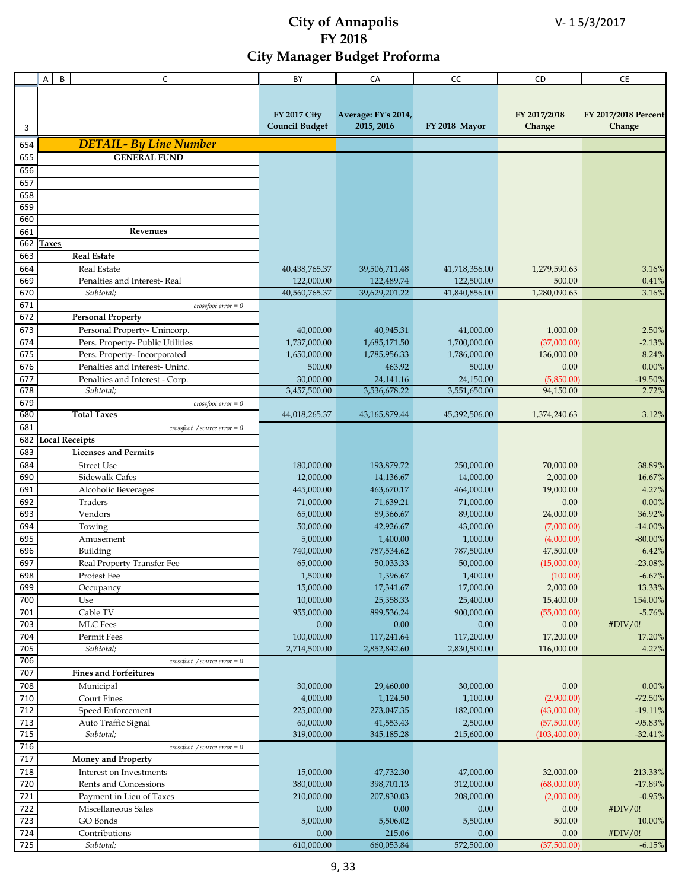# City of Annapolis
# FY 2018
# City Manager Budget Proforma

V- 1 5/3/2017

| | A | B | C | BY | CA | CC | CD | CE |
|---|---|---|---|---|---|---|---|---|
| 3 | | | | FY 2017 City Council Budget | Average: FY's 2014, 2015, 2016 | FY 2018 Mayor | FY 2017/2018 Change | FY 2017/2018 Percent Change |
| 654 | | | **DETAIL- By Line Number** | | | | | |
| 655 | | | **GENERAL FUND** | | | | | |
| 656 | | | | | | | | |
| 657 | | | | | | | | |
| 658 | | | | | | | | |
| 659 | | | | | | | | |
| 660 | | | | | | | | |
| 661 | | | **Revenues** | | | | | |
| 662 | **Taxes** | | | | | | | |
| 663 | | | **Real Estate** | | | | | |
| 664 | | | Real Estate | 40,438,765.37 | 39,506,711.48 | 41,718,356.00 | 1,279,590.63 | 3.16% |
| 669 | | | Penalties and Interest- Real | 122,000.00 | 122,489.74 | 122,500.00 | 500.00 | 0.41% |
| 670 | | | *Subtotal;* | 40,560,765.37 | 39,629,201.22 | 41,840,856.00 | 1,280,090.63 | 3.16% |
| 671 | | | *crossfoot error = 0* | | | | | |
| 672 | | | **Personal Property** | | | | | |
| 673 | | | Personal Property- Unincorp. | 40,000.00 | 40,945.31 | 41,000.00 | 1,000.00 | 2.50% |
| 674 | | | Pers. Property- Public Utilities | 1,737,000.00 | 1,685,171.50 | 1,700,000.00 | (37,000.00) | -2.13% |
| 675 | | | Pers. Property- Incorporated | 1,650,000.00 | 1,785,956.33 | 1,786,000.00 | 136,000.00 | 8.24% |
| 676 | | | Penalties and Interest- Uninc. | 500.00 | 463.92 | 500.00 | 0.00 | 0.00% |
| 677 | | | Penalties and Interest - Corp. | 30,000.00 | 24,141.16 | 24,150.00 | (5,850.00) | -19.50% |
| 678 | | | *Subtotal;* | 3,457,500.00 | 3,536,678.22 | 3,551,650.00 | 94,150.00 | 2.72% |
| 679 | | | *crossfoot error = 0* | | | | | |
| 680 | | | **Total Taxes** | 44,018,265.37 | 43,165,879.44 | 45,392,506.00 | 1,374,240.63 | 3.12% |
| 681 | | | *crossfoot / source error = 0* | | | | | |
| 682 | **Local Receipts** | | | | | | | |
| 683 | | | **Licenses and Permits** | | | | | |
| 684 | | | Street Use | 180,000.00 | 193,879.72 | 250,000.00 | 70,000.00 | 38.89% |
| 690 | | | Sidewalk Cafes | 12,000.00 | 14,136.67 | 14,000.00 | 2,000.00 | 16.67% |
| 691 | | | Alcoholic Beverages | 445,000.00 | 463,670.17 | 464,000.00 | 19,000.00 | 4.27% |
| 692 | | | Traders | 71,000.00 | 71,639.21 | 71,000.00 | 0.00 | 0.00% |
| 693 | | | Vendors | 65,000.00 | 89,366.67 | 89,000.00 | 24,000.00 | 36.92% |
| 694 | | | Towing | 50,000.00 | 42,926.67 | 43,000.00 | (7,000.00) | -14.00% |
| 695 | | | Amusement | 5,000.00 | 1,400.00 | 1,000.00 | (4,000.00) | -80.00% |
| 696 | | | Building | 740,000.00 | 787,534.62 | 787,500.00 | 47,500.00 | 6.42% |
| 697 | | | Real Property Transfer Fee | 65,000.00 | 50,033.33 | 50,000.00 | (15,000.00) | -23.08% |
| 698 | | | Protest Fee | 1,500.00 | 1,396.67 | 1,400.00 | (100.00) | -6.67% |
| 699 | | | Occupancy | 15,000.00 | 17,341.67 | 17,000.00 | 2,000.00 | 13.33% |
| 700 | | | Use | 10,000.00 | 25,358.33 | 25,400.00 | 15,400.00 | 154.00% |
| 701 | | | Cable TV | 955,000.00 | 899,536.24 | 900,000.00 | (55,000.00) | -5.76% |
| 703 | | | MLC Fees | 0.00 | 0.00 | 0.00 | 0.00 | #DIV/0! |
| 704 | | | Permit Fees | 100,000.00 | 117,241.64 | 117,200.00 | 17,200.00 | 17.20% |
| 705 | | | *Subtotal;* | 2,714,500.00 | 2,852,842.60 | 2,830,500.00 | 116,000.00 | 4.27% |
| 706 | | | *crossfoot / source error = 0* | | | | | |
| 707 | | | **Fines and Forfeitures** | | | | | |
| 708 | | | Municipal | 30,000.00 | 29,460.00 | 30,000.00 | 0.00 | 0.00% |
| 710 | | | Court Fines | 4,000.00 | 1,124.50 | 1,100.00 | (2,900.00) | -72.50% |
| 712 | | | Speed Enforcement | 225,000.00 | 273,047.35 | 182,000.00 | (43,000.00) | -19.11% |
| 713 | | | Auto Traffic Signal | 60,000.00 | 41,553.43 | 2,500.00 | (57,500.00) | -95.83% |
| 715 | | | *Subtotal;* | 319,000.00 | 345,185.28 | 215,600.00 | (103,400.00) | -32.41% |
| 716 | | | *crossfoot / source error = 0* | | | | | |
| 717 | | | **Money and Property** | | | | | |
| 718 | | | Interest on Investments | 15,000.00 | 47,732.30 | 47,000.00 | 32,000.00 | 213.33% |
| 720 | | | Rents and Concessions | 380,000.00 | 398,701.13 | 312,000.00 | (68,000.00) | -17.89% |
| 721 | | | Payment in Lieu of Taxes | 210,000.00 | 207,830.03 | 208,000.00 | (2,000.00) | -0.95% |
| 722 | | | Miscellaneous Sales | 0.00 | 0.00 | 0.00 | 0.00 | #DIV/0! |
| 723 | | | GO Bonds | 5,000.00 | 5,506.02 | 5,500.00 | 500.00 | 10.00% |
| 724 | | | Contributions | 0.00 | 215.06 | 0.00 | 0.00 | #DIV/0! |
| 725 | | | *Subtotal;* | 610,000.00 | 660,053.84 | 572,500.00 | (37,500.00) | -6.15% |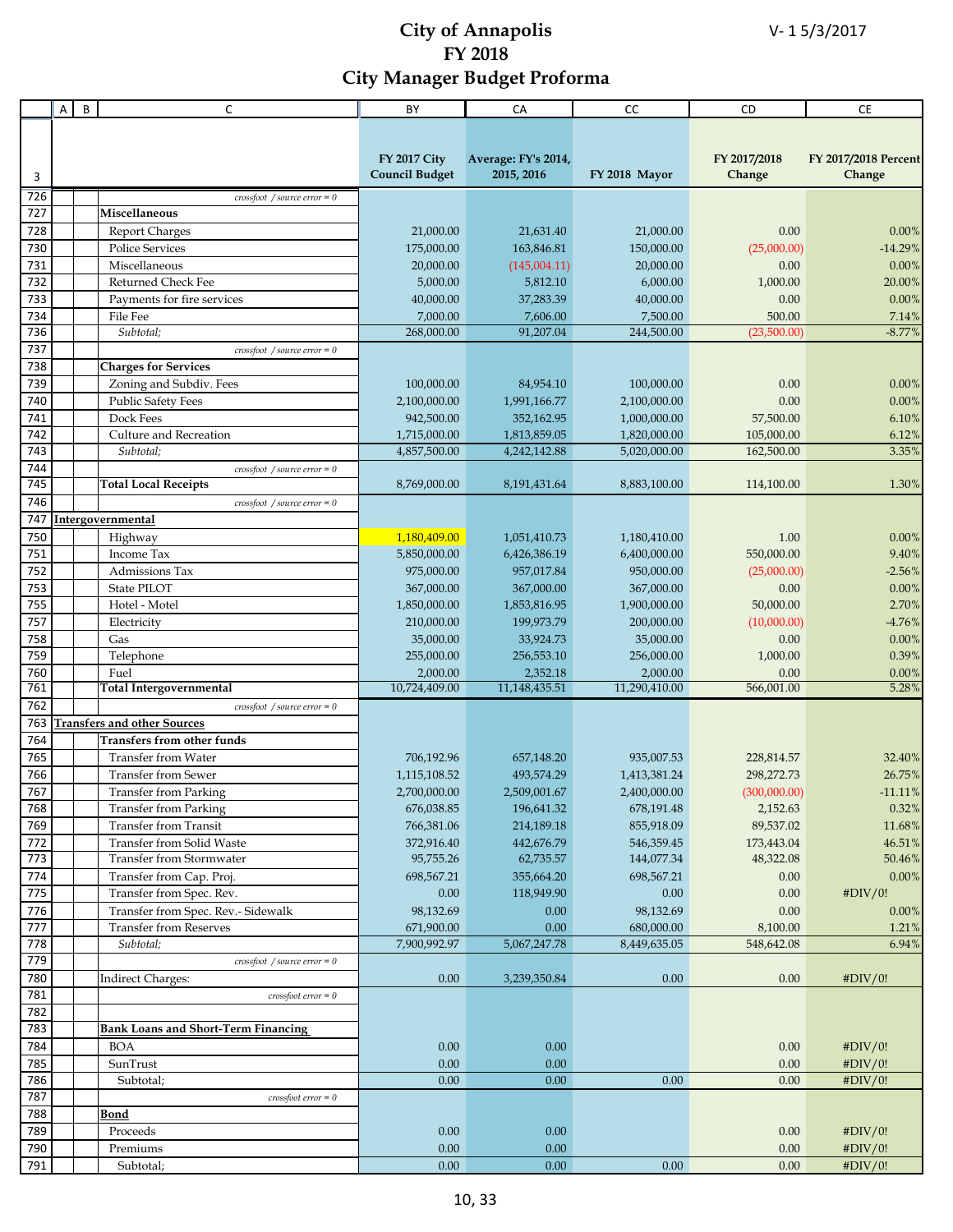# City of Annapolis
# FY 2018
# City Manager Budget Proforma

V- 1 5/3/2017

| 3 | A | B | C | FY 2017 City Council Budget | Average: FY's 2014, 2015, 2016 | FY 2018 Mayor | FY 2017/2018 Change | FY 2017/2018 Percent Change |
|---|---|---|---|---|---|---|---|---|
| 726 | | | *crossfoot / source error = 0* | | | | | |
| 727 | | | **Miscellaneous** | | | | | |
| 728 | | | Report Charges | 21,000.00 | 21,631.40 | 21,000.00 | 0.00 | 0.00% |
| 730 | | | Police Services | 175,000.00 | 163,846.81 | 150,000.00 | (25,000.00) | -14.29% |
| 731 | | | Miscellaneous | 20,000.00 | (145,004.11) | 20,000.00 | 0.00 | 0.00% |
| 732 | | | Returned Check Fee | 5,000.00 | 5,812.10 | 6,000.00 | 1,000.00 | 20.00% |
| 733 | | | Payments for fire services | 40,000.00 | 37,283.39 | 40,000.00 | 0.00 | 0.00% |
| 734 | | | File Fee | 7,000.00 | 7,606.00 | 7,500.00 | 500.00 | 7.14% |
| 736 | | | *Subtotal;* | 268,000.00 | 91,207.04 | 244,500.00 | (23,500.00) | -8.77% |
| 737 | | | *crossfoot / source error = 0* | | | | | |
| 738 | | | **Charges for Services** | | | | | |
| 739 | | | Zoning and Subdiv. Fees | 100,000.00 | 84,954.10 | 100,000.00 | 0.00 | 0.00% |
| 740 | | | Public Safety Fees | 2,100,000.00 | 1,991,166.77 | 2,100,000.00 | 0.00 | 0.00% |
| 741 | | | Dock Fees | 942,500.00 | 352,162.95 | 1,000,000.00 | 57,500.00 | 6.10% |
| 742 | | | Culture and Recreation | 1,715,000.00 | 1,813,859.05 | 1,820,000.00 | 105,000.00 | 6.12% |
| 743 | | | *Subtotal;* | 4,857,500.00 | 4,242,142.88 | 5,020,000.00 | 162,500.00 | 3.35% |
| 744 | | | *crossfoot / source error = 0* | | | | | |
| 745 | | | **Total Local Receipts** | 8,769,000.00 | 8,191,431.64 | 8,883,100.00 | 114,100.00 | 1.30% |
| 746 | | | *crossfoot / source error = 0* | | | | | |
| 747 | **Intergovernmental** | | | | | | | |
| 750 | | | Highway | 1,180,409.00 | 1,051,410.73 | 1,180,410.00 | 1.00 | 0.00% |
| 751 | | | Income Tax | 5,850,000.00 | 6,426,386.19 | 6,400,000.00 | 550,000.00 | 9.40% |
| 752 | | | Admissions Tax | 975,000.00 | 957,017.84 | 950,000.00 | (25,000.00) | -2.56% |
| 753 | | | State PILOT | 367,000.00 | 367,000.00 | 367,000.00 | 0.00 | 0.00% |
| 755 | | | Hotel - Motel | 1,850,000.00 | 1,853,816.95 | 1,900,000.00 | 50,000.00 | 2.70% |
| 757 | | | Electricity | 210,000.00 | 199,973.79 | 200,000.00 | (10,000.00) | -4.76% |
| 758 | | | Gas | 35,000.00 | 33,924.73 | 35,000.00 | 0.00 | 0.00% |
| 759 | | | Telephone | 255,000.00 | 256,553.10 | 256,000.00 | 1,000.00 | 0.39% |
| 760 | | | Fuel | 2,000.00 | 2,352.18 | 2,000.00 | 0.00 | 0.00% |
| 761 | | | **Total Intergovernmental** | 10,724,409.00 | 11,148,435.51 | 11,290,410.00 | 566,001.00 | 5.28% |
| 762 | | | *crossfoot / source error = 0* | | | | | |
| 763 | **Transfers and other Sources** | | | | | | | |
| 764 | | | **Transfers from other funds** | | | | | |
| 765 | | | Transfer from Water | 706,192.96 | 657,148.20 | 935,007.53 | 228,814.57 | 32.40% |
| 766 | | | Transfer from Sewer | 1,115,108.52 | 493,574.29 | 1,413,381.24 | 298,272.73 | 26.75% |
| 767 | | | Transfer from Parking | 2,700,000.00 | 2,509,001.67 | 2,400,000.00 | (300,000.00) | -11.11% |
| 768 | | | Transfer from Parking | 676,038.85 | 196,641.32 | 678,191.48 | 2,152.63 | 0.32% |
| 769 | | | Transfer from Transit | 766,381.06 | 214,189.18 | 855,918.09 | 89,537.02 | 11.68% |
| 772 | | | Transfer from Solid Waste | 372,916.40 | 442,676.79 | 546,359.45 | 173,443.04 | 46.51% |
| 773 | | | Transfer from Stormwater | 95,755.26 | 62,735.57 | 144,077.34 | 48,322.08 | 50.46% |
| 774 | | | Transfer from Cap. Proj. | 698,567.21 | 355,664.20 | 698,567.21 | 0.00 | 0.00% |
| 775 | | | Transfer from Spec. Rev. | 0.00 | 118,949.90 | 0.00 | 0.00 | #DIV/0! |
| 776 | | | Transfer from Spec. Rev.- Sidewalk | 98,132.69 | 0.00 | 98,132.69 | 0.00 | 0.00% |
| 777 | | | Transfer from Reserves | 671,900.00 | 0.00 | 680,000.00 | 8,100.00 | 1.21% |
| 778 | | | *Subtotal;* | 7,900,992.97 | 5,067,247.78 | 8,449,635.05 | 548,642.08 | 6.94% |
| 779 | | | *crossfoot / source error = 0* | | | | | |
| 780 | | | Indirect Charges: | 0.00 | 3,239,350.84 | 0.00 | 0.00 | #DIV/0! |
| 781 | | | *crossfoot error = 0* | | | | | |
| 782 | | | | | | | | |
| 783 | | | **Bank Loans and Short-Term Financing** | | | | | |
| 784 | | | BOA | 0.00 | 0.00 | | 0.00 | #DIV/0! |
| 785 | | | SunTrust | 0.00 | 0.00 | | 0.00 | #DIV/0! |
| 786 | | | Subtotal; | 0.00 | 0.00 | 0.00 | 0.00 | #DIV/0! |
| 787 | | | *crossfoot error = 0* | | | | | |
| 788 | | | **Bond** | | | | | |
| 789 | | | Proceeds | 0.00 | 0.00 | | 0.00 | #DIV/0! |
| 790 | | | Premiums | 0.00 | 0.00 | | 0.00 | #DIV/0! |
| 791 | | | Subtotal; | 0.00 | 0.00 | 0.00 | 0.00 | #DIV/0! |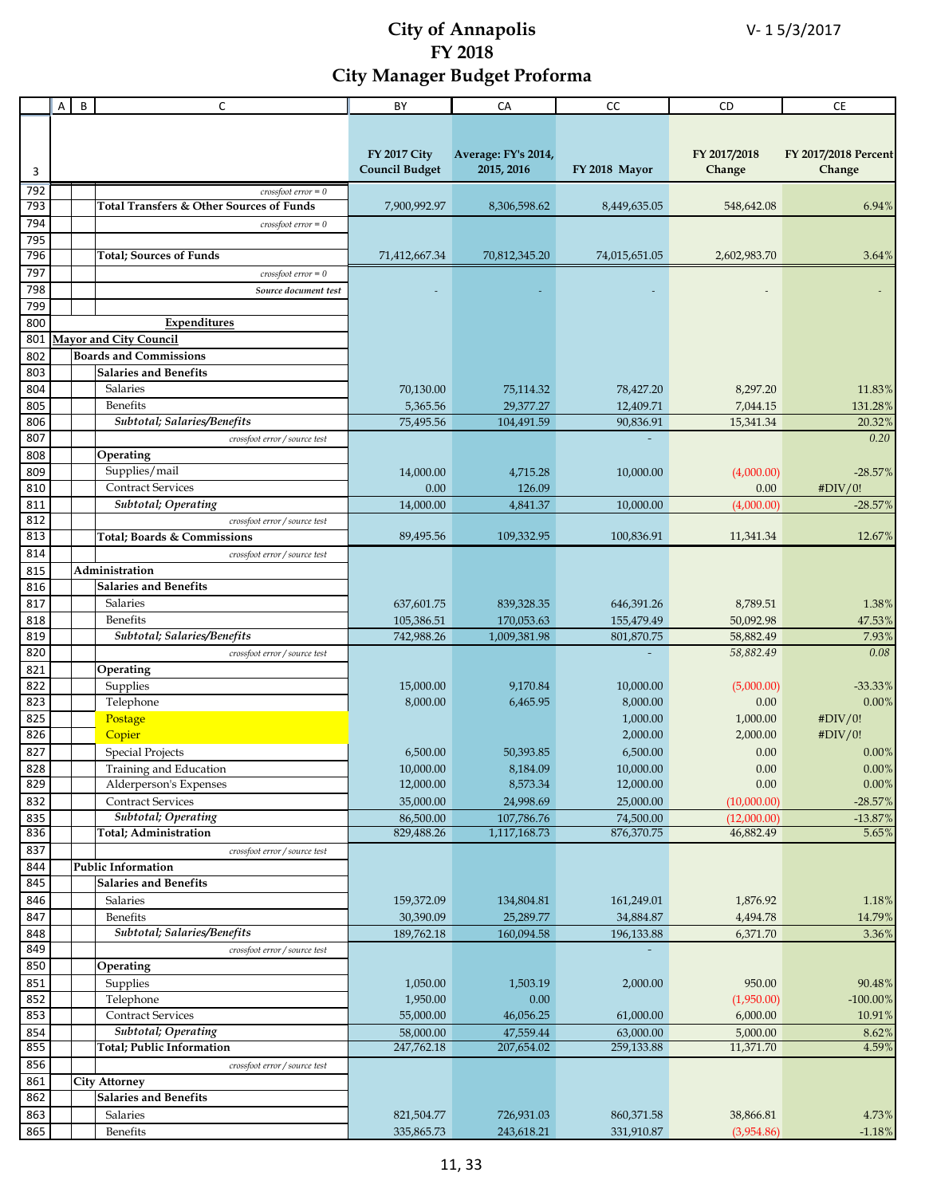# City of Annapolis
# FY 2018
# City Manager Budget Proforma

V- 1 5/3/2017

| 3 | A | B | C | BY<br>FY 2017 City Council Budget | CA<br>Average: FY's 2014, 2015, 2016 | CC<br>FY 2018 Mayor | CD<br>FY 2017/2018 Change | CE<br>FY 2017/2018 Percent Change |
|---|---|---|---|---|---|---|---|---|
| 792 | | | *crossfoot error = 0* | | | | | |
| 793 | | | **Total Transfers & Other Sources of Funds** | 7,900,992.97 | 8,306,598.62 | 8,449,635.05 | 548,642.08 | 6.94% |
| 794 | | | *crossfoot error = 0* | | | | | |
| 795 | | | | | | | | |
| 796 | | | **Total; Sources of Funds** | 71,412,667.34 | 70,812,345.20 | 74,015,651.05 | 2,602,983.70 | 3.64% |
| 797 | | | *crossfoot error = 0* | | | | | |
| 798 | | | *Source document test* | - | - | - | - | - |
| 799 | | | | | | | | |
| 800 | | | **Expenditures** | | | | | |
| 801 | **Mayor and City Council** | | | | | | | |
| 802 | | **Boards and Commissions** | | | | | | |
| 803 | | | **Salaries and Benefits** | | | | | |
| 804 | | | Salaries | 70,130.00 | 75,114.32 | 78,427.20 | 8,297.20 | 11.83% |
| 805 | | | Benefits | 5,365.56 | 29,377.27 | 12,409.71 | 7,044.15 | 131.28% |
| 806 | | | ***Subtotal; Salaries/Benefits*** | 75,495.56 | 104,491.59 | 90,836.91 | 15,341.34 | 20.32% |
| 807 | | | *crossfoot error / source test* | | | - | | *0.20* |
| 808 | | | **Operating** | | | | | |
| 809 | | | Supplies/mail | 14,000.00 | 4,715.28 | 10,000.00 | (4,000.00) | -28.57% |
| 810 | | | Contract Services | 0.00 | 126.09 | | 0.00 | #DIV/0! |
| 811 | | | ***Subtotal; Operating*** | 14,000.00 | 4,841.37 | 10,000.00 | (4,000.00) | -28.57% |
| 812 | | | *crossfoot error / source test* | | | | | |
| 813 | | | **Total; Boards & Commissions** | 89,495.56 | 109,332.95 | 100,836.91 | 11,341.34 | 12.67% |
| 814 | | | *crossfoot error / source test* | | | | | |
| 815 | | **Administration** | | | | | | |
| 816 | | | **Salaries and Benefits** | | | | | |
| 817 | | | Salaries | 637,601.75 | 839,328.35 | 646,391.26 | 8,789.51 | 1.38% |
| 818 | | | Benefits | 105,386.51 | 170,053.63 | 155,479.49 | 50,092.98 | 47.53% |
| 819 | | | ***Subtotal; Salaries/Benefits*** | 742,988.26 | 1,009,381.98 | 801,870.75 | 58,882.49 | 7.93% |
| 820 | | | *crossfoot error / source test* | | | - | *58,882.49* | *0.08* |
| 821 | | | **Operating** | | | | | |
| 822 | | | Supplies | 15,000.00 | 9,170.84 | 10,000.00 | (5,000.00) | -33.33% |
| 823 | | | Telephone | 8,000.00 | 6,465.95 | 8,000.00 | 0.00 | 0.00% |
| 825 | | | Postage | | | 1,000.00 | 1,000.00 | #DIV/0! |
| 826 | | | Copier | | | 2,000.00 | 2,000.00 | #DIV/0! |
| 827 | | | Special Projects | 6,500.00 | 50,393.85 | 6,500.00 | 0.00 | 0.00% |
| 828 | | | Training and Education | 10,000.00 | 8,184.09 | 10,000.00 | 0.00 | 0.00% |
| 829 | | | Alderperson's Expenses | 12,000.00 | 8,573.34 | 12,000.00 | 0.00 | 0.00% |
| 832 | | | Contract Services | 35,000.00 | 24,998.69 | 25,000.00 | (10,000.00) | -28.57% |
| 835 | | | ***Subtotal; Operating*** | 86,500.00 | 107,786.76 | 74,500.00 | (12,000.00) | -13.87% |
| 836 | | | **Total; Administration** | 829,488.26 | 1,117,168.73 | 876,370.75 | 46,882.49 | 5.65% |
| 837 | | | *crossfoot error / source test* | | | | | |
| 844 | | **Public Information** | | | | | | |
| 845 | | | **Salaries and Benefits** | | | | | |
| 846 | | | Salaries | 159,372.09 | 134,804.81 | 161,249.01 | 1,876.92 | 1.18% |
| 847 | | | Benefits | 30,390.09 | 25,289.77 | 34,884.87 | 4,494.78 | 14.79% |
| 848 | | | ***Subtotal; Salaries/Benefits*** | 189,762.18 | 160,094.58 | 196,133.88 | 6,371.70 | 3.36% |
| 849 | | | *crossfoot error / source test* | | | - | | |
| 850 | | | **Operating** | | | | | |
| 851 | | | Supplies | 1,050.00 | 1,503.19 | 2,000.00 | 950.00 | 90.48% |
| 852 | | | Telephone | 1,950.00 | 0.00 | | (1,950.00) | -100.00% |
| 853 | | | Contract Services | 55,000.00 | 46,056.25 | 61,000.00 | 6,000.00 | 10.91% |
| 854 | | | ***Subtotal; Operating*** | 58,000.00 | 47,559.44 | 63,000.00 | 5,000.00 | 8.62% |
| 855 | | | **Total; Public Information** | 247,762.18 | 207,654.02 | 259,133.88 | 11,371.70 | 4.59% |
| 856 | | | *crossfoot error / source test* | | | | | |
| 861 | | **City Attorney** | | | | | | |
| 862 | | | **Salaries and Benefits** | | | | | |
| 863 | | | Salaries | 821,504.77 | 726,931.03 | 860,371.58 | 38,866.81 | 4.73% |
| 865 | | | Benefits | 335,865.73 | 243,618.21 | 331,910.87 | (3,954.86) | -1.18% |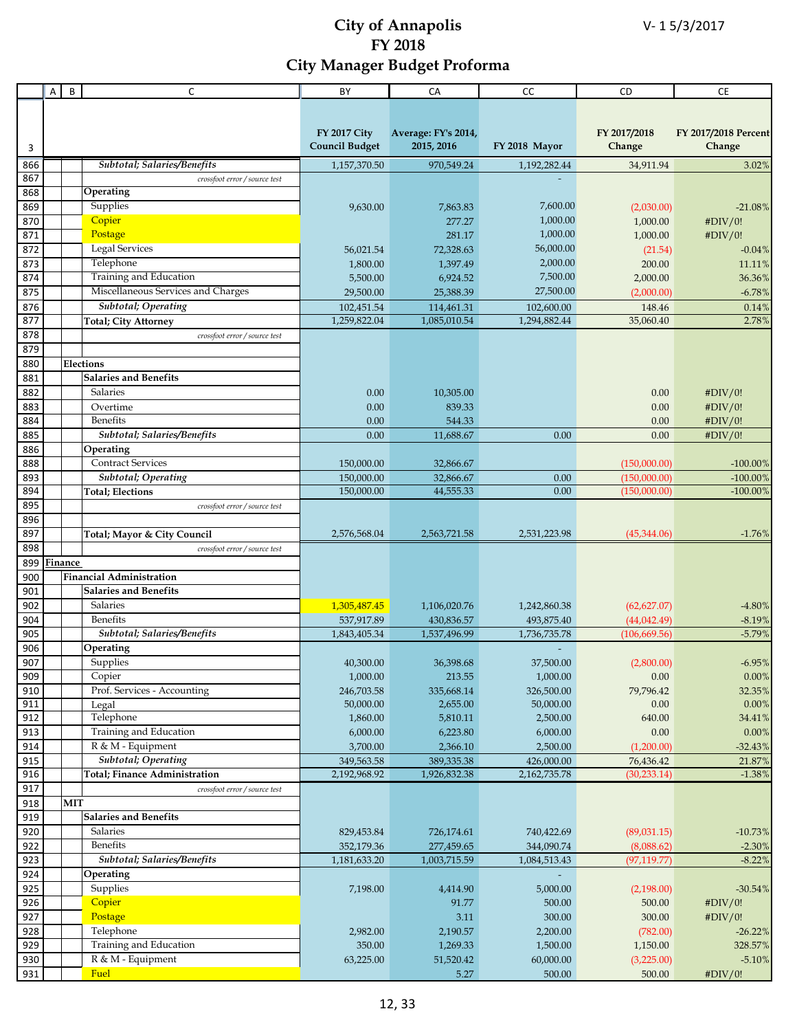# City of Annapolis
# FY 2018
# City Manager Budget Proforma

V- 1 5/3/2017

| 3 | A | B | C | BY FY 2017 City Council Budget | CA Average: FY's 2014, 2015, 2016 | CC FY 2018 Mayor | CD FY 2017/2018 Change | CE FY 2017/2018 Percent Change |
|---|---|---|---|---|---|---|---|---|
| 866 | | | *Subtotal; Salaries/Benefits* | 1,157,370.50 | 970,549.24 | 1,192,282.44 | 34,911.94 | 3.02% |
| 867 | | | *crossfoot error / source test* | | | - | | |
| 868 | | | **Operating** | | | | | |
| 869 | | | Supplies | 9,630.00 | 7,863.83 | 7,600.00 | (2,030.00) | -21.08% |
| 870 | | | Copier | | 277.27 | 1,000.00 | 1,000.00 | #DIV/0! |
| 871 | | | Postage | | 281.17 | 1,000.00 | 1,000.00 | #DIV/0! |
| 872 | | | Legal Services | 56,021.54 | 72,328.63 | 56,000.00 | (21.54) | -0.04% |
| 873 | | | Telephone | 1,800.00 | 1,397.49 | 2,000.00 | 200.00 | 11.11% |
| 874 | | | Training and Education | 5,500.00 | 6,924.52 | 7,500.00 | 2,000.00 | 36.36% |
| 875 | | | Miscellaneous Services and Charges | 29,500.00 | 25,388.39 | 27,500.00 | (2,000.00) | -6.78% |
| 876 | | | *Subtotal; Operating* | 102,451.54 | 114,461.31 | 102,600.00 | 148.46 | 0.14% |
| 877 | | | **Total; City Attorney** | 1,259,822.04 | 1,085,010.54 | 1,294,882.44 | 35,060.40 | 2.78% |
| 878 | | | *crossfoot error / source test* | | | | | |
| 879 | | | | | | | | |
| 880 | | **Elections** | | | | | | |
| 881 | | | **Salaries and Benefits** | | | | | |
| 882 | | | Salaries | 0.00 | 10,305.00 | | 0.00 | #DIV/0! |
| 883 | | | Overtime | 0.00 | 839.33 | | 0.00 | #DIV/0! |
| 884 | | | Benefits | 0.00 | 544.33 | | 0.00 | #DIV/0! |
| 885 | | | *Subtotal; Salaries/Benefits* | 0.00 | 11,688.67 | 0.00 | 0.00 | #DIV/0! |
| 886 | | | **Operating** | | | | | |
| 888 | | | Contract Services | 150,000.00 | 32,866.67 | | (150,000.00) | -100.00% |
| 893 | | | *Subtotal; Operating* | 150,000.00 | 32,866.67 | 0.00 | (150,000.00) | -100.00% |
| 894 | | | **Total; Elections** | 150,000.00 | 44,555.33 | 0.00 | (150,000.00) | -100.00% |
| 895 | | | *crossfoot error / source test* | | | | | |
| 896 | | | | | | | | |
| 897 | | | **Total; Mayor & City Council** | 2,576,568.04 | 2,563,721.58 | 2,531,223.98 | (45,344.06) | -1.76% |
| 898 | | | *crossfoot error / source test* | | | | | |
| 899 | **Finance** | | | | | | | |
| 900 | | **Financial Administration** | | | | | | |
| 901 | | | **Salaries and Benefits** | | | | | |
| 902 | | | Salaries | 1,305,487.45 | 1,106,020.76 | 1,242,860.38 | (62,627.07) | -4.80% |
| 904 | | | Benefits | 537,917.89 | 430,836.57 | 493,875.40 | (44,042.49) | -8.19% |
| 905 | | | *Subtotal; Salaries/Benefits* | 1,843,405.34 | 1,537,496.99 | 1,736,735.78 | (106,669.56) | -5.79% |
| 906 | | | **Operating** | | | - | | |
| 907 | | | Supplies | 40,300.00 | 36,398.68 | 37,500.00 | (2,800.00) | -6.95% |
| 909 | | | Copier | 1,000.00 | 213.55 | 1,000.00 | 0.00 | 0.00% |
| 910 | | | Prof. Services - Accounting | 246,703.58 | 335,668.14 | 326,500.00 | 79,796.42 | 32.35% |
| 911 | | | Legal | 50,000.00 | 2,655.00 | 50,000.00 | 0.00 | 0.00% |
| 912 | | | Telephone | 1,860.00 | 5,810.11 | 2,500.00 | 640.00 | 34.41% |
| 913 | | | Training and Education | 6,000.00 | 6,223.80 | 6,000.00 | 0.00 | 0.00% |
| 914 | | | R & M - Equipment | 3,700.00 | 2,366.10 | 2,500.00 | (1,200.00) | -32.43% |
| 915 | | | *Subtotal; Operating* | 349,563.58 | 389,335.38 | 426,000.00 | 76,436.42 | 21.87% |
| 916 | | | **Total; Finance Administration** | 2,192,968.92 | 1,926,832.38 | 2,162,735.78 | (30,233.14) | -1.38% |
| 917 | | | *crossfoot error / source test* | | | | | |
| 918 | | **MIT** | | | | | | |
| 919 | | | **Salaries and Benefits** | | | | | |
| 920 | | | Salaries | 829,453.84 | 726,174.61 | 740,422.69 | (89,031.15) | -10.73% |
| 922 | | | Benefits | 352,179.36 | 277,459.65 | 344,090.74 | (8,088.62) | -2.30% |
| 923 | | | *Subtotal; Salaries/Benefits* | 1,181,633.20 | 1,003,715.59 | 1,084,513.43 | (97,119.77) | -8.22% |
| 924 | | | **Operating** | | | - | | |
| 925 | | | Supplies | 7,198.00 | 4,414.90 | 5,000.00 | (2,198.00) | -30.54% |
| 926 | | | Copier | | 91.77 | 500.00 | 500.00 | #DIV/0! |
| 927 | | | Postage | | 3.11 | 300.00 | 300.00 | #DIV/0! |
| 928 | | | Telephone | 2,982.00 | 2,190.57 | 2,200.00 | (782.00) | -26.22% |
| 929 | | | Training and Education | 350.00 | 1,269.33 | 1,500.00 | 1,150.00 | 328.57% |
| 930 | | | R & M - Equipment | 63,225.00 | 51,520.42 | 60,000.00 | (3,225.00) | -5.10% |
| 931 | | | Fuel | | 5.27 | 500.00 | 500.00 | #DIV/0! |

12, 33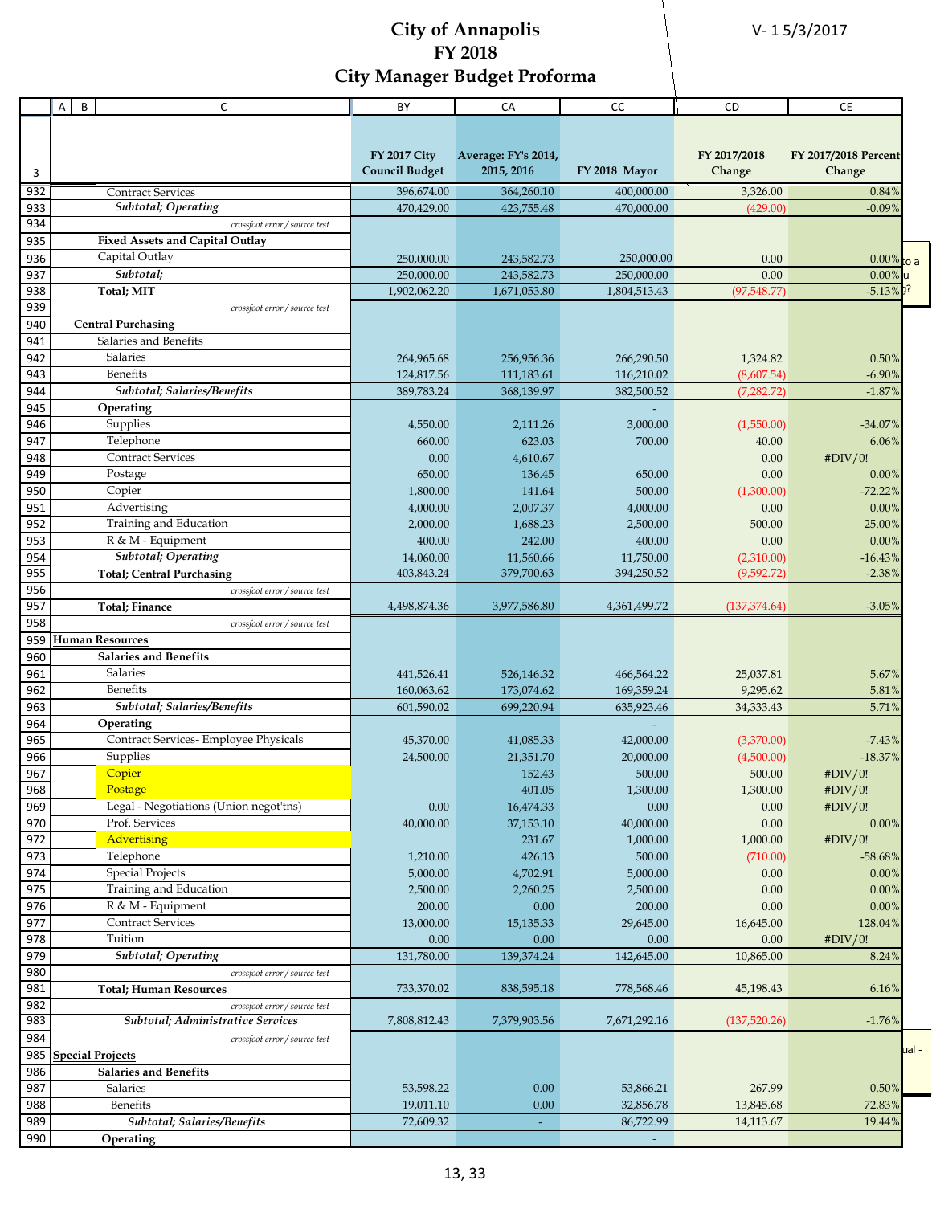# City of Annapolis
# FY 2018
# City Manager Budget Proforma

V- 1 5/3/2017

| 3 | A | B | C | FY 2017 City Council Budget | Average: FY's 2014, 2015, 2016 | FY 2018 Mayor | FY 2017/2018 Change | FY 2017/2018 Percent Change |
|---|---|---|---|---|---|---|---|---|
| 932 | | | Contract Services | 396,674.00 | 364,260.10 | 400,000.00 | 3,326.00 | 0.84% |
| 933 | | | *Subtotal; Operating* | 470,429.00 | 423,755.48 | 470,000.00 | (429.00) | -0.09% |
| 934 | | | *crossfoot error / source test* | | | | | |
| 935 | | | **Fixed Assets and Capital Outlay** | | | | | |
| 936 | | | Capital Outlay | 250,000.00 | 243,582.73 | 250,000.00 | 0.00 | 0.00% |
| 937 | | | *Subtotal;* | 250,000.00 | 243,582.73 | 250,000.00 | 0.00 | 0.00% |
| 938 | | | **Total; MIT** | 1,902,062.20 | 1,671,053.80 | 1,804,513.43 | (97,548.77) | -5.13% |
| 939 | | | *crossfoot error / source test* | | | | | |
| 940 | | | **Central Purchasing** | | | | | |
| 941 | | | Salaries and Benefits | | | | | |
| 942 | | | Salaries | 264,965.68 | 256,956.36 | 266,290.50 | 1,324.82 | 0.50% |
| 943 | | | Benefits | 124,817.56 | 111,183.61 | 116,210.02 | (8,607.54) | -6.90% |
| 944 | | | *Subtotal; Salaries/Benefits* | 389,783.24 | 368,139.97 | 382,500.52 | (7,282.72) | -1.87% |
| 945 | | | **Operating** | | | - | | |
| 946 | | | Supplies | 4,550.00 | 2,111.26 | 3,000.00 | (1,550.00) | -34.07% |
| 947 | | | Telephone | 660.00 | 623.03 | 700.00 | 40.00 | 6.06% |
| 948 | | | Contract Services | 0.00 | 4,610.67 | | 0.00 | #DIV/0! |
| 949 | | | Postage | 650.00 | 136.45 | 650.00 | 0.00 | 0.00% |
| 950 | | | Copier | 1,800.00 | 141.64 | 500.00 | (1,300.00) | -72.22% |
| 951 | | | Advertising | 4,000.00 | 2,007.37 | 4,000.00 | 0.00 | 0.00% |
| 952 | | | Training and Education | 2,000.00 | 1,688.23 | 2,500.00 | 500.00 | 25.00% |
| 953 | | | R & M - Equipment | 400.00 | 242.00 | 400.00 | 0.00 | 0.00% |
| 954 | | | *Subtotal; Operating* | 14,060.00 | 11,560.66 | 11,750.00 | (2,310.00) | -16.43% |
| 955 | | | **Total; Central Purchasing** | 403,843.24 | 379,700.63 | 394,250.52 | (9,592.72) | -2.38% |
| 956 | | | *crossfoot error / source test* | | | | | |
| 957 | | | **Total; Finance** | 4,498,874.36 | 3,977,586.80 | 4,361,499.72 | (137,374.64) | -3.05% |
| 958 | | | *crossfoot error / source test* | | | | | |
| 959 | **Human Resources** | | | | | | | |
| 960 | | | **Salaries and Benefits** | | | | | |
| 961 | | | Salaries | 441,526.41 | 526,146.32 | 466,564.22 | 25,037.81 | 5.67% |
| 962 | | | Benefits | 160,063.62 | 173,074.62 | 169,359.24 | 9,295.62 | 5.81% |
| 963 | | | *Subtotal; Salaries/Benefits* | 601,590.02 | 699,220.94 | 635,923.46 | 34,333.43 | 5.71% |
| 964 | | | **Operating** | | | - | | |
| 965 | | | Contract Services- Employee Physicals | 45,370.00 | 41,085.33 | 42,000.00 | (3,370.00) | -7.43% |
| 966 | | | Supplies | 24,500.00 | 21,351.70 | 20,000.00 | (4,500.00) | -18.37% |
| 967 | | | Copier | | 152.43 | 500.00 | 500.00 | #DIV/0! |
| 968 | | | Postage | | 401.05 | 1,300.00 | 1,300.00 | #DIV/0! |
| 969 | | | Legal - Negotiations (Union negot'tns) | 0.00 | 16,474.33 | 0.00 | 0.00 | #DIV/0! |
| 970 | | | Prof. Services | 40,000.00 | 37,153.10 | 40,000.00 | 0.00 | 0.00% |
| 972 | | | Advertising | | 231.67 | 1,000.00 | 1,000.00 | #DIV/0! |
| 973 | | | Telephone | 1,210.00 | 426.13 | 500.00 | (710.00) | -58.68% |
| 974 | | | Special Projects | 5,000.00 | 4,702.91 | 5,000.00 | 0.00 | 0.00% |
| 975 | | | Training and Education | 2,500.00 | 2,260.25 | 2,500.00 | 0.00 | 0.00% |
| 976 | | | R & M - Equipment | 200.00 | 0.00 | 200.00 | 0.00 | 0.00% |
| 977 | | | Contract Services | 13,000.00 | 15,135.33 | 29,645.00 | 16,645.00 | 128.04% |
| 978 | | | Tuition | 0.00 | 0.00 | 0.00 | 0.00 | #DIV/0! |
| 979 | | | *Subtotal; Operating* | 131,780.00 | 139,374.24 | 142,645.00 | 10,865.00 | 8.24% |
| 980 | | | *crossfoot error / source test* | | | | | |
| 981 | | | **Total; Human Resources** | 733,370.02 | 838,595.18 | 778,568.46 | 45,198.43 | 6.16% |
| 982 | | | *crossfoot error / source test* | | | | | |
| 983 | | | ***Subtotal; Administrative Services*** | 7,808,812.43 | 7,379,903.56 | 7,671,292.16 | (137,520.26) | -1.76% |
| 984 | | | *crossfoot error / source test* | | | | | |
| 985 | **Special Projects** | | | | | | | |
| 986 | | | **Salaries and Benefits** | | | | | |
| 987 | | | Salaries | 53,598.22 | 0.00 | 53,866.21 | 267.99 | 0.50% |
| 988 | | | Benefits | 19,011.10 | 0.00 | 32,856.78 | 13,845.68 | 72.83% |
| 989 | | | *Subtotal; Salaries/Benefits* | 72,609.32 | - | 86,722.99 | 14,113.67 | 19.44% |
| 990 | | | **Operating** | | | - | | |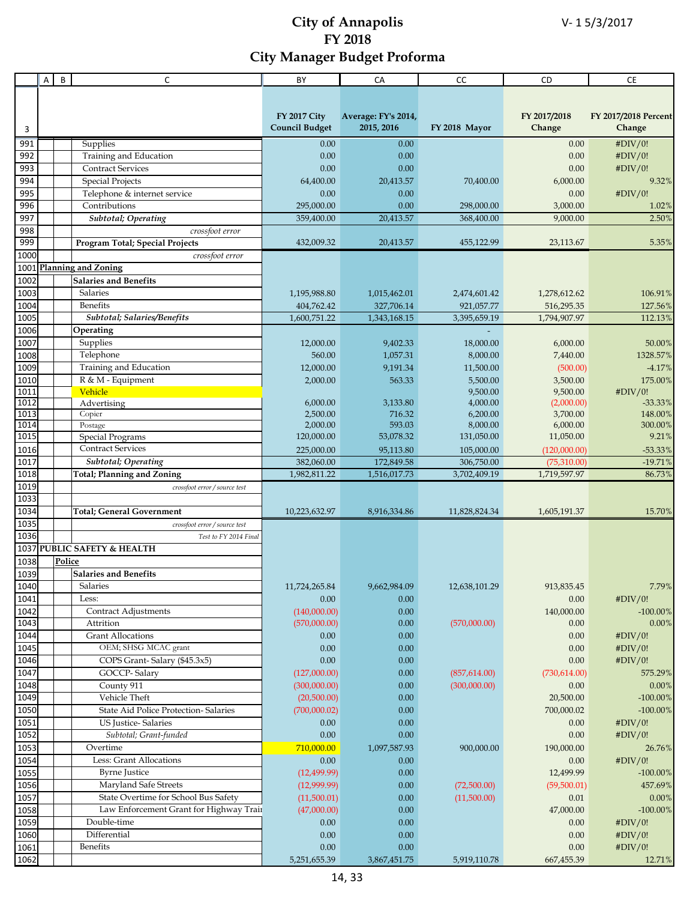# City of Annapolis
## FY 2018
## City Manager Budget Proforma

V- 1 5/3/2017

| | A | B | C | BY | CA | CC | CD | CE |
|---|---|---|---|---|---|---|---|---|
| 3 | | | | FY 2017 City Council Budget | Average: FY's 2014, 2015, 2016 | FY 2018 Mayor | FY 2017/2018 Change | FY 2017/2018 Percent Change |
| 991 | | | Supplies | 0.00 | 0.00 | | 0.00 | #DIV/0! |
| 992 | | | Training and Education | 0.00 | 0.00 | | 0.00 | #DIV/0! |
| 993 | | | Contract Services | 0.00 | 0.00 | | 0.00 | #DIV/0! |
| 994 | | | Special Projects | 64,400.00 | 20,413.57 | 70,400.00 | 6,000.00 | 9.32% |
| 995 | | | Telephone & internet service | 0.00 | 0.00 | | 0.00 | #DIV/0! |
| 996 | | | Contributions | 295,000.00 | 0.00 | 298,000.00 | 3,000.00 | 1.02% |
| 997 | | | *Subtotal; Operating* | 359,400.00 | 20,413.57 | 368,400.00 | 9,000.00 | 2.50% |
| 998 | | | *crossfoot error* | | | | | |
| 999 | | | **Program Total; Special Projects** | 432,009.32 | 20,413.57 | 455,122.99 | 23,113.67 | 5.35% |
| 1000 | | | *crossfoot error* | | | | | |
| 1001 | **Planning and Zoning** | | | | | | | |
| 1002 | | | **Salaries and Benefits** | | | | | |
| 1003 | | | Salaries | 1,195,988.80 | 1,015,462.01 | 2,474,601.42 | 1,278,612.62 | 106.91% |
| 1004 | | | Benefits | 404,762.42 | 327,706.14 | 921,057.77 | 516,295.35 | 127.56% |
| 1005 | | | *Subtotal; Salaries/Benefits* | 1,600,751.22 | 1,343,168.15 | 3,395,659.19 | 1,794,907.97 | 112.13% |
| 1006 | | | **Operating** | | | - | | |
| 1007 | | | Supplies | 12,000.00 | 9,402.33 | 18,000.00 | 6,000.00 | 50.00% |
| 1008 | | | Telephone | 560.00 | 1,057.31 | 8,000.00 | 7,440.00 | 1328.57% |
| 1009 | | | Training and Education | 12,000.00 | 9,191.34 | 11,500.00 | (500.00) | -4.17% |
| 1010 | | | R & M - Equipment | 2,000.00 | 563.33 | 5,500.00 | 3,500.00 | 175.00% |
| 1011 | | | Vehicle | | | 9,500.00 | 9,500.00 | #DIV/0! |
| 1012 | | | Advertising | 6,000.00 | 3,133.80 | 4,000.00 | (2,000.00) | -33.33% |
| 1013 | | | Copier | 2,500.00 | 716.32 | 6,200.00 | 3,700.00 | 148.00% |
| 1014 | | | Postage | 2,000.00 | 593.03 | 8,000.00 | 6,000.00 | 300.00% |
| 1015 | | | Special Programs | 120,000.00 | 53,078.32 | 131,050.00 | 11,050.00 | 9.21% |
| 1016 | | | Contract Services | 225,000.00 | 95,113.80 | 105,000.00 | (120,000.00) | -53.33% |
| 1017 | | | *Subtotal; Operating* | 382,060.00 | 172,849.58 | 306,750.00 | (75,310.00) | -19.71% |
| 1018 | | | **Total; Planning and Zoning** | 1,982,811.22 | 1,516,017.73 | 3,702,409.19 | 1,719,597.97 | 86.73% |
| 1019 | | | *crossfoot error / source test* | | | | | |
| 1033 | | | | | | | | |
| 1034 | | | **Total; General Government** | 10,223,632.97 | 8,916,334.86 | 11,828,824.34 | 1,605,191.37 | 15.70% |
| 1035 | | | *crossfoot error / source test* | | | | | |
| 1036 | | | *Test to FY 2014 Final* | | | | | |
| 1037 | **PUBLIC SAFETY & HEALTH** | | | | | | | |
| 1038 | | **Police** | | | | | | |
| 1039 | | | **Salaries and Benefits** | | | | | |
| 1040 | | | Salaries | 11,724,265.84 | 9,662,984.09 | 12,638,101.29 | 913,835.45 | 7.79% |
| 1041 | | | Less: | 0.00 | 0.00 | | 0.00 | #DIV/0! |
| 1042 | | | Contract Adjustments | (140,000.00) | 0.00 | | 140,000.00 | -100.00% |
| 1043 | | | Attrition | (570,000.00) | 0.00 | (570,000.00) | 0.00 | 0.00% |
| 1044 | | | Grant Allocations | 0.00 | 0.00 | | 0.00 | #DIV/0! |
| 1045 | | | OEM; SHSG MCAC grant | 0.00 | 0.00 | | 0.00 | #DIV/0! |
| 1046 | | | COPS Grant- Salary ($45.3x5) | 0.00 | 0.00 | | 0.00 | #DIV/0! |
| 1047 | | | GOCCP- Salary | (127,000.00) | 0.00 | (857,614.00) | (730,614.00) | 575.29% |
| 1048 | | | County 911 | (300,000.00) | 0.00 | (300,000.00) | 0.00 | 0.00% |
| 1049 | | | Vehicle Theft | (20,500.00) | 0.00 | | 20,500.00 | -100.00% |
| 1050 | | | State Aid Police Protection- Salaries | (700,000.02) | 0.00 | | 700,000.02 | -100.00% |
| 1051 | | | US Justice- Salaries | 0.00 | 0.00 | | 0.00 | #DIV/0! |
| 1052 | | | *Subtotal; Grant-funded* | 0.00 | 0.00 | | 0.00 | #DIV/0! |
| 1053 | | | Overtime | 710,000.00 | 1,097,587.93 | 900,000.00 | 190,000.00 | 26.76% |
| 1054 | | | Less: Grant Allocations | 0.00 | 0.00 | | 0.00 | #DIV/0! |
| 1055 | | | Byrne Justice | (12,499.99) | 0.00 | | 12,499.99 | -100.00% |
| 1056 | | | Maryland Safe Streets | (12,999.99) | 0.00 | (72,500.00) | (59,500.01) | 457.69% |
| 1057 | | | State Overtime for School Bus Safety | (11,500.01) | 0.00 | (11,500.00) | 0.01 | 0.00% |
| 1058 | | | Law Enforcement Grant for Highway Trair | (47,000.00) | 0.00 | | 47,000.00 | -100.00% |
| 1059 | | | Double-time | 0.00 | 0.00 | | 0.00 | #DIV/0! |
| 1060 | | | Differential | 0.00 | 0.00 | | 0.00 | #DIV/0! |
| 1061 | | | Benefits | 0.00 | 0.00 | | 0.00 | #DIV/0! |
| 1062 | | | | 5,251,655.39 | 3,867,451.75 | 5,919,110.78 | 667,455.39 | 12.71% |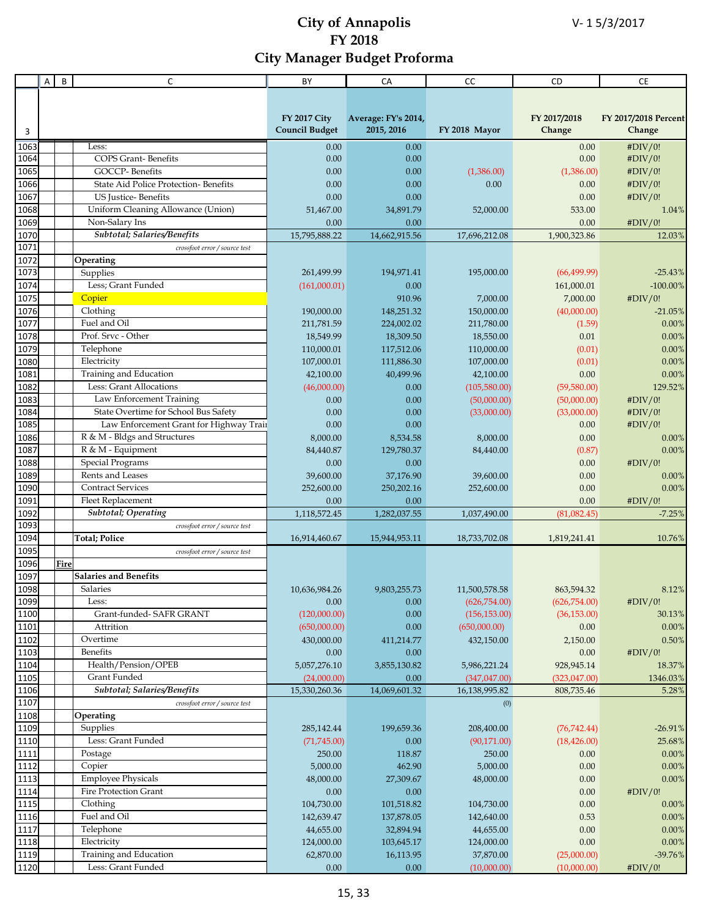# City of Annapolis
# FY 2018
# City Manager Budget Proforma

V- 1 5/3/2017

| 3 | A | B | C | FY 2017 City Council Budget | Average: FY's 2014, 2015, 2016 | FY 2018 Mayor | FY 2017/2018 Change | FY 2017/2018 Percent Change |
|---|---|---|---|---|---|---|---|---|
| 1063 | | | Less: | 0.00 | 0.00 | | 0.00 | #DIV/0! |
| 1064 | | | COPS Grant- Benefits | 0.00 | 0.00 | | 0.00 | #DIV/0! |
| 1065 | | | GOCCP- Benefits | 0.00 | 0.00 | (1,386.00) | (1,386.00) | #DIV/0! |
| 1066 | | | State Aid Police Protection- Benefits | 0.00 | 0.00 | 0.00 | 0.00 | #DIV/0! |
| 1067 | | | US Justice- Benefits | 0.00 | 0.00 | | 0.00 | #DIV/0! |
| 1068 | | | Uniform Cleaning Allowance (Union) | 51,467.00 | 34,891.79 | 52,000.00 | 533.00 | 1.04% |
| 1069 | | | Non-Salary Ins | 0.00 | 0.00 | | 0.00 | #DIV/0! |
| 1070 | | | ***Subtotal; Salaries/Benefits*** | 15,795,888.22 | 14,662,915.56 | 17,696,212.08 | 1,900,323.86 | 12.03% |
| 1071 | | | *crossfoot error / source test* | | | | | |
| 1072 | | | **Operating** | | | | | |
| 1073 | | | Supplies | 261,499.99 | 194,971.41 | 195,000.00 | (66,499.99) | -25.43% |
| 1074 | | | Less; Grant Funded | (161,000.01) | 0.00 | | 161,000.01 | -100.00% |
| 1075 | | | Copier | | 910.96 | 7,000.00 | 7,000.00 | #DIV/0! |
| 1076 | | | Clothing | 190,000.00 | 148,251.32 | 150,000.00 | (40,000.00) | -21.05% |
| 1077 | | | Fuel and Oil | 211,781.59 | 224,002.02 | 211,780.00 | (1.59) | 0.00% |
| 1078 | | | Prof. Srvc - Other | 18,549.99 | 18,309.50 | 18,550.00 | 0.01 | 0.00% |
| 1079 | | | Telephone | 110,000.01 | 117,512.06 | 110,000.00 | (0.01) | 0.00% |
| 1080 | | | Electricity | 107,000.01 | 111,886.30 | 107,000.00 | (0.01) | 0.00% |
| 1081 | | | Training and Education | 42,100.00 | 40,499.96 | 42,100.00 | 0.00 | 0.00% |
| 1082 | | | Less: Grant Allocations | (46,000.00) | 0.00 | (105,580.00) | (59,580.00) | 129.52% |
| 1083 | | | Law Enforcement Training | 0.00 | 0.00 | (50,000.00) | (50,000.00) | #DIV/0! |
| 1084 | | | State Overtime for School Bus Safety | 0.00 | 0.00 | (33,000.00) | (33,000.00) | #DIV/0! |
| 1085 | | | Law Enforcement Grant for Highway Trai | 0.00 | 0.00 | | 0.00 | #DIV/0! |
| 1086 | | | R & M - Bldgs and Structures | 8,000.00 | 8,534.58 | 8,000.00 | 0.00 | 0.00% |
| 1087 | | | R & M - Equipment | 84,440.87 | 129,780.37 | 84,440.00 | (0.87) | 0.00% |
| 1088 | | | Special Programs | 0.00 | 0.00 | | 0.00 | #DIV/0! |
| 1089 | | | Rents and Leases | 39,600.00 | 37,176.90 | 39,600.00 | 0.00 | 0.00% |
| 1090 | | | Contract Services | 252,600.00 | 250,202.16 | 252,600.00 | 0.00 | 0.00% |
| 1091 | | | Fleet Replacement | 0.00 | 0.00 | | 0.00 | #DIV/0! |
| 1092 | | | ***Subtotal; Operating*** | 1,118,572.45 | 1,282,037.55 | 1,037,490.00 | (81,082.45) | -7.25% |
| 1093 | | | *crossfoot error / source test* | | | | | |
| 1094 | | | **Total; Police** | 16,914,460.67 | 15,944,953.11 | 18,733,702.08 | 1,819,241.41 | 10.76% |
| 1095 | | | *crossfoot error / source test* | | | | | |
| 1096 | | **Fire** | | | | | | |
| 1097 | | | **Salaries and Benefits** | | | | | |
| 1098 | | | Salaries | 10,636,984.26 | 9,803,255.73 | 11,500,578.58 | 863,594.32 | 8.12% |
| 1099 | | | Less: | 0.00 | 0.00 | (626,754.00) | (626,754.00) | #DIV/0! |
| 1100 | | | Grant-funded- SAFR GRANT | (120,000.00) | 0.00 | (156,153.00) | (36,153.00) | 30.13% |
| 1101 | | | Attrition | (650,000.00) | 0.00 | (650,000.00) | 0.00 | 0.00% |
| 1102 | | | Overtime | 430,000.00 | 411,214.77 | 432,150.00 | 2,150.00 | 0.50% |
| 1103 | | | Benefits | 0.00 | 0.00 | | 0.00 | #DIV/0! |
| 1104 | | | Health/Pension/OPEB | 5,057,276.10 | 3,855,130.82 | 5,986,221.24 | 928,945.14 | 18.37% |
| 1105 | | | Grant Funded | (24,000.00) | 0.00 | (347,047.00) | (323,047.00) | 1346.03% |
| 1106 | | | ***Subtotal; Salaries/Benefits*** | 15,330,260.36 | 14,069,601.32 | 16,138,995.82 | 808,735.46 | 5.28% |
| 1107 | | | *crossfoot error / source test* | | | (0) | | |
| 1108 | | | **Operating** | | | | | |
| 1109 | | | Supplies | 285,142.44 | 199,659.36 | 208,400.00 | (76,742.44) | -26.91% |
| 1110 | | | Less: Grant Funded | (71,745.00) | 0.00 | (90,171.00) | (18,426.00) | 25.68% |
| 1111 | | | Postage | 250.00 | 118.87 | 250.00 | 0.00 | 0.00% |
| 1112 | | | Copier | 5,000.00 | 462.90 | 5,000.00 | 0.00 | 0.00% |
| 1113 | | | Employee Physicals | 48,000.00 | 27,309.67 | 48,000.00 | 0.00 | 0.00% |
| 1114 | | | Fire Protection Grant | 0.00 | 0.00 | | 0.00 | #DIV/0! |
| 1115 | | | Clothing | 104,730.00 | 101,518.82 | 104,730.00 | 0.00 | 0.00% |
| 1116 | | | Fuel and Oil | 142,639.47 | 137,878.05 | 142,640.00 | 0.53 | 0.00% |
| 1117 | | | Telephone | 44,655.00 | 32,894.94 | 44,655.00 | 0.00 | 0.00% |
| 1118 | | | Electricity | 124,000.00 | 103,645.17 | 124,000.00 | 0.00 | 0.00% |
| 1119 | | | Training and Education | 62,870.00 | 16,113.95 | 37,870.00 | (25,000.00) | -39.76% |
| 1120 | | | Less: Grant Funded | 0.00 | 0.00 | (10,000.00) | (10,000.00) | #DIV/0! |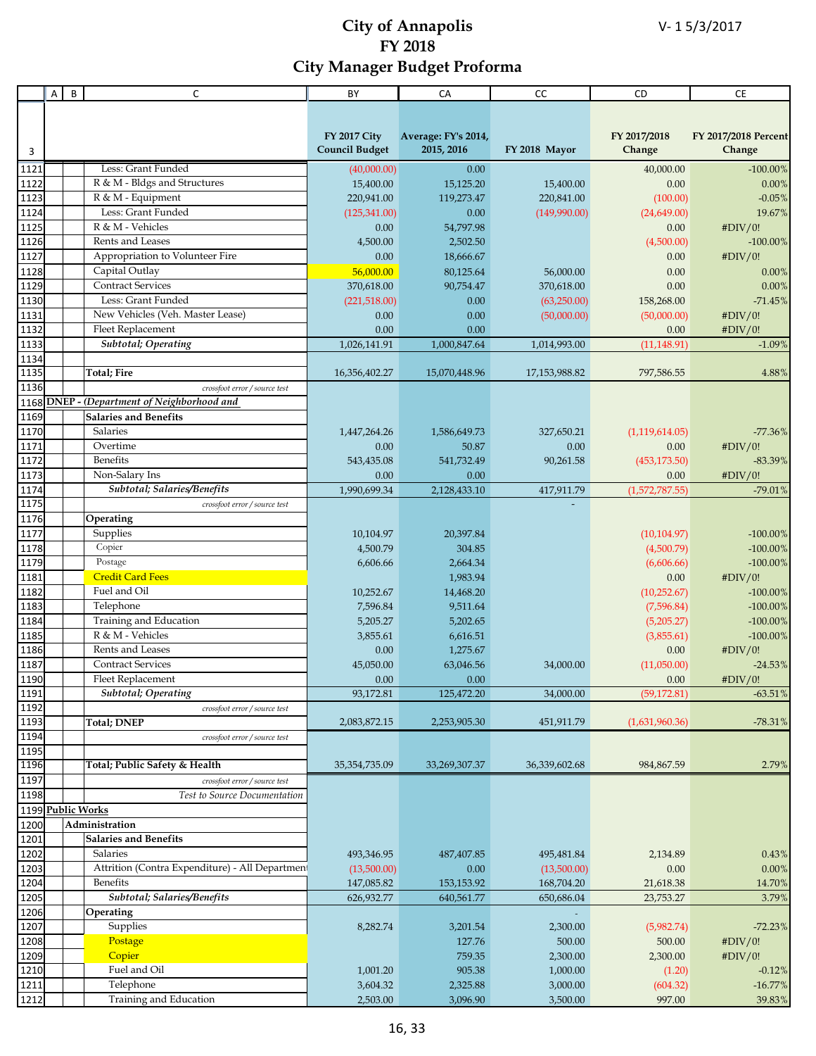# City of Annapolis
# FY 2018
# City Manager Budget Proforma

V- 1 5/3/2017

| 3 | A | B | C | BY: FY 2017 City Council Budget | CA: Average: FY's 2014, 2015, 2016 | CC: FY 2018 Mayor | CD: FY 2017/2018 Change | CE: FY 2017/2018 Percent Change |
|---|---|---|---|---|---|---|---|---|
| 1121 | | | Less: Grant Funded | (40,000.00) | 0.00 | | 40,000.00 | -100.00% |
| 1122 | | | R & M - Bldgs and Structures | 15,400.00 | 15,125.20 | 15,400.00 | 0.00 | 0.00% |
| 1123 | | | R & M - Equipment | 220,941.00 | 119,273.47 | 220,841.00 | (100.00) | -0.05% |
| 1124 | | | Less: Grant Funded | (125,341.00) | 0.00 | (149,990.00) | (24,649.00) | 19.67% |
| 1125 | | | R & M - Vehicles | 0.00 | 54,797.98 | | 0.00 | #DIV/0! |
| 1126 | | | Rents and Leases | 4,500.00 | 2,502.50 | | (4,500.00) | -100.00% |
| 1127 | | | Appropriation to Volunteer Fire | 0.00 | 18,666.67 | | 0.00 | #DIV/0! |
| 1128 | | | Capital Outlay | 56,000.00 | 80,125.64 | 56,000.00 | 0.00 | 0.00% |
| 1129 | | | Contract Services | 370,618.00 | 90,754.47 | 370,618.00 | 0.00 | 0.00% |
| 1130 | | | Less: Grant Funded | (221,518.00) | 0.00 | (63,250.00) | 158,268.00 | -71.45% |
| 1131 | | | New Vehicles (Veh. Master Lease) | 0.00 | 0.00 | (50,000.00) | (50,000.00) | #DIV/0! |
| 1132 | | | Fleet Replacement | 0.00 | 0.00 | | 0.00 | #DIV/0! |
| 1133 | | | ***Subtotal; Operating*** | 1,026,141.91 | 1,000,847.64 | 1,014,993.00 | (11,148.91) | -1.09% |
| 1134 | | | | | | | | |
| 1135 | | | **Total; Fire** | 16,356,402.27 | 15,070,448.96 | 17,153,988.82 | 797,586.55 | 4.88% |
| 1136 | | | *crossfoot error / source test* | | | | | |
| 1168 | ***DNEP - (Department of Neighborhood and*** | | | | | | | |
| 1169 | | | **Salaries and Benefits** | | | | | |
| 1170 | | | Salaries | 1,447,264.26 | 1,586,649.73 | 327,650.21 | (1,119,614.05) | -77.36% |
| 1171 | | | Overtime | 0.00 | 50.87 | 0.00 | 0.00 | #DIV/0! |
| 1172 | | | Benefits | 543,435.08 | 541,732.49 | 90,261.58 | (453,173.50) | -83.39% |
| 1173 | | | Non-Salary Ins | 0.00 | 0.00 | 0.00 | 0.00 | #DIV/0! |
| 1174 | | | ***Subtotal; Salaries/Benefits*** | 1,990,699.34 | 2,128,433.10 | 417,911.79 | (1,572,787.55) | -79.01% |
| 1175 | | | *crossfoot error / source test* | | | - | | |
| 1176 | | | **Operating** | | | | | |
| 1177 | | | Supplies | 10,104.97 | 20,397.84 | | (10,104.97) | -100.00% |
| 1178 | | | Copier | 4,500.79 | 304.85 | | (4,500.79) | -100.00% |
| 1179 | | | Postage | 6,606.66 | 2,664.34 | | (6,606.66) | -100.00% |
| 1181 | | | Credit Card Fees | | 1,983.94 | | 0.00 | #DIV/0! |
| 1182 | | | Fuel and Oil | 10,252.67 | 14,468.20 | | (10,252.67) | -100.00% |
| 1183 | | | Telephone | 7,596.84 | 9,511.64 | | (7,596.84) | -100.00% |
| 1184 | | | Training and Education | 5,205.27 | 5,202.65 | | (5,205.27) | -100.00% |
| 1185 | | | R & M - Vehicles | 3,855.61 | 6,616.51 | | (3,855.61) | -100.00% |
| 1186 | | | Rents and Leases | 0.00 | 1,275.67 | | 0.00 | #DIV/0! |
| 1187 | | | Contract Services | 45,050.00 | 63,046.56 | 34,000.00 | (11,050.00) | -24.53% |
| 1190 | | | Fleet Replacement | 0.00 | 0.00 | | 0.00 | #DIV/0! |
| 1191 | | | ***Subtotal; Operating*** | 93,172.81 | 125,472.20 | 34,000.00 | (59,172.81) | -63.51% |
| 1192 | | | *crossfoot error / source test* | | | | | |
| 1193 | | | **Total; DNEP** | 2,083,872.15 | 2,253,905.30 | 451,911.79 | (1,631,960.36) | -78.31% |
| 1194 | | | *crossfoot error / source test* | | | | | |
| 1195 | | | | | | | | |
| 1196 | | | **Total; Public Safety & Health** | 35,354,735.09 | 33,269,307.37 | 36,339,602.68 | 984,867.59 | 2.79% |
| 1197 | | | *crossfoot error / source test* | | | | | |
| 1198 | | | *Test to Source Documentation* | | | | | |
| 1199 | **Public Works** | | | | | | | |
| 1200 | | **Administration** | | | | | | |
| 1201 | | | **Salaries and Benefits** | | | | | |
| 1202 | | | Salaries | 493,346.95 | 487,407.85 | 495,481.84 | 2,134.89 | 0.43% |
| 1203 | | | Attrition (Contra Expenditure) - All Department | (13,500.00) | 0.00 | (13,500.00) | 0.00 | 0.00% |
| 1204 | | | Benefits | 147,085.82 | 153,153.92 | 168,704.20 | 21,618.38 | 14.70% |
| 1205 | | | ***Subtotal; Salaries/Benefits*** | 626,932.77 | 640,561.77 | 650,686.04 | 23,753.27 | 3.79% |
| 1206 | | | **Operating** | | | - | | |
| 1207 | | | Supplies | 8,282.74 | 3,201.54 | 2,300.00 | (5,982.74) | -72.23% |
| 1208 | | | Postage | | 127.76 | 500.00 | 500.00 | #DIV/0! |
| 1209 | | | Copier | | 759.35 | 2,300.00 | 2,300.00 | #DIV/0! |
| 1210 | | | Fuel and Oil | 1,001.20 | 905.38 | 1,000.00 | (1.20) | -0.12% |
| 1211 | | | Telephone | 3,604.32 | 2,325.88 | 3,000.00 | (604.32) | -16.77% |
| 1212 | | | Training and Education | 2,503.00 | 3,096.90 | 3,500.00 | 997.00 | 39.83% |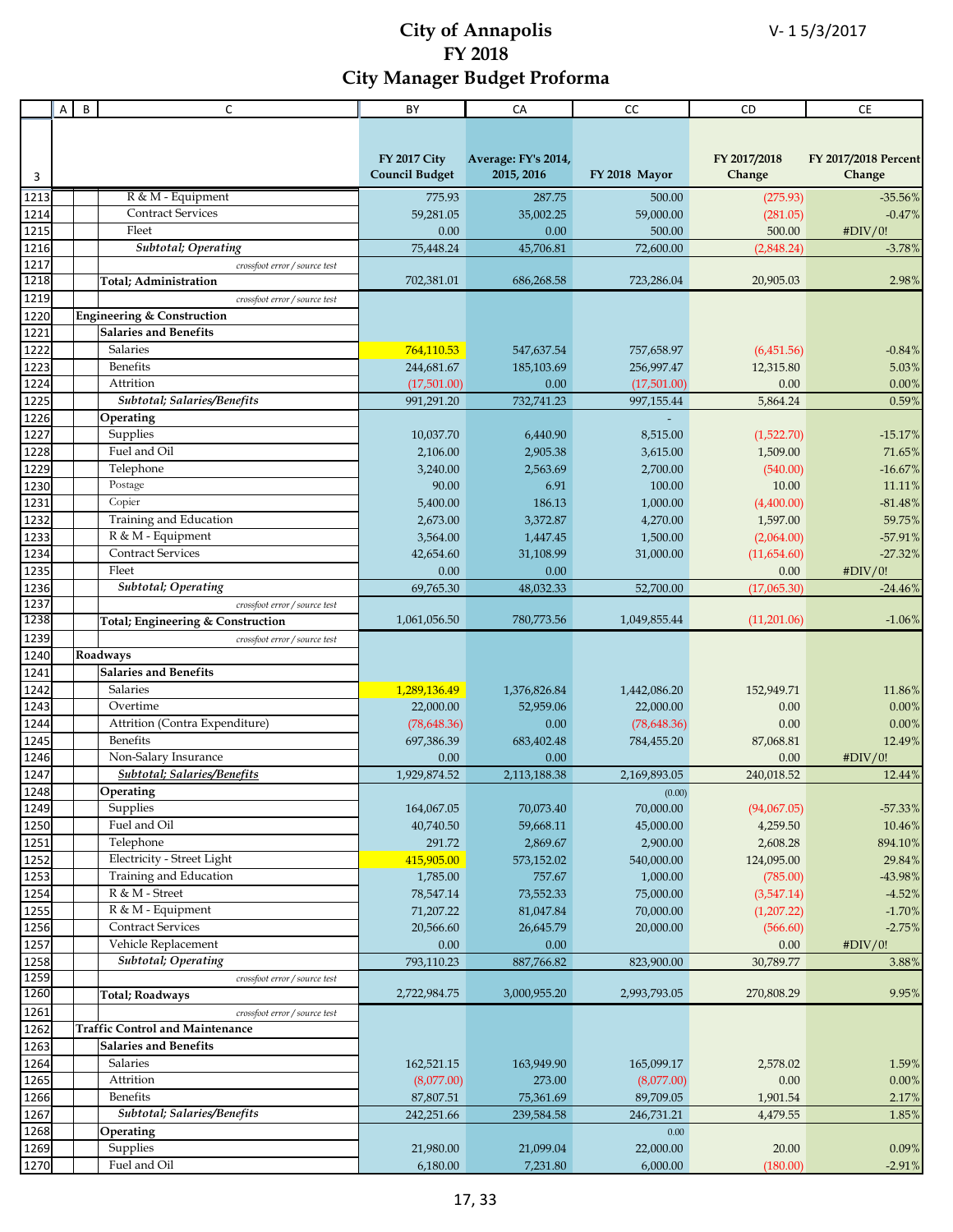# City of Annapolis
# FY 2018
# City Manager Budget Proforma

V- 1 5/3/2017

| 3 | A | B | C | BY<br>FY 2017 City Council Budget | CA<br>Average: FY's 2014, 2015, 2016 | CC<br>FY 2018 Mayor | CD<br>FY 2017/2018 Change | CE<br>FY 2017/2018 Percent Change |
|---|---|---|---|---|---|---|---|---|
| 1213 | | | R & M - Equipment | 775.93 | 287.75 | 500.00 | (275.93) | -35.56% |
| 1214 | | | Contract Services | 59,281.05 | 35,002.25 | 59,000.00 | (281.05) | -0.47% |
| 1215 | | | Fleet | 0.00 | 0.00 | 500.00 | 500.00 | #DIV/0! |
| 1216 | | | *Subtotal; Operating* | 75,448.24 | 45,706.81 | 72,600.00 | (2,848.24) | -3.78% |
| 1217 | | | *crossfoot error / source test* | | | | | |
| 1218 | | | **Total; Administration** | 702,381.01 | 686,268.58 | 723,286.04 | 20,905.03 | 2.98% |
| 1219 | | | *crossfoot error / source test* | | | | | |
| 1220 | **Engineering & Construction** | | | | | | | |
| 1221 | | **Salaries and Benefits** | | | | | | |
| 1222 | | | Salaries | 764,110.53 | 547,637.54 | 757,658.97 | (6,451.56) | -0.84% |
| 1223 | | | Benefits | 244,681.67 | 185,103.69 | 256,997.47 | 12,315.80 | 5.03% |
| 1224 | | | Attrition | (17,501.00) | 0.00 | (17,501.00) | 0.00 | 0.00% |
| 1225 | | | *Subtotal; Salaries/Benefits* | 991,291.20 | 732,741.23 | 997,155.44 | 5,864.24 | 0.59% |
| 1226 | | **Operating** | | | | - | | |
| 1227 | | | Supplies | 10,037.70 | 6,440.90 | 8,515.00 | (1,522.70) | -15.17% |
| 1228 | | | Fuel and Oil | 2,106.00 | 2,905.38 | 3,615.00 | 1,509.00 | 71.65% |
| 1229 | | | Telephone | 3,240.00 | 2,563.69 | 2,700.00 | (540.00) | -16.67% |
| 1230 | | | Postage | 90.00 | 6.91 | 100.00 | 10.00 | 11.11% |
| 1231 | | | Copier | 5,400.00 | 186.13 | 1,000.00 | (4,400.00) | -81.48% |
| 1232 | | | Training and Education | 2,673.00 | 3,372.87 | 4,270.00 | 1,597.00 | 59.75% |
| 1233 | | | R & M - Equipment | 3,564.00 | 1,447.45 | 1,500.00 | (2,064.00) | -57.91% |
| 1234 | | | Contract Services | 42,654.60 | 31,108.99 | 31,000.00 | (11,654.60) | -27.32% |
| 1235 | | | Fleet | 0.00 | 0.00 | | 0.00 | #DIV/0! |
| 1236 | | | *Subtotal; Operating* | 69,765.30 | 48,032.33 | 52,700.00 | (17,065.30) | -24.46% |
| 1237 | | | *crossfoot error / source test* | | | | | |
| 1238 | | | **Total; Engineering & Construction** | 1,061,056.50 | 780,773.56 | 1,049,855.44 | (11,201.06) | -1.06% |
| 1239 | | | *crossfoot error / source test* | | | | | |
| 1240 | **Roadways** | | | | | | | |
| 1241 | | **Salaries and Benefits** | | | | | | |
| 1242 | | | Salaries | 1,289,136.49 | 1,376,826.84 | 1,442,086.20 | 152,949.71 | 11.86% |
| 1243 | | | Overtime | 22,000.00 | 52,959.06 | 22,000.00 | 0.00 | 0.00% |
| 1244 | | | Attrition (Contra Expenditure) | (78,648.36) | 0.00 | (78,648.36) | 0.00 | 0.00% |
| 1245 | | | Benefits | 697,386.39 | 683,402.48 | 784,455.20 | 87,068.81 | 12.49% |
| 1246 | | | Non-Salary Insurance | 0.00 | 0.00 | 0.00 | 0.00 | #DIV/0! |
| 1247 | | | *Subtotal; Salaries/Benefits* | 1,929,874.52 | 2,113,188.38 | 2,169,893.05 | 240,018.52 | 12.44% |
| 1248 | | **Operating** | | | | (0.00) | | |
| 1249 | | | Supplies | 164,067.05 | 70,073.40 | 70,000.00 | (94,067.05) | -57.33% |
| 1250 | | | Fuel and Oil | 40,740.50 | 59,668.11 | 45,000.00 | 4,259.50 | 10.46% |
| 1251 | | | Telephone | 291.72 | 2,869.67 | 2,900.00 | 2,608.28 | 894.10% |
| 1252 | | | Electricity - Street Light | 415,905.00 | 573,152.02 | 540,000.00 | 124,095.00 | 29.84% |
| 1253 | | | Training and Education | 1,785.00 | 757.67 | 1,000.00 | (785.00) | -43.98% |
| 1254 | | | R & M - Street | 78,547.14 | 73,552.33 | 75,000.00 | (3,547.14) | -4.52% |
| 1255 | | | R & M - Equipment | 71,207.22 | 81,047.84 | 70,000.00 | (1,207.22) | -1.70% |
| 1256 | | | Contract Services | 20,566.60 | 26,645.79 | 20,000.00 | (566.60) | -2.75% |
| 1257 | | | Vehicle Replacement | 0.00 | 0.00 | 0.00 | 0.00 | #DIV/0! |
| 1258 | | | *Subtotal; Operating* | 793,110.23 | 887,766.82 | 823,900.00 | 30,789.77 | 3.88% |
| 1259 | | | *crossfoot error / source test* | | | | | |
| 1260 | | | **Total; Roadways** | 2,722,984.75 | 3,000,955.20 | 2,993,793.05 | 270,808.29 | 9.95% |
| 1261 | | | *crossfoot error / source test* | | | | | |
| 1262 | **Traffic Control and Maintenance** | | | | | | | |
| 1263 | | **Salaries and Benefits** | | | | | | |
| 1264 | | | Salaries | 162,521.15 | 163,949.90 | 165,099.17 | 2,578.02 | 1.59% |
| 1265 | | | Attrition | (8,077.00) | 273.00 | (8,077.00) | 0.00 | 0.00% |
| 1266 | | | Benefits | 87,807.51 | 75,361.69 | 89,709.05 | 1,901.54 | 2.17% |
| 1267 | | | *Subtotal; Salaries/Benefits* | 242,251.66 | 239,584.58 | 246,731.21 | 4,479.55 | 1.85% |
| 1268 | | **Operating** | | | | 0.00 | | |
| 1269 | | | Supplies | 21,980.00 | 21,099.04 | 22,000.00 | 20.00 | 0.09% |
| 1270 | | | Fuel and Oil | 6,180.00 | 7,231.80 | 6,000.00 | (180.00) | -2.91% |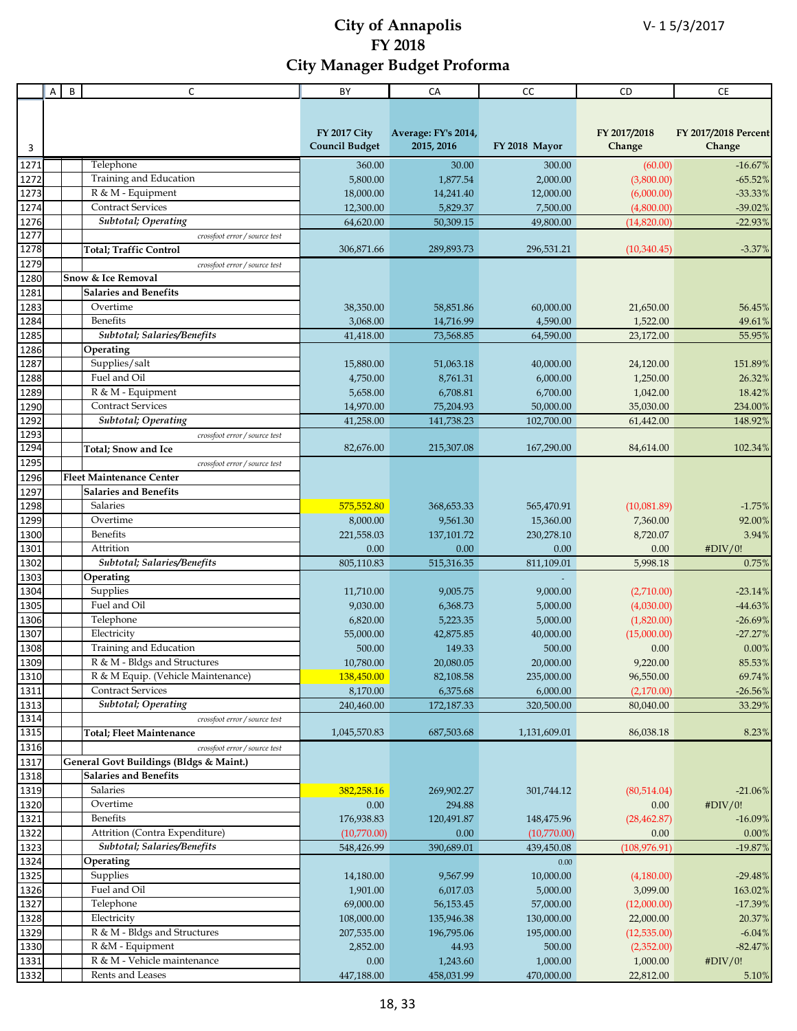# City of Annapolis
# FY 2018
# City Manager Budget Proforma

V- 1 5/3/2017

| 3 | A | B | C | FY 2017 City Council Budget | Average: FY's 2014, 2015, 2016 | FY 2018 Mayor | FY 2017/2018 Change | FY 2017/2018 Percent Change |
|---|---|---|---|---|---|---|---|---|
| 1271 | | | Telephone | 360.00 | 30.00 | 300.00 | (60.00) | -16.67% |
| 1272 | | | Training and Education | 5,800.00 | 1,877.54 | 2,000.00 | (3,800.00) | -65.52% |
| 1273 | | | R & M - Equipment | 18,000.00 | 14,241.40 | 12,000.00 | (6,000.00) | -33.33% |
| 1274 | | | Contract Services | 12,300.00 | 5,829.37 | 7,500.00 | (4,800.00) | -39.02% |
| 1276 | | | *Subtotal; Operating* | 64,620.00 | 50,309.15 | 49,800.00 | (14,820.00) | -22.93% |
| 1277 | | | *crossfoot error / source test* | | | | | |
| 1278 | | | **Total; Traffic Control** | 306,871.66 | 289,893.73 | 296,531.21 | (10,340.45) | -3.37% |
| 1279 | | | *crossfoot error / source test* | | | | | |
| 1280 | | **Snow & Ice Removal** | | | | | | |
| 1281 | | | **Salaries and Benefits** | | | | | |
| 1283 | | | Overtime | 38,350.00 | 58,851.86 | 60,000.00 | 21,650.00 | 56.45% |
| 1284 | | | Benefits | 3,068.00 | 14,716.99 | 4,590.00 | 1,522.00 | 49.61% |
| 1285 | | | *Subtotal; Salaries/Benefits* | 41,418.00 | 73,568.85 | 64,590.00 | 23,172.00 | 55.95% |
| 1286 | | | **Operating** | | | | | |
| 1287 | | | Supplies/salt | 15,880.00 | 51,063.18 | 40,000.00 | 24,120.00 | 151.89% |
| 1288 | | | Fuel and Oil | 4,750.00 | 8,761.31 | 6,000.00 | 1,250.00 | 26.32% |
| 1289 | | | R & M - Equipment | 5,658.00 | 6,708.81 | 6,700.00 | 1,042.00 | 18.42% |
| 1290 | | | Contract Services | 14,970.00 | 75,204.93 | 50,000.00 | 35,030.00 | 234.00% |
| 1292 | | | *Subtotal; Operating* | 41,258.00 | 141,738.23 | 102,700.00 | 61,442.00 | 148.92% |
| 1293 | | | *crossfoot error / source test* | | | | | |
| 1294 | | | **Total; Snow and Ice** | 82,676.00 | 215,307.08 | 167,290.00 | 84,614.00 | 102.34% |
| 1295 | | | *crossfoot error / source test* | | | | | |
| 1296 | | **Fleet Maintenance Center** | | | | | | |
| 1297 | | | **Salaries and Benefits** | | | | | |
| 1298 | | | Salaries | 575,552.80 | 368,653.33 | 565,470.91 | (10,081.89) | -1.75% |
| 1299 | | | Overtime | 8,000.00 | 9,561.30 | 15,360.00 | 7,360.00 | 92.00% |
| 1300 | | | Benefits | 221,558.03 | 137,101.72 | 230,278.10 | 8,720.07 | 3.94% |
| 1301 | | | Attrition | 0.00 | 0.00 | 0.00 | 0.00 | #DIV/0! |
| 1302 | | | *Subtotal; Salaries/Benefits* | 805,110.83 | 515,316.35 | 811,109.01 | 5,998.18 | 0.75% |
| 1303 | | | **Operating** | | | - | | |
| 1304 | | | Supplies | 11,710.00 | 9,005.75 | 9,000.00 | (2,710.00) | -23.14% |
| 1305 | | | Fuel and Oil | 9,030.00 | 6,368.73 | 5,000.00 | (4,030.00) | -44.63% |
| 1306 | | | Telephone | 6,820.00 | 5,223.35 | 5,000.00 | (1,820.00) | -26.69% |
| 1307 | | | Electricity | 55,000.00 | 42,875.85 | 40,000.00 | (15,000.00) | -27.27% |
| 1308 | | | Training and Education | 500.00 | 149.33 | 500.00 | 0.00 | 0.00% |
| 1309 | | | R & M - Bldgs and Structures | 10,780.00 | 20,080.05 | 20,000.00 | 9,220.00 | 85.53% |
| 1310 | | | R & M Equip. (Vehicle Maintenance) | 138,450.00 | 82,108.58 | 235,000.00 | 96,550.00 | 69.74% |
| 1311 | | | Contract Services | 8,170.00 | 6,375.68 | 6,000.00 | (2,170.00) | -26.56% |
| 1313 | | | *Subtotal; Operating* | 240,460.00 | 172,187.33 | 320,500.00 | 80,040.00 | 33.29% |
| 1314 | | | *crossfoot error / source test* | | | | | |
| 1315 | | | **Total; Fleet Maintenance** | 1,045,570.83 | 687,503.68 | 1,131,609.01 | 86,038.18 | 8.23% |
| 1316 | | | *crossfoot error / source test* | | | | | |
| 1317 | | **General Govt Buildings (Bldgs & Maint.)** | | | | | | |
| 1318 | | | **Salaries and Benefits** | | | | | |
| 1319 | | | Salaries | 382,258.16 | 269,902.27 | 301,744.12 | (80,514.04) | -21.06% |
| 1320 | | | Overtime | 0.00 | 294.88 | | 0.00 | #DIV/0! |
| 1321 | | | Benefits | 176,938.83 | 120,491.87 | 148,475.96 | (28,462.87) | -16.09% |
| 1322 | | | Attrition (Contra Expenditure) | (10,770.00) | 0.00 | (10,770.00) | 0.00 | 0.00% |
| 1323 | | | *Subtotal; Salaries/Benefits* | 548,426.99 | 390,689.01 | 439,450.08 | (108,976.91) | -19.87% |
| 1324 | | | **Operating** | | | 0.00 | | |
| 1325 | | | Supplies | 14,180.00 | 9,567.99 | 10,000.00 | (4,180.00) | -29.48% |
| 1326 | | | Fuel and Oil | 1,901.00 | 6,017.03 | 5,000.00 | 3,099.00 | 163.02% |
| 1327 | | | Telephone | 69,000.00 | 56,153.45 | 57,000.00 | (12,000.00) | -17.39% |
| 1328 | | | Electricity | 108,000.00 | 135,946.38 | 130,000.00 | 22,000.00 | 20.37% |
| 1329 | | | R & M - Bldgs and Structures | 207,535.00 | 196,795.06 | 195,000.00 | (12,535.00) | -6.04% |
| 1330 | | | R &M - Equipment | 2,852.00 | 44.93 | 500.00 | (2,352.00) | -82.47% |
| 1331 | | | R & M - Vehicle maintenance | 0.00 | 1,243.60 | 1,000.00 | 1,000.00 | #DIV/0! |
| 1332 | | | Rents and Leases | 447,188.00 | 458,031.99 | 470,000.00 | 22,812.00 | 5.10% |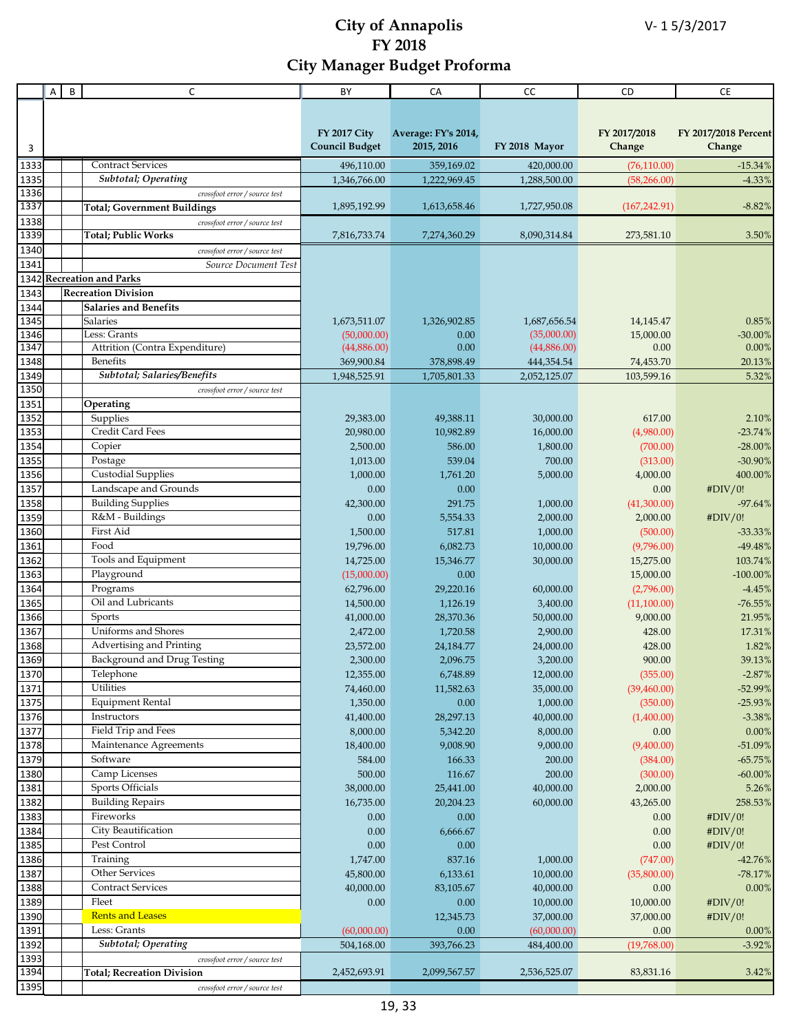# City of Annapolis
## FY 2018
## City Manager Budget Proforma

V- 1 5/3/2017

| | A | B | C | BY | CA | CC | CD | CE |
|---|---|---|---|---|---|---|---|---|
| 3 | | | | FY 2017 City Council Budget | Average: FY's 2014, 2015, 2016 | FY 2018 Mayor | FY 2017/2018 Change | FY 2017/2018 Percent Change |
| 1333 | | | Contract Services | 496,110.00 | 359,169.02 | 420,000.00 | (76,110.00) | -15.34% |
| 1335 | | | *Subtotal; Operating* | 1,346,766.00 | 1,222,969.45 | 1,288,500.00 | (58,266.00) | -4.33% |
| 1336 | | | crossfoot error / source test | | | | | |
| 1337 | | | **Total; Government Buildings** | 1,895,192.99 | 1,613,658.46 | 1,727,950.08 | (167,242.91) | -8.82% |
| 1338 | | | crossfoot error / source test | | | | | |
| 1339 | | | **Total; Public Works** | 7,816,733.74 | 7,274,360.29 | 8,090,314.84 | 273,581.10 | 3.50% |
| 1340 | | | crossfoot error / source test | | | | | |
| 1341 | | | Source Document Test | | | | | |
| 1342 | **Recreation and Parks** | | | | | | | |
| 1343 | | **Recreation Division** | | | | | | |
| 1344 | | | **Salaries and Benefits** | | | | | |
| 1345 | | | Salaries | 1,673,511.07 | 1,326,902.85 | 1,687,656.54 | 14,145.47 | 0.85% |
| 1346 | | | Less: Grants | (50,000.00) | 0.00 | (35,000.00) | 15,000.00 | -30.00% |
| 1347 | | | Attrition (Contra Expenditure) | (44,886.00) | 0.00 | (44,886.00) | 0.00 | 0.00% |
| 1348 | | | Benefits | 369,900.84 | 378,898.49 | 444,354.54 | 74,453.70 | 20.13% |
| 1349 | | | *Subtotal; Salaries/Benefits* | 1,948,525.91 | 1,705,801.33 | 2,052,125.07 | 103,599.16 | 5.32% |
| 1350 | | | crossfoot error / source test | | | | | |
| 1351 | | | **Operating** | | | | | |
| 1352 | | | Supplies | 29,383.00 | 49,388.11 | 30,000.00 | 617.00 | 2.10% |
| 1353 | | | Credit Card Fees | 20,980.00 | 10,982.89 | 16,000.00 | (4,980.00) | -23.74% |
| 1354 | | | Copier | 2,500.00 | 586.00 | 1,800.00 | (700.00) | -28.00% |
| 1355 | | | Postage | 1,013.00 | 539.04 | 700.00 | (313.00) | -30.90% |
| 1356 | | | Custodial Supplies | 1,000.00 | 1,761.20 | 5,000.00 | 4,000.00 | 400.00% |
| 1357 | | | Landscape and Grounds | 0.00 | 0.00 | 0.00 | 0.00 | #DIV/0! |
| 1358 | | | Building Supplies | 42,300.00 | 291.75 | 1,000.00 | (41,300.00) | -97.64% |
| 1359 | | | R&M - Buildings | 0.00 | 5,554.33 | 2,000.00 | 2,000.00 | #DIV/0! |
| 1360 | | | First Aid | 1,500.00 | 517.81 | 1,000.00 | (500.00) | -33.33% |
| 1361 | | | Food | 19,796.00 | 6,082.73 | 10,000.00 | (9,796.00) | -49.48% |
| 1362 | | | Tools and Equipment | 14,725.00 | 15,346.77 | 30,000.00 | 15,275.00 | 103.74% |
| 1363 | | | Playground | (15,000.00) | 0.00 | | 15,000.00 | -100.00% |
| 1364 | | | Programs | 62,796.00 | 29,220.16 | 60,000.00 | (2,796.00) | -4.45% |
| 1365 | | | Oil and Lubricants | 14,500.00 | 1,126.19 | 3,400.00 | (11,100.00) | -76.55% |
| 1366 | | | Sports | 41,000.00 | 28,370.36 | 50,000.00 | 9,000.00 | 21.95% |
| 1367 | | | Uniforms and Shores | 2,472.00 | 1,720.58 | 2,900.00 | 428.00 | 17.31% |
| 1368 | | | Advertising and Printing | 23,572.00 | 24,184.77 | 24,000.00 | 428.00 | 1.82% |
| 1369 | | | Background and Drug Testing | 2,300.00 | 2,096.75 | 3,200.00 | 900.00 | 39.13% |
| 1370 | | | Telephone | 12,355.00 | 6,748.89 | 12,000.00 | (355.00) | -2.87% |
| 1371 | | | Utilities | 74,460.00 | 11,582.63 | 35,000.00 | (39,460.00) | -52.99% |
| 1375 | | | Equipment Rental | 1,350.00 | 0.00 | 1,000.00 | (350.00) | -25.93% |
| 1376 | | | Instructors | 41,400.00 | 28,297.13 | 40,000.00 | (1,400.00) | -3.38% |
| 1377 | | | Field Trip and Fees | 8,000.00 | 5,342.20 | 8,000.00 | 0.00 | 0.00% |
| 1378 | | | Maintenance Agreements | 18,400.00 | 9,008.90 | 9,000.00 | (9,400.00) | -51.09% |
| 1379 | | | Software | 584.00 | 166.33 | 200.00 | (384.00) | -65.75% |
| 1380 | | | Camp Licenses | 500.00 | 116.67 | 200.00 | (300.00) | -60.00% |
| 1381 | | | Sports Officials | 38,000.00 | 25,441.00 | 40,000.00 | 2,000.00 | 5.26% |
| 1382 | | | Building Repairs | 16,735.00 | 20,204.23 | 60,000.00 | 43,265.00 | 258.53% |
| 1383 | | | Fireworks | 0.00 | 0.00 | | 0.00 | #DIV/0! |
| 1384 | | | City Beautification | 0.00 | 6,666.67 | | 0.00 | #DIV/0! |
| 1385 | | | Pest Control | 0.00 | 0.00 | | 0.00 | #DIV/0! |
| 1386 | | | Training | 1,747.00 | 837.16 | 1,000.00 | (747.00) | -42.76% |
| 1387 | | | Other Services | 45,800.00 | 6,133.61 | 10,000.00 | (35,800.00) | -78.17% |
| 1388 | | | Contract Services | 40,000.00 | 83,105.67 | 40,000.00 | 0.00 | 0.00% |
| 1389 | | | Fleet | 0.00 | 0.00 | 10,000.00 | 10,000.00 | #DIV/0! |
| 1390 | | | Rents and Leases | | 12,345.73 | 37,000.00 | 37,000.00 | #DIV/0! |
| 1391 | | | Less: Grants | (60,000.00) | 0.00 | (60,000.00) | 0.00 | 0.00% |
| 1392 | | | *Subtotal; Operating* | 504,168.00 | 393,766.23 | 484,400.00 | (19,768.00) | -3.92% |
| 1393 | | | crossfoot error / source test | | | | | |
| 1394 | | | **Total; Recreation Division** | 2,452,693.91 | 2,099,567.57 | 2,536,525.07 | 83,831.16 | 3.42% |
| 1395 | | | crossfoot error / source test | | | | | |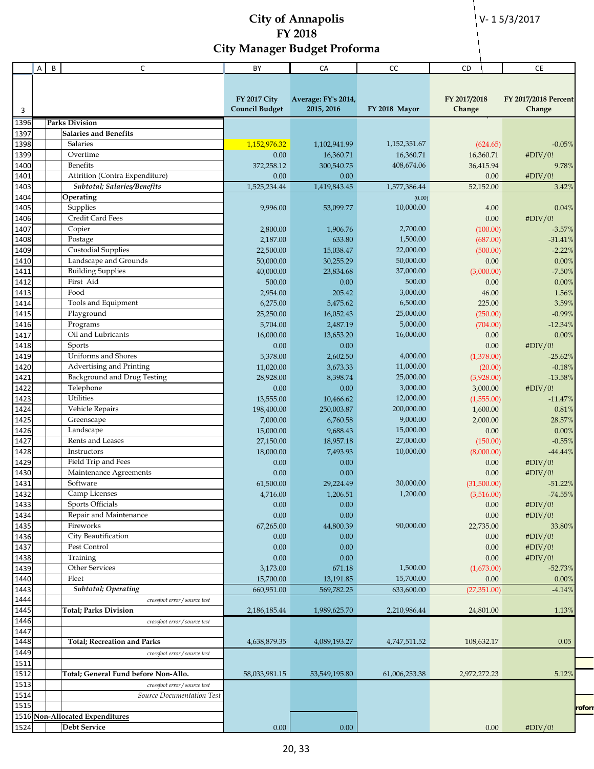# City of Annapolis
# FY 2018
# City Manager Budget Proforma

V- 1 5/3/2017

| | A | B | C | BY | CA | CC | CD | CE |
|---|---|---|---|---|---|---|---|---|
| 3 | | | | FY 2017 City Council Budget | Average: FY's 2014, 2015, 2016 | FY 2018 Mayor | FY 2017/2018 Change | FY 2017/2018 Percent Change |
| 1396 | Parks Division | | | | | | | |
| 1397 | | Salaries and Benefits | | | | | | |
| 1398 | | | Salaries | 1,152,976.32 | 1,102,941.99 | 1,152,351.67 | (624.65) | -0.05% |
| 1399 | | | Overtime | 0.00 | 16,360.71 | 16,360.71 | 16,360.71 | #DIV/0! |
| 1400 | | | Benefits | 372,258.12 | 300,540.75 | 408,674.06 | 36,415.94 | 9.78% |
| 1401 | | | Attrition (Contra Expenditure) | 0.00 | 0.00 | | 0.00 | #DIV/0! |
| 1403 | | | *Subtotal; Salaries/Benefits* | 1,525,234.44 | 1,419,843.45 | 1,577,386.44 | 52,152.00 | 3.42% |
| 1404 | | Operating | | | | (0.00) | | |
| 1405 | | | Supplies | 9,996.00 | 53,099.77 | 10,000.00 | 4.00 | 0.04% |
| 1406 | | | Credit Card Fees | | | | 0.00 | #DIV/0! |
| 1407 | | | Copier | 2,800.00 | 1,906.76 | 2,700.00 | (100.00) | -3.57% |
| 1408 | | | Postage | 2,187.00 | 633.80 | 1,500.00 | (687.00) | -31.41% |
| 1409 | | | Custodial Supplies | 22,500.00 | 15,038.47 | 22,000.00 | (500.00) | -2.22% |
| 1410 | | | Landscape and Grounds | 50,000.00 | 30,255.29 | 50,000.00 | 0.00 | 0.00% |
| 1411 | | | Building Supplies | 40,000.00 | 23,834.68 | 37,000.00 | (3,000.00) | -7.50% |
| 1412 | | | First Aid | 500.00 | 0.00 | 500.00 | 0.00 | 0.00% |
| 1413 | | | Food | 2,954.00 | 205.42 | 3,000.00 | 46.00 | 1.56% |
| 1414 | | | Tools and Equipment | 6,275.00 | 5,475.62 | 6,500.00 | 225.00 | 3.59% |
| 1415 | | | Playground | 25,250.00 | 16,052.43 | 25,000.00 | (250.00) | -0.99% |
| 1416 | | | Programs | 5,704.00 | 2,487.19 | 5,000.00 | (704.00) | -12.34% |
| 1417 | | | Oil and Lubricants | 16,000.00 | 13,653.20 | 16,000.00 | 0.00 | 0.00% |
| 1418 | | | Sports | 0.00 | 0.00 | | 0.00 | #DIV/0! |
| 1419 | | | Uniforms and Shores | 5,378.00 | 2,602.50 | 4,000.00 | (1,378.00) | -25.62% |
| 1420 | | | Advertising and Printing | 11,020.00 | 3,673.33 | 11,000.00 | (20.00) | -0.18% |
| 1421 | | | Background and Drug Testing | 28,928.00 | 8,398.74 | 25,000.00 | (3,928.00) | -13.58% |
| 1422 | | | Telephone | 0.00 | 0.00 | 3,000.00 | 3,000.00 | #DIV/0! |
| 1423 | | | Utilities | 13,555.00 | 10,466.62 | 12,000.00 | (1,555.00) | -11.47% |
| 1424 | | | Vehicle Repairs | 198,400.00 | 250,003.87 | 200,000.00 | 1,600.00 | 0.81% |
| 1425 | | | Greenscape | 7,000.00 | 6,760.58 | 9,000.00 | 2,000.00 | 28.57% |
| 1426 | | | Landscape | 15,000.00 | 9,688.43 | 15,000.00 | 0.00 | 0.00% |
| 1427 | | | Rents and Leases | 27,150.00 | 18,957.18 | 27,000.00 | (150.00) | -0.55% |
| 1428 | | | Instructors | 18,000.00 | 7,493.93 | 10,000.00 | (8,000.00) | -44.44% |
| 1429 | | | Field Trip and Fees | 0.00 | 0.00 | | 0.00 | #DIV/0! |
| 1430 | | | Maintenance Agreements | 0.00 | 0.00 | | 0.00 | #DIV/0! |
| 1431 | | | Software | 61,500.00 | 29,224.49 | 30,000.00 | (31,500.00) | -51.22% |
| 1432 | | | Camp Licenses | 4,716.00 | 1,206.51 | 1,200.00 | (3,516.00) | -74.55% |
| 1433 | | | Sports Officials | 0.00 | 0.00 | | 0.00 | #DIV/0! |
| 1434 | | | Repair and Maintenance | 0.00 | 0.00 | | 0.00 | #DIV/0! |
| 1435 | | | Fireworks | 67,265.00 | 44,800.39 | 90,000.00 | 22,735.00 | 33.80% |
| 1436 | | | City Beautification | 0.00 | 0.00 | | 0.00 | #DIV/0! |
| 1437 | | | Pest Control | 0.00 | 0.00 | | 0.00 | #DIV/0! |
| 1438 | | | Training | 0.00 | 0.00 | | 0.00 | #DIV/0! |
| 1439 | | | Other Services | 3,173.00 | 671.18 | 1,500.00 | (1,673.00) | -52.73% |
| 1440 | | | Fleet | 15,700.00 | 13,191.85 | 15,700.00 | 0.00 | 0.00% |
| 1443 | | | *Subtotal; Operating* | 660,951.00 | 569,782.25 | 633,600.00 | (27,351.00) | -4.14% |
| 1444 | | | *crossfoot error / source test* | | | | | |
| 1445 | | Total; Parks Division | | 2,186,185.44 | 1,989,625.70 | 2,210,986.44 | 24,801.00 | 1.13% |
| 1446 | | | *crossfoot error / source test* | | | | | |
| 1447 | | | | | | | | |
| 1448 | | | Total; Recreation and Parks | 4,638,879.35 | 4,089,193.27 | 4,747,511.52 | 108,632.17 | 0.05 |
| 1449 | | | *crossfoot error / source test* | | | | | |
| 1511 | | | | | | | | |
| 1512 | | | Total; General Fund before Non-Allo. | 58,033,981.15 | 53,549,195.80 | 61,006,253.38 | 2,972,272.23 | 5.12% |
| 1513 | | | *crossfoot error / source test* | | | | | |
| 1514 | | | *Source Documentation Test* | | | | | |
| 1515 | | | | | | | | |
| 1516 | Non-Allocated Expenditures | | | | | | | |
| 1524 | | | Debt Service | 0.00 | 0.00 | | 0.00 | #DIV/0! |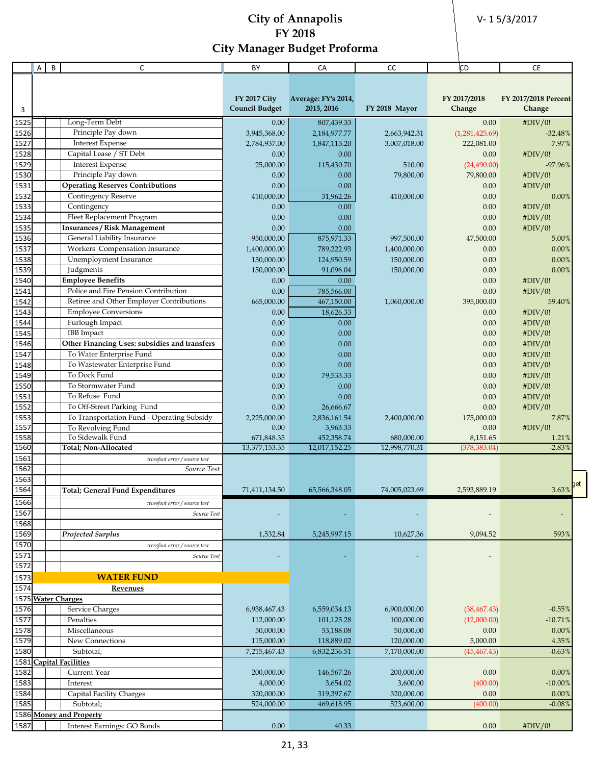# City of Annapolis
## FY 2018
## City Manager Budget Proforma

V- 1 5/3/2017

| | A | B | C | BY | CA | CC | CD | CE |
|---|---|---|---|---|---|---|---|---|
| 3 | | | | FY 2017 City Council Budget | Average: FY's 2014, 2015, 2016 | FY 2018 Mayor | FY 2017/2018 Change | FY 2017/2018 Percent Change |
| 1525 | | | Long-Term Debt | 0.00 | 807,439.33 | | 0.00 | #DIV/0! |
| 1526 | | | Principle Pay down | 3,945,368.00 | 2,184,977.77 | 2,663,942.31 | (1,281,425.69) | -32.48% |
| 1527 | | | Interest Expense | 2,784,937.00 | 1,847,113.20 | 3,007,018.00 | 222,081.00 | 7.97% |
| 1528 | | | Capital Lease / ST Debt | 0.00 | 0.00 | | 0.00 | #DIV/0! |
| 1529 | | | Interest Expense | 25,000.00 | 115,430.70 | 510.00 | (24,490.00) | -97.96% |
| 1530 | | | Principle Pay down | 0.00 | 0.00 | 79,800.00 | 79,800.00 | #DIV/0! |
| 1531 | | | **Operating Reserves Contributions** | 0.00 | 0.00 | | 0.00 | #DIV/0! |
| 1532 | | | Contingency Reserve | 410,000.00 | 31,962.26 | 410,000.00 | 0.00 | 0.00% |
| 1533 | | | Contingency | 0.00 | 0.00 | | 0.00 | #DIV/0! |
| 1534 | | | Fleet Replacement Program | 0.00 | 0.00 | | 0.00 | #DIV/0! |
| 1535 | | | **Insurances / Risk Management** | 0.00 | 0.00 | | 0.00 | #DIV/0! |
| 1536 | | | General Liability Insurance | 950,000.00 | 875,971.33 | 997,500.00 | 47,500.00 | 5.00% |
| 1537 | | | Workers' Compensation Insurance | 1,400,000.00 | 789,222.93 | 1,400,000.00 | 0.00 | 0.00% |
| 1538 | | | Unemployment Insurance | 150,000.00 | 124,950.59 | 150,000.00 | 0.00 | 0.00% |
| 1539 | | | Judgments | 150,000.00 | 91,096.04 | 150,000.00 | 0.00 | 0.00% |
| 1540 | | | **Employee Benefits** | 0.00 | 0.00 | | 0.00 | #DIV/0! |
| 1541 | | | Police and Fire Pension Contribution | 0.00 | 785,566.00 | | 0.00 | #DIV/0! |
| 1542 | | | Retiree and Other Employer Contributions | 665,000.00 | 467,150.00 | 1,060,000.00 | 395,000.00 | 59.40% |
| 1543 | | | Employee Conversions | 0.00 | 18,626.33 | | 0.00 | #DIV/0! |
| 1544 | | | Furlough Impact | 0.00 | 0.00 | | 0.00 | #DIV/0! |
| 1545 | | | IBB Impact | 0.00 | 0.00 | | 0.00 | #DIV/0! |
| 1546 | | | **Other Financing Uses: subsidies and transfers** | 0.00 | 0.00 | | 0.00 | #DIV/0! |
| 1547 | | | To Water Enterprise Fund | 0.00 | 0.00 | | 0.00 | #DIV/0! |
| 1548 | | | To Wastewater Enterprise Fund | 0.00 | 0.00 | | 0.00 | #DIV/0! |
| 1549 | | | To Dock Fund | 0.00 | 79,533.33 | | 0.00 | #DIV/0! |
| 1550 | | | To Stormwater Fund | 0.00 | 0.00 | | 0.00 | #DIV/0! |
| 1551 | | | To Refuse Fund | 0.00 | 0.00 | | 0.00 | #DIV/0! |
| 1552 | | | To Off-Street Parking Fund | 0.00 | 26,666.67 | | 0.00 | #DIV/0! |
| 1553 | | | To Transportation Fund - Operating Subsidy | 2,225,000.00 | 2,836,161.54 | 2,400,000.00 | 175,000.00 | 7.87% |
| 1557 | | | To Revolving Fund | 0.00 | 3,963.33 | | 0.00 | #DIV/0! |
| 1558 | | | To Sidewalk Fund | 671,848.35 | 452,358.74 | 680,000.00 | 8,151.65 | 1.21% |
| 1560 | | | **Total; Non-Allocated** | 13,377,153.35 | 12,017,152.25 | 12,998,770.31 | (378,383.04) | -2.83% |
| 1561 | | | *crossfoot error / source test* | | | | | |
| 1562 | | | *Source Test* | | | | | |
| 1563 | | | | | | | | |
| 1564 | | | **Total; General Fund Expenditures** | 71,411,134.50 | 65,566,348.05 | 74,005,023.69 | 2,593,889.19 | 3.63% |
| 1566 | | | *crossfoot error / source test* | | | | | |
| 1567 | | | *Source Test* | - | - | - | - | - |
| 1568 | | | | | | | | |
| 1569 | | | ***Projected Surplus*** | 1,532.84 | 5,245,997.15 | 10,627.36 | 9,094.52 | 593% |
| 1570 | | | *crossfoot error / source test* | | | | | |
| 1571 | | | *Source Test* | - | - | - | - | |
| 1572 | | | | | | | | |
| 1573 | | | **WATER FUND** | | | | | |
| 1574 | | | **Revenues** | | | | | |
| 1575 | **Water Charges** | | | | | | | |
| 1576 | | | Service Charges | 6,938,467.43 | 6,559,034.13 | 6,900,000.00 | (38,467.43) | -0.55% |
| 1577 | | | Penalties | 112,000.00 | 101,125.28 | 100,000.00 | (12,000.00) | -10.71% |
| 1578 | | | Miscellaneous | 50,000.00 | 53,188.08 | 50,000.00 | 0.00 | 0.00% |
| 1579 | | | New Connections | 115,000.00 | 118,889.02 | 120,000.00 | 5,000.00 | 4.35% |
| 1580 | | | Subtotal; | 7,215,467.43 | 6,832,236.51 | 7,170,000.00 | (45,467.43) | -0.63% |
| 1581 | **Capital Facilities** | | | | | | | |
| 1582 | | | Current Year | 200,000.00 | 146,567.26 | 200,000.00 | 0.00 | 0.00% |
| 1583 | | | Interest | 4,000.00 | 3,654.02 | 3,600.00 | (400.00) | -10.00% |
| 1584 | | | Capital Facility Charges | 320,000.00 | 319,397.67 | 320,000.00 | 0.00 | 0.00% |
| 1585 | | | Subtotal; | 524,000.00 | 469,618.95 | 523,600.00 | (400.00) | -0.08% |
| 1586 | **Money and Property** | | | | | | | |
| 1587 | | | Interest Earnings: GO Bonds | 0.00 | 40.33 | | 0.00 | #DIV/0! |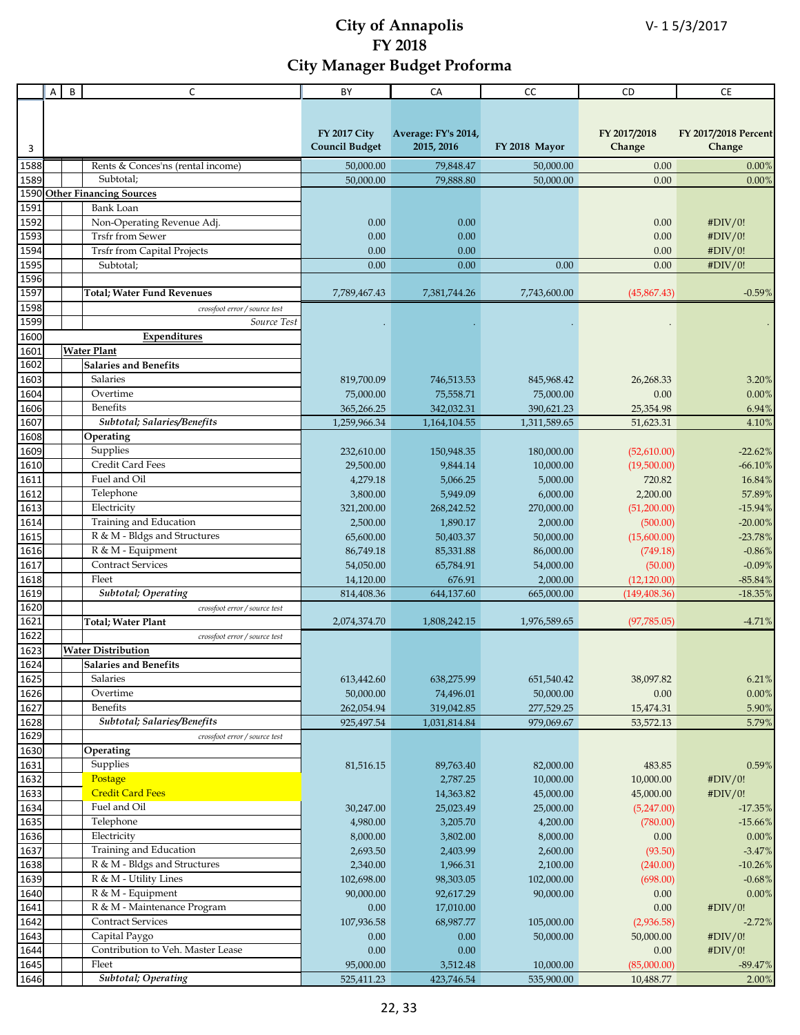# City of Annapolis
# FY 2018
# City Manager Budget Proforma

V- 1 5/3/2017

| 3 | A | B | C | BY<br>FY 2017 City Council Budget | CA<br>Average: FY's 2014, 2015, 2016 | CC<br>FY 2018 Mayor | CD<br>FY 2017/2018 Change | CE<br>FY 2017/2018 Percent Change |
|---|---|---|---|---|---|---|---|---|
| 1588 | | | Rents & Conces'ns (rental income) | 50,000.00 | 79,848.47 | 50,000.00 | 0.00 | 0.00% |
| 1589 | | | Subtotal; | 50,000.00 | 79,888.80 | 50,000.00 | 0.00 | 0.00% |
| 1590 | **Other Financing Sources** | | | | | | | |
| 1591 | | | Bank Loan | | | | | |
| 1592 | | | Non-Operating Revenue Adj. | 0.00 | 0.00 | | 0.00 | #DIV/0! |
| 1593 | | | Trsfr from Sewer | 0.00 | 0.00 | | 0.00 | #DIV/0! |
| 1594 | | | Trsfr from Capital Projects | 0.00 | 0.00 | | 0.00 | #DIV/0! |
| 1595 | | | Subtotal; | 0.00 | 0.00 | 0.00 | 0.00 | #DIV/0! |
| 1596 | | | | | | | | |
| 1597 | | | **Total; Water Fund Revenues** | 7,789,467.43 | 7,381,744.26 | 7,743,600.00 | (45,867.43) | -0.59% |
| 1598 | | | *crossfoot error / source test* | | | | | |
| 1599 | | | *Source Test* | . | . | . | . | . |
| 1600 | | | **Expenditures** | | | | | |
| 1601 | | **Water Plant** | | | | | | |
| 1602 | | | **Salaries and Benefits** | | | | | |
| 1603 | | | Salaries | 819,700.09 | 746,513.53 | 845,968.42 | 26,268.33 | 3.20% |
| 1604 | | | Overtime | 75,000.00 | 75,558.71 | 75,000.00 | 0.00 | 0.00% |
| 1606 | | | Benefits | 365,266.25 | 342,032.31 | 390,621.23 | 25,354.98 | 6.94% |
| 1607 | | | ***Subtotal; Salaries/Benefits*** | 1,259,966.34 | 1,164,104.55 | 1,311,589.65 | 51,623.31 | 4.10% |
| 1608 | | | **Operating** | | | | | |
| 1609 | | | Supplies | 232,610.00 | 150,948.35 | 180,000.00 | (52,610.00) | -22.62% |
| 1610 | | | Credit Card Fees | 29,500.00 | 9,844.14 | 10,000.00 | (19,500.00) | -66.10% |
| 1611 | | | Fuel and Oil | 4,279.18 | 5,066.25 | 5,000.00 | 720.82 | 16.84% |
| 1612 | | | Telephone | 3,800.00 | 5,949.09 | 6,000.00 | 2,200.00 | 57.89% |
| 1613 | | | Electricity | 321,200.00 | 268,242.52 | 270,000.00 | (51,200.00) | -15.94% |
| 1614 | | | Training and Education | 2,500.00 | 1,890.17 | 2,000.00 | (500.00) | -20.00% |
| 1615 | | | R & M - Bldgs and Structures | 65,600.00 | 50,403.37 | 50,000.00 | (15,600.00) | -23.78% |
| 1616 | | | R & M - Equipment | 86,749.18 | 85,331.88 | 86,000.00 | (749.18) | -0.86% |
| 1617 | | | Contract Services | 54,050.00 | 65,784.91 | 54,000.00 | (50.00) | -0.09% |
| 1618 | | | Fleet | 14,120.00 | 676.91 | 2,000.00 | (12,120.00) | -85.84% |
| 1619 | | | ***Subtotal; Operating*** | 814,408.36 | 644,137.60 | 665,000.00 | (149,408.36) | -18.35% |
| 1620 | | | *crossfoot error / source test* | | | | | |
| 1621 | | | **Total; Water Plant** | 2,074,374.70 | 1,808,242.15 | 1,976,589.65 | (97,785.05) | -4.71% |
| 1622 | | | *crossfoot error / source test* | | | | | |
| 1623 | | **Water Distribution** | | | | | | |
| 1624 | | | **Salaries and Benefits** | | | | | |
| 1625 | | | Salaries | 613,442.60 | 638,275.99 | 651,540.42 | 38,097.82 | 6.21% |
| 1626 | | | Overtime | 50,000.00 | 74,496.01 | 50,000.00 | 0.00 | 0.00% |
| 1627 | | | Benefits | 262,054.94 | 319,042.85 | 277,529.25 | 15,474.31 | 5.90% |
| 1628 | | | ***Subtotal; Salaries/Benefits*** | 925,497.54 | 1,031,814.84 | 979,069.67 | 53,572.13 | 5.79% |
| 1629 | | | *crossfoot error / source test* | | | | | |
| 1630 | | | **Operating** | | | | | |
| 1631 | | | Supplies | 81,516.15 | 89,763.40 | 82,000.00 | 483.85 | 0.59% |
| 1632 | | | Postage | | 2,787.25 | 10,000.00 | 10,000.00 | #DIV/0! |
| 1633 | | | Credit Card Fees | | 14,363.82 | 45,000.00 | 45,000.00 | #DIV/0! |
| 1634 | | | Fuel and Oil | 30,247.00 | 25,023.49 | 25,000.00 | (5,247.00) | -17.35% |
| 1635 | | | Telephone | 4,980.00 | 3,205.70 | 4,200.00 | (780.00) | -15.66% |
| 1636 | | | Electricity | 8,000.00 | 3,802.00 | 8,000.00 | 0.00 | 0.00% |
| 1637 | | | Training and Education | 2,693.50 | 2,403.99 | 2,600.00 | (93.50) | -3.47% |
| 1638 | | | R & M - Bldgs and Structures | 2,340.00 | 1,966.31 | 2,100.00 | (240.00) | -10.26% |
| 1639 | | | R & M - Utility Lines | 102,698.00 | 98,303.05 | 102,000.00 | (698.00) | -0.68% |
| 1640 | | | R & M - Equipment | 90,000.00 | 92,617.29 | 90,000.00 | 0.00 | 0.00% |
| 1641 | | | R & M - Maintenance Program | 0.00 | 17,010.00 | | 0.00 | #DIV/0! |
| 1642 | | | Contract Services | 107,936.58 | 68,987.77 | 105,000.00 | (2,936.58) | -2.72% |
| 1643 | | | Capital Paygo | 0.00 | 0.00 | 50,000.00 | 50,000.00 | #DIV/0! |
| 1644 | | | Contribution to Veh. Master Lease | 0.00 | 0.00 | | 0.00 | #DIV/0! |
| 1645 | | | Fleet | 95,000.00 | 3,512.48 | 10,000.00 | (85,000.00) | -89.47% |
| 1646 | | | ***Subtotal; Operating*** | 525,411.23 | 423,746.54 | 535,900.00 | 10,488.77 | 2.00% |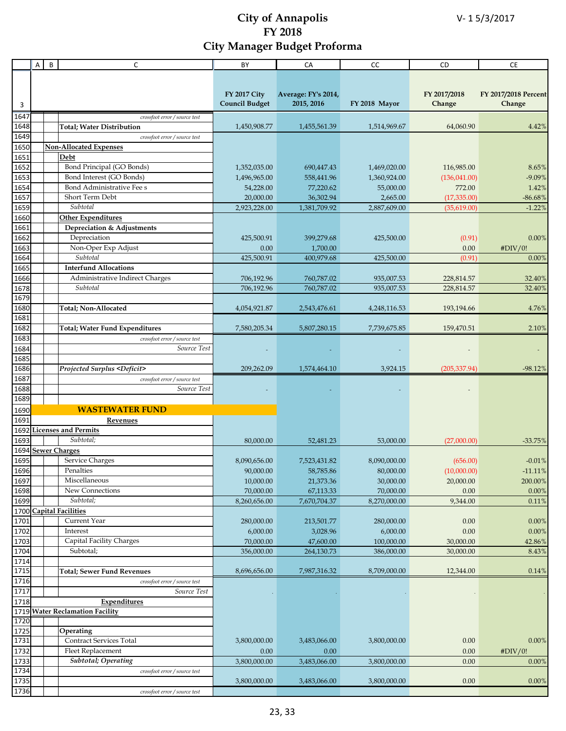# City of Annapolis
# FY 2018
# City Manager Budget Proforma

V- 1 5/3/2017

| Row | A | B | C | BY: FY 2017 City Council Budget | CA: Average: FY's 2014, 2015, 2016 | CC: FY 2018 Mayor | CD: FY 2017/2018 Change | CE: FY 2017/2018 Percent Change |
|---|---|---|---|---|---|---|---|---|
| 1647 | | | *crossfoot error / source test* | | | | | |
| 1648 | | | **Total; Water Distribution** | 1,450,908.77 | 1,455,561.39 | 1,514,969.67 | 64,060.90 | 4.42% |
| 1649 | | | *crossfoot error / source test* | | | | | |
| 1650 | | **Non-Allocated Expenses** | | | | | | |
| 1651 | | | **Debt** | | | | | |
| 1652 | | | Bond Principal (GO Bonds) | 1,352,035.00 | 690,447.43 | 1,469,020.00 | 116,985.00 | 8.65% |
| 1653 | | | Bond Interest (GO Bonds) | 1,496,965.00 | 558,441.96 | 1,360,924.00 | (136,041.00) | -9.09% |
| 1654 | | | Bond Administrative Fee s | 54,228.00 | 77,220.62 | 55,000.00 | 772.00 | 1.42% |
| 1657 | | | Short Term Debt | 20,000.00 | 36,302.94 | 2,665.00 | (17,335.00) | -86.68% |
| 1659 | | | *Subtotal* | 2,923,228.00 | 1,381,709.92 | 2,887,609.00 | (35,619.00) | -1.22% |
| 1660 | | | **Other Expenditures** | | | | | |
| 1661 | | | **Depreciation & Adjustments** | | | | | |
| 1662 | | | Depreciation | 425,500.91 | 399,279.68 | 425,500.00 | (0.91) | 0.00% |
| 1663 | | | Non-Oper Exp Adjust | 0.00 | 1,700.00 | | 0.00 | #DIV/0! |
| 1664 | | | *Subtotal* | 425,500.91 | 400,979.68 | 425,500.00 | (0.91) | 0.00% |
| 1665 | | | **Interfund Allocations** | | | | | |
| 1666 | | | Administrative Indirect Charges | 706,192.96 | 760,787.02 | 935,007.53 | 228,814.57 | 32.40% |
| 1678 | | | *Subtotal* | 706,192.96 | 760,787.02 | 935,007.53 | 228,814.57 | 32.40% |
| 1679 | | | | | | | | |
| 1680 | | | **Total; Non-Allocated** | 4,054,921.87 | 2,543,476.61 | 4,248,116.53 | 193,194.66 | 4.76% |
| 1681 | | | | | | | | |
| 1682 | | | **Total; Water Fund Expenditures** | 7,580,205.34 | 5,807,280.15 | 7,739,675.85 | 159,470.51 | 2.10% |
| 1683 | | | *crossfoot error / source test* | | | | | |
| 1684 | | | *Source Test* | - | - | - | - | - |
| 1685 | | | | | | | | |
| 1686 | | | ***Projected Surplus <Deficit>*** | 209,262.09 | 1,574,464.10 | 3,924.15 | (205,337.94) | -98.12% |
| 1687 | | | *crossfoot error / source test* | | | | | |
| 1688 | | | *Source Test* | - | - | - | - | |
| 1689 | | | | | | | | |
| 1690 | | | **WASTEWATER FUND** | | | | | |
| 1691 | | | **Revenues** | | | | | |
| 1692 | **Licenses and Permits** | | | | | | | |
| 1693 | | | *Subtotal;* | 80,000.00 | 52,481.23 | 53,000.00 | (27,000.00) | -33.75% |
| 1694 | **Sewer Charges** | | | | | | | |
| 1695 | | | Service Charges | 8,090,656.00 | 7,523,431.82 | 8,090,000.00 | (656.00) | -0.01% |
| 1696 | | | Penalties | 90,000.00 | 58,785.86 | 80,000.00 | (10,000.00) | -11.11% |
| 1697 | | | Miscellaneous | 10,000.00 | 21,373.36 | 30,000.00 | 20,000.00 | 200.00% |
| 1698 | | | New Connections | 70,000.00 | 67,113.33 | 70,000.00 | 0.00 | 0.00% |
| 1699 | | | *Subtotal;* | 8,260,656.00 | 7,670,704.37 | 8,270,000.00 | 9,344.00 | 0.11% |
| 1700 | **Capital Facilities** | | | | | | | |
| 1701 | | | Current Year | 280,000.00 | 213,501.77 | 280,000.00 | 0.00 | 0.00% |
| 1702 | | | Interest | 6,000.00 | 3,028.96 | 6,000.00 | 0.00 | 0.00% |
| 1703 | | | Capital Facility Charges | 70,000.00 | 47,600.00 | 100,000.00 | 30,000.00 | 42.86% |
| 1704 | | | Subtotal; | 356,000.00 | 264,130.73 | 386,000.00 | 30,000.00 | 8.43% |
| 1714 | | | | | | | | |
| 1715 | | | **Total; Sewer Fund Revenues** | 8,696,656.00 | 7,987,316.32 | 8,709,000.00 | 12,344.00 | 0.14% |
| 1716 | | | *crossfoot error / source test* | | | | | |
| 1717 | | | *Source Test* | . | . | . | . | . |
| 1718 | | | **Expenditures** | | | | | |
| 1719 | **Water Reclamation Facility** | | | | | | | |
| 1720 | | | | | | | | |
| 1725 | | | **Operating** | | | | | |
| 1731 | | | Contract Services Total | 3,800,000.00 | 3,483,066.00 | 3,800,000.00 | 0.00 | 0.00% |
| 1732 | | | Fleet Replacement | 0.00 | 0.00 | | 0.00 | #DIV/0! |
| 1733 | | | ***Subtotal; Operating*** | 3,800,000.00 | 3,483,066.00 | 3,800,000.00 | 0.00 | 0.00% |
| 1734 | | | *crossfoot error / source test* | | | | | |
| 1735 | | | | 3,800,000.00 | 3,483,066.00 | 3,800,000.00 | 0.00 | 0.00% |
| 1736 | | | *crossfoot error / source test* | | | | | |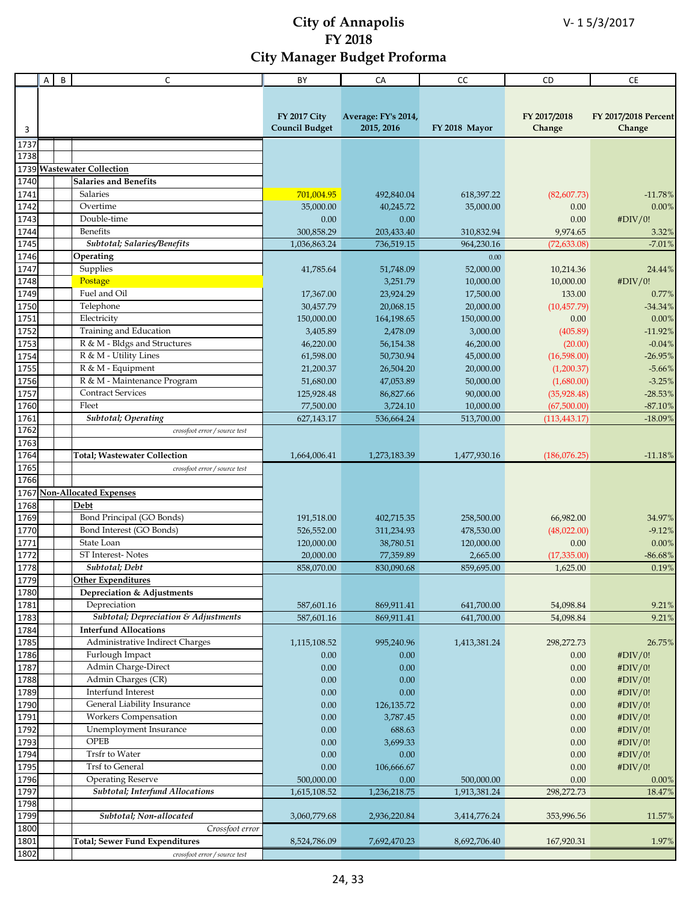# City of Annapolis
## FY 2018
## City Manager Budget Proforma

V- 1 5/3/2017

| 3 | A | B | C | FY 2017 City Council Budget | Average: FY's 2014, 2015, 2016 | FY 2018 Mayor | FY 2017/2018 Change | FY 2017/2018 Percent Change |
|---|---|---|---|---|---|---|---|---|
| 1737 | | | | | | | | |
| 1738 | | | | | | | | |
| 1739 | **Wastewater Collection** | | | | | | | |
| 1740 | | | **Salaries and Benefits** | | | | | |
| 1741 | | | Salaries | 701,004.95 | 492,840.04 | 618,397.22 | (82,607.73) | -11.78% |
| 1742 | | | Overtime | 35,000.00 | 40,245.72 | 35,000.00 | 0.00 | 0.00% |
| 1743 | | | Double-time | 0.00 | 0.00 | | 0.00 | #DIV/0! |
| 1744 | | | Benefits | 300,858.29 | 203,433.40 | 310,832.94 | 9,974.65 | 3.32% |
| 1745 | | | *Subtotal; Salaries/Benefits* | 1,036,863.24 | 736,519.15 | 964,230.16 | (72,633.08) | -7.01% |
| 1746 | | | **Operating** | | | 0.00 | | |
| 1747 | | | Supplies | 41,785.64 | 51,748.09 | 52,000.00 | 10,214.36 | 24.44% |
| 1748 | | | Postage | | 3,251.79 | 10,000.00 | 10,000.00 | #DIV/0! |
| 1749 | | | Fuel and Oil | 17,367.00 | 23,924.29 | 17,500.00 | 133.00 | 0.77% |
| 1750 | | | Telephone | 30,457.79 | 20,068.15 | 20,000.00 | (10,457.79) | -34.34% |
| 1751 | | | Electricity | 150,000.00 | 164,198.65 | 150,000.00 | 0.00 | 0.00% |
| 1752 | | | Training and Education | 3,405.89 | 2,478.09 | 3,000.00 | (405.89) | -11.92% |
| 1753 | | | R & M - Bldgs and Structures | 46,220.00 | 56,154.38 | 46,200.00 | (20.00) | -0.04% |
| 1754 | | | R & M - Utility Lines | 61,598.00 | 50,730.94 | 45,000.00 | (16,598.00) | -26.95% |
| 1755 | | | R & M - Equipment | 21,200.37 | 26,504.20 | 20,000.00 | (1,200.37) | -5.66% |
| 1756 | | | R & M - Maintenance Program | 51,680.00 | 47,053.89 | 50,000.00 | (1,680.00) | -3.25% |
| 1757 | | | Contract Services | 125,928.48 | 86,827.66 | 90,000.00 | (35,928.48) | -28.53% |
| 1760 | | | Fleet | 77,500.00 | 3,724.10 | 10,000.00 | (67,500.00) | -87.10% |
| 1761 | | | *Subtotal; Operating* | 627,143.17 | 536,664.24 | 513,700.00 | (113,443.17) | -18.09% |
| 1762 | | | *crossfoot error / source test* | | | | | |
| 1763 | | | | | | | | |
| 1764 | | | **Total; Wastewater Collection** | 1,664,006.41 | 1,273,183.39 | 1,477,930.16 | (186,076.25) | -11.18% |
| 1765 | | | *crossfoot error / source test* | | | | | |
| 1766 | | | | | | | | |
| 1767 | **Non-Allocated Expenses** | | | | | | | |
| 1768 | | | **Debt** | | | | | |
| 1769 | | | Bond Principal (GO Bonds) | 191,518.00 | 402,715.35 | 258,500.00 | 66,982.00 | 34.97% |
| 1770 | | | Bond Interest (GO Bonds) | 526,552.00 | 311,234.93 | 478,530.00 | (48,022.00) | -9.12% |
| 1771 | | | State Loan | 120,000.00 | 38,780.51 | 120,000.00 | 0.00 | 0.00% |
| 1772 | | | ST Interest- Notes | 20,000.00 | 77,359.89 | 2,665.00 | (17,335.00) | -86.68% |
| 1778 | | | *Subtotal; Debt* | 858,070.00 | 830,090.68 | 859,695.00 | 1,625.00 | 0.19% |
| 1779 | | | **Other Expenditures** | | | | | |
| 1780 | | | **Depreciation & Adjustments** | | | | | |
| 1781 | | | Depreciation | 587,601.16 | 869,911.41 | 641,700.00 | 54,098.84 | 9.21% |
| 1783 | | | *Subtotal; Depreciation & Adjustments* | 587,601.16 | 869,911.41 | 641,700.00 | 54,098.84 | 9.21% |
| 1784 | | | **Interfund Allocations** | | | | | |
| 1785 | | | Administrative Indirect Charges | 1,115,108.52 | 995,240.96 | 1,413,381.24 | 298,272.73 | 26.75% |
| 1786 | | | Furlough Impact | 0.00 | 0.00 | | 0.00 | #DIV/0! |
| 1787 | | | Admin Charge-Direct | 0.00 | 0.00 | | 0.00 | #DIV/0! |
| 1788 | | | Admin Charges (CR) | 0.00 | 0.00 | | 0.00 | #DIV/0! |
| 1789 | | | Interfund Interest | 0.00 | 0.00 | | 0.00 | #DIV/0! |
| 1790 | | | General Liability Insurance | 0.00 | 126,135.72 | | 0.00 | #DIV/0! |
| 1791 | | | Workers Compensation | 0.00 | 3,787.45 | | 0.00 | #DIV/0! |
| 1792 | | | Unemployment Insurance | 0.00 | 688.63 | | 0.00 | #DIV/0! |
| 1793 | | | OPEB | 0.00 | 3,699.33 | | 0.00 | #DIV/0! |
| 1794 | | | Trsfr to Water | 0.00 | 0.00 | | 0.00 | #DIV/0! |
| 1795 | | | Trsf to General | 0.00 | 106,666.67 | | 0.00 | #DIV/0! |
| 1796 | | | Operating Reserve | 500,000.00 | 0.00 | 500,000.00 | 0.00 | 0.00% |
| 1797 | | | *Subtotal; Interfund Allocations* | 1,615,108.52 | 1,236,218.75 | 1,913,381.24 | 298,272.73 | 18.47% |
| 1798 | | | | | | | | |
| 1799 | | | *Subtotal; Non-allocated* | 3,060,779.68 | 2,936,220.84 | 3,414,776.24 | 353,996.56 | 11.57% |
| 1800 | | | *Crossfoot error* | | | | | |
| 1801 | | | **Total; Sewer Fund Expenditures** | 8,524,786.09 | 7,692,470.23 | 8,692,706.40 | 167,920.31 | 1.97% |
| 1802 | | | *crossfoot error / source test* | | | | | |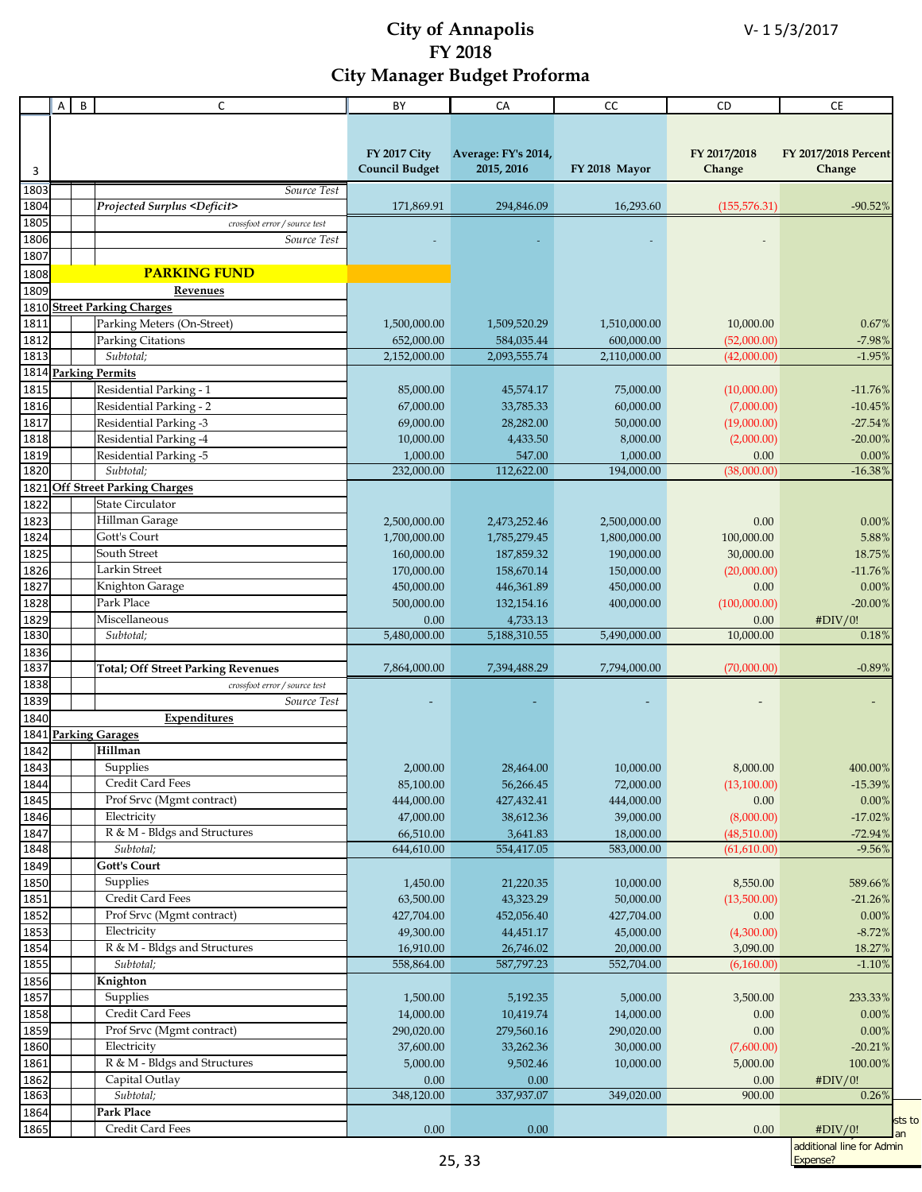# City of Annapolis
# FY 2018
# City Manager Budget Proforma

V- 1 5/3/2017

| 3 | A | B | C | FY 2017 City Council Budget | Average: FY's 2014, 2015, 2016 | FY 2018 Mayor | FY 2017/2018 Change | FY 2017/2018 Percent Change |
|---|---|---|---|---|---|---|---|---|
| 1803 | | | *Source Test* | | | | | |
| 1804 | | | ***Projected Surplus <Deficit>*** | 171,869.91 | 294,846.09 | 16,293.60 | (155,576.31) | -90.52% |
| 1805 | | | *crossfoot error / source test* | | | | | |
| 1806 | | | *Source Test* | - | - | - | - | |
| 1807 | | | | | | | | |
| 1808 | | | **PARKING FUND** | | | | | |
| 1809 | | | **Revenues** | | | | | |
| 1810 | **Street Parking Charges** | | | | | | | |
| 1811 | | | Parking Meters (On-Street) | 1,500,000.00 | 1,509,520.29 | 1,510,000.00 | 10,000.00 | 0.67% |
| 1812 | | | Parking Citations | 652,000.00 | 584,035.44 | 600,000.00 | (52,000.00) | -7.98% |
| 1813 | | | *Subtotal;* | 2,152,000.00 | 2,093,555.74 | 2,110,000.00 | (42,000.00) | -1.95% |
| 1814 | **Parking Permits** | | | | | | | |
| 1815 | | | Residential Parking - 1 | 85,000.00 | 45,574.17 | 75,000.00 | (10,000.00) | -11.76% |
| 1816 | | | Residential Parking - 2 | 67,000.00 | 33,785.33 | 60,000.00 | (7,000.00) | -10.45% |
| 1817 | | | Residential Parking -3 | 69,000.00 | 28,282.00 | 50,000.00 | (19,000.00) | -27.54% |
| 1818 | | | Residential Parking -4 | 10,000.00 | 4,433.50 | 8,000.00 | (2,000.00) | -20.00% |
| 1819 | | | Residential Parking -5 | 1,000.00 | 547.00 | 1,000.00 | 0.00 | 0.00% |
| 1820 | | | *Subtotal;* | 232,000.00 | 112,622.00 | 194,000.00 | (38,000.00) | -16.38% |
| 1821 | **Off Street Parking Charges** | | | | | | | |
| 1822 | | | State Circulator | | | | | |
| 1823 | | | Hillman Garage | 2,500,000.00 | 2,473,252.46 | 2,500,000.00 | 0.00 | 0.00% |
| 1824 | | | Gott's Court | 1,700,000.00 | 1,785,279.45 | 1,800,000.00 | 100,000.00 | 5.88% |
| 1825 | | | South Street | 160,000.00 | 187,859.32 | 190,000.00 | 30,000.00 | 18.75% |
| 1826 | | | Larkin Street | 170,000.00 | 158,670.14 | 150,000.00 | (20,000.00) | -11.76% |
| 1827 | | | Knighton Garage | 450,000.00 | 446,361.89 | 450,000.00 | 0.00 | 0.00% |
| 1828 | | | Park Place | 500,000.00 | 132,154.16 | 400,000.00 | (100,000.00) | -20.00% |
| 1829 | | | Miscellaneous | 0.00 | 4,733.13 | | 0.00 | #DIV/0! |
| 1830 | | | *Subtotal;* | 5,480,000.00 | 5,188,310.55 | 5,490,000.00 | 10,000.00 | 0.18% |
| 1836 | | | | | | | | |
| 1837 | | | **Total; Off Street Parking Revenues** | 7,864,000.00 | 7,394,488.29 | 7,794,000.00 | (70,000.00) | -0.89% |
| 1838 | | | *crossfoot error / source test* | | | | | |
| 1839 | | | *Source Test* | - | - | - | - | - |
| 1840 | | | **Expenditures** | | | | | |
| 1841 | **Parking Garages** | | | | | | | |
| 1842 | | | **Hillman** | | | | | |
| 1843 | | | Supplies | 2,000.00 | 28,464.00 | 10,000.00 | 8,000.00 | 400.00% |
| 1844 | | | Credit Card Fees | 85,100.00 | 56,266.45 | 72,000.00 | (13,100.00) | -15.39% |
| 1845 | | | Prof Srvc (Mgmt contract) | 444,000.00 | 427,432.41 | 444,000.00 | 0.00 | 0.00% |
| 1846 | | | Electricity | 47,000.00 | 38,612.36 | 39,000.00 | (8,000.00) | -17.02% |
| 1847 | | | R & M - Bldgs and Structures | 66,510.00 | 3,641.83 | 18,000.00 | (48,510.00) | -72.94% |
| 1848 | | | *Subtotal;* | 644,610.00 | 554,417.05 | 583,000.00 | (61,610.00) | -9.56% |
| 1849 | | | **Gott's Court** | | | | | |
| 1850 | | | Supplies | 1,450.00 | 21,220.35 | 10,000.00 | 8,550.00 | 589.66% |
| 1851 | | | Credit Card Fees | 63,500.00 | 43,323.29 | 50,000.00 | (13,500.00) | -21.26% |
| 1852 | | | Prof Srvc (Mgmt contract) | 427,704.00 | 452,056.40 | 427,704.00 | 0.00 | 0.00% |
| 1853 | | | Electricity | 49,300.00 | 44,451.17 | 45,000.00 | (4,300.00) | -8.72% |
| 1854 | | | R & M - Bldgs and Structures | 16,910.00 | 26,746.02 | 20,000.00 | 3,090.00 | 18.27% |
| 1855 | | | *Subtotal;* | 558,864.00 | 587,797.23 | 552,704.00 | (6,160.00) | -1.10% |
| 1856 | | | **Knighton** | | | | | |
| 1857 | | | Supplies | 1,500.00 | 5,192.35 | 5,000.00 | 3,500.00 | 233.33% |
| 1858 | | | Credit Card Fees | 14,000.00 | 10,419.74 | 14,000.00 | 0.00 | 0.00% |
| 1859 | | | Prof Srvc (Mgmt contract) | 290,020.00 | 279,560.16 | 290,020.00 | 0.00 | 0.00% |
| 1860 | | | Electricity | 37,600.00 | 33,262.36 | 30,000.00 | (7,600.00) | -20.21% |
| 1861 | | | R & M - Bldgs and Structures | 5,000.00 | 9,502.46 | 10,000.00 | 5,000.00 | 100.00% |
| 1862 | | | Capital Outlay | 0.00 | 0.00 | 0.00 | 0.00 | #DIV/0! |
| 1863 | | | *Subtotal;* | 348,120.00 | 337,937.07 | 349,020.00 | 900.00 | 0.26% |
| 1864 | | | **Park Place** | | | | | |
| 1865 | | | Credit Card Fees | 0.00 | 0.00 | | 0.00 | #DIV/0! |

...sts to ...an additional line for Admin Expense?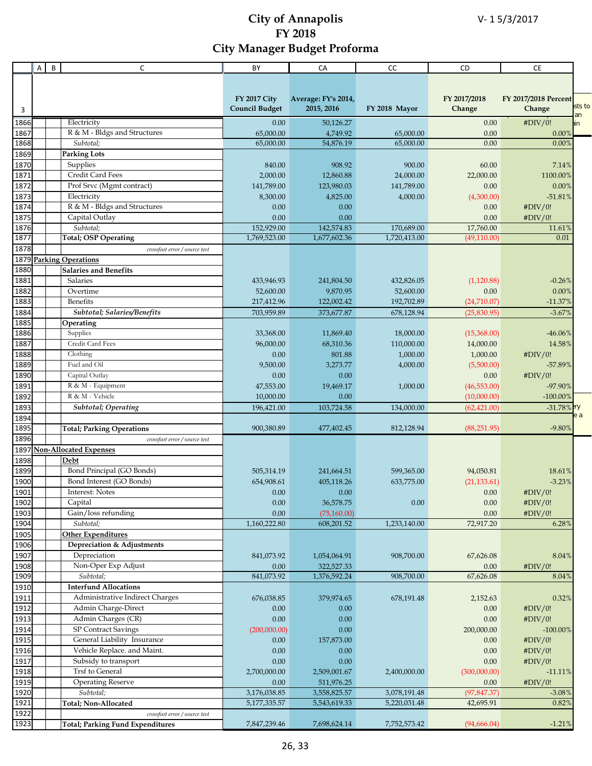# City of Annapolis
# FY 2018
# City Manager Budget Proforma

V- 1 5/3/2017

| | A | B | C | BY | CA | CC | CD | CE |
|---|---|---|---|---|---|---|---|---|
| 3 | | | | FY 2017 City Council Budget | Average: FY's 2014, 2015, 2016 | FY 2018 Mayor | FY 2017/2018 Change | FY 2017/2018 Percent Change |
| 1866 | | | Electricity | 0.00 | 50,126.27 | | 0.00 | #DIV/0! |
| 1867 | | | R & M - Bldgs and Structures | 65,000.00 | 4,749.92 | 65,000.00 | 0.00 | 0.00% |
| 1868 | | | *Subtotal;* | 65,000.00 | 54,876.19 | 65,000.00 | 0.00 | 0.00% |
| 1869 | | | **Parking Lots** | | | | | |
| 1870 | | | Supplies | 840.00 | 908.92 | 900.00 | 60.00 | 7.14% |
| 1871 | | | Credit Card Fees | 2,000.00 | 12,860.88 | 24,000.00 | 22,000.00 | 1100.00% |
| 1872 | | | Prof Srvc (Mgmt contract) | 141,789.00 | 123,980.03 | 141,789.00 | 0.00 | 0.00% |
| 1873 | | | Electricity | 8,300.00 | 4,825.00 | 4,000.00 | (4,300.00) | -51.81% |
| 1874 | | | R & M - Bldgs and Structures | 0.00 | 0.00 | | 0.00 | #DIV/0! |
| 1875 | | | Capital Outlay | 0.00 | 0.00 | | 0.00 | #DIV/0! |
| 1876 | | | *Subtotal;* | 152,929.00 | 142,574.83 | 170,689.00 | 17,760.00 | 11.61% |
| 1877 | | | **Total; OSP Operating** | 1,769,523.00 | 1,677,602.36 | 1,720,413.00 | (49,110.00) | 0.01 |
| 1878 | | | *crossfoot error / source test* | | | | | |
| 1879 | **Parking Operations** | | | | | | | |
| 1880 | | | **Salaries and Benefits** | | | | | |
| 1881 | | | Salaries | 433,946.93 | 241,804.50 | 432,826.05 | (1,120.88) | -0.26% |
| 1882 | | | Overtime | 52,600.00 | 9,870.95 | 52,600.00 | 0.00 | 0.00% |
| 1883 | | | Benefits | 217,412.96 | 122,002.42 | 192,702.89 | (24,710.07) | -11.37% |
| 1884 | | | ***Subtotal; Salaries/Benefits*** | 703,959.89 | 373,677.87 | 678,128.94 | (25,830.95) | -3.67% |
| 1885 | | | **Operating** | | | | | |
| 1886 | | | Supplies | 33,368.00 | 11,869.40 | 18,000.00 | (15,368.00) | -46.06% |
| 1887 | | | Credit Card Fees | 96,000.00 | 68,310.36 | 110,000.00 | 14,000.00 | 14.58% |
| 1888 | | | Clothing | 0.00 | 801.88 | 1,000.00 | 1,000.00 | #DIV/0! |
| 1889 | | | Fuel and Oil | 9,500.00 | 3,273.77 | 4,000.00 | (5,500.00) | -57.89% |
| 1890 | | | Capital Outlay | 0.00 | 0.00 | | 0.00 | #DIV/0! |
| 1891 | | | R & M - Equipment | 47,553.00 | 19,469.17 | 1,000.00 | (46,553.00) | -97.90% |
| 1892 | | | R & M - Vehicle | 10,000.00 | 0.00 | | (10,000.00) | -100.00% |
| 1893 | | | ***Subtotal; Operating*** | 196,421.00 | 103,724.58 | 134,000.00 | (62,421.00) | -31.78% |
| 1894 | | | | | | | | |
| 1895 | | | **Total; Parking Operations** | 900,380.89 | 477,402.45 | 812,128.94 | (88,251.95) | -9.80% |
| 1896 | | | *crossfoot error / source test* | | | | | |
| 1897 | **Non-Allocated Expenses** | | | | | | | |
| 1898 | | | **Debt** | | | | | |
| 1899 | | | Bond Principal (GO Bonds) | 505,314.19 | 241,664.51 | 599,365.00 | 94,050.81 | 18.61% |
| 1900 | | | Bond Interest (GO Bonds) | 654,908.61 | 405,118.26 | 633,775.00 | (21,133.61) | -3.23% |
| 1901 | | | Interest: Notes | 0.00 | 0.00 | | 0.00 | #DIV/0! |
| 1902 | | | Capital | 0.00 | 36,578.75 | 0.00 | 0.00 | #DIV/0! |
| 1903 | | | Gain/loss refunding | 0.00 | (75,160.00) | | 0.00 | #DIV/0! |
| 1904 | | | *Subtotal;* | 1,160,222.80 | 608,201.52 | 1,233,140.00 | 72,917.20 | 6.28% |
| 1905 | | | **Other Expenditures** | | | | | |
| 1906 | | | **Depreciation & Adjustments** | | | | | |
| 1907 | | | Depreciation | 841,073.92 | 1,054,064.91 | 908,700.00 | 67,626.08 | 8.04% |
| 1908 | | | Non-Oper Exp Adjust | 0.00 | 322,527.33 | | 0.00 | #DIV/0! |
| 1909 | | | *Subtotal;* | 841,073.92 | 1,376,592.24 | 908,700.00 | 67,626.08 | 8.04% |
| 1910 | | | **Interfund Allocations** | | | | | |
| 1911 | | | Administrative Indirect Charges | 676,038.85 | 379,974.65 | 678,191.48 | 2,152.63 | 0.32% |
| 1912 | | | Admin Charge-Direct | 0.00 | 0.00 | | 0.00 | #DIV/0! |
| 1913 | | | Admin Charges (CR) | 0.00 | 0.00 | | 0.00 | #DIV/0! |
| 1914 | | | SP Contract Savings | (200,000.00) | 0.00 | | 200,000.00 | -100.00% |
| 1915 | | | General Liability Insurance | 0.00 | 157,873.00 | | 0.00 | #DIV/0! |
| 1916 | | | Vehicle Replace. and Maint. | 0.00 | 0.00 | | 0.00 | #DIV/0! |
| 1917 | | | Subsidy to transport | 0.00 | 0.00 | | 0.00 | #DIV/0! |
| 1918 | | | Trsf to General | 2,700,000.00 | 2,509,001.67 | 2,400,000.00 | (300,000.00) | -11.11% |
| 1919 | | | Operating Reserve | 0.00 | 511,976.25 | | 0.00 | #DIV/0! |
| 1920 | | | *Subtotal;* | 3,176,038.85 | 3,558,825.57 | 3,078,191.48 | (97,847.37) | -3.08% |
| 1921 | | | **Total; Non-Allocated** | 5,177,335.57 | 5,543,619.33 | 5,220,031.48 | 42,695.91 | 0.82% |
| 1922 | | | *crossfoot error / source test* | | | | | |
| 1923 | | | **Total; Parking Fund Expenditures** | 7,847,239.46 | 7,698,624.14 | 7,752,573.42 | (94,666.04) | -1.21% |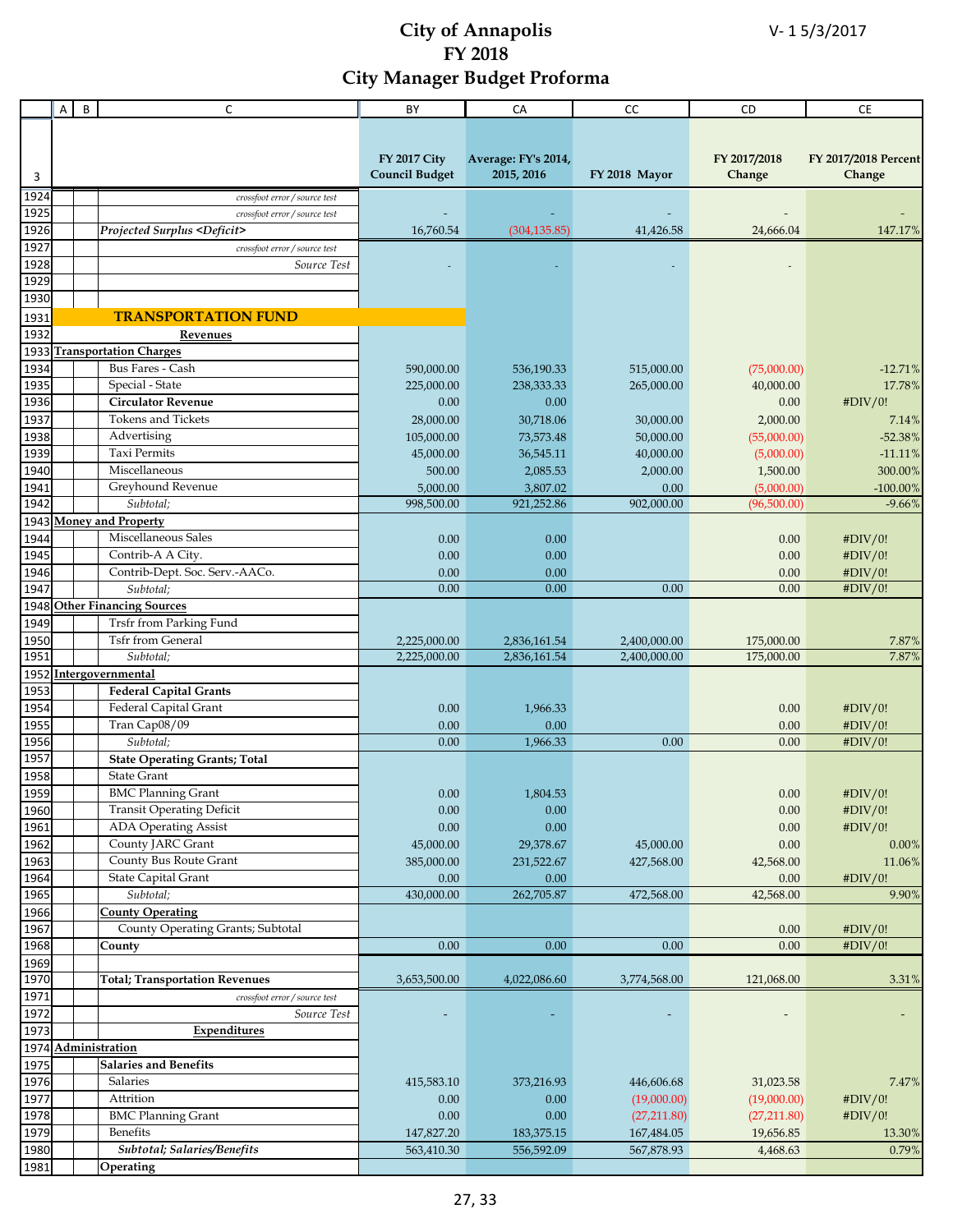# City of Annapolis
# FY 2018
# City Manager Budget Proforma

V- 1 5/3/2017

| 3 | A | B | C | BY FY 2017 City Council Budget | CA Average: FY's 2014, 2015, 2016 | CC FY 2018 Mayor | CD FY 2017/2018 Change | CE FY 2017/2018 Percent Change |
|---|---|---|---|---|---|---|---|---|
| 1924 | | | *crossfoot error / source test* | | | | | |
| 1925 | | | *crossfoot error / source test* | - | - | - | - | - |
| 1926 | | | ***Projected Surplus <Deficit>*** | 16,760.54 | (304,135.85) | 41,426.58 | 24,666.04 | 147.17% |
| 1927 | | | *crossfoot error / source test* | | | | | |
| 1928 | | | *Source Test* | - | - | - | - | |
| 1929 | | | | | | | | |
| 1930 | | | | | | | | |
| 1931 | | | **TRANSPORTATION FUND** | | | | | |
| 1932 | | | **Revenues** | | | | | |
| 1933 | **Transportation Charges** | | | | | | | |
| 1934 | | | Bus Fares - Cash | 590,000.00 | 536,190.33 | 515,000.00 | (75,000.00) | -12.71% |
| 1935 | | | Special - State | 225,000.00 | 238,333.33 | 265,000.00 | 40,000.00 | 17.78% |
| 1936 | | | **Circulator Revenue** | 0.00 | 0.00 | | 0.00 | #DIV/0! |
| 1937 | | | Tokens and Tickets | 28,000.00 | 30,718.06 | 30,000.00 | 2,000.00 | 7.14% |
| 1938 | | | Advertising | 105,000.00 | 73,573.48 | 50,000.00 | (55,000.00) | -52.38% |
| 1939 | | | Taxi Permits | 45,000.00 | 36,545.11 | 40,000.00 | (5,000.00) | -11.11% |
| 1940 | | | Miscellaneous | 500.00 | 2,085.53 | 2,000.00 | 1,500.00 | 300.00% |
| 1941 | | | Greyhound Revenue | 5,000.00 | 3,807.02 | 0.00 | (5,000.00) | -100.00% |
| 1942 | | | *Subtotal;* | 998,500.00 | 921,252.86 | 902,000.00 | (96,500.00) | -9.66% |
| 1943 | **Money and Property** | | | | | | | |
| 1944 | | | Miscellaneous Sales | 0.00 | 0.00 | | 0.00 | #DIV/0! |
| 1945 | | | Contrib-A A City. | 0.00 | 0.00 | | 0.00 | #DIV/0! |
| 1946 | | | Contrib-Dept. Soc. Serv.-AACo. | 0.00 | 0.00 | | 0.00 | #DIV/0! |
| 1947 | | | *Subtotal;* | 0.00 | 0.00 | 0.00 | 0.00 | #DIV/0! |
| 1948 | **Other Financing Sources** | | | | | | | |
| 1949 | | | Trsfr from Parking Fund | | | | | |
| 1950 | | | Tsfr from General | 2,225,000.00 | 2,836,161.54 | 2,400,000.00 | 175,000.00 | 7.87% |
| 1951 | | | *Subtotal;* | 2,225,000.00 | 2,836,161.54 | 2,400,000.00 | 175,000.00 | 7.87% |
| 1952 | **Intergovernmental** | | | | | | | |
| 1953 | | | **Federal Capital Grants** | | | | | |
| 1954 | | | Federal Capital Grant | 0.00 | 1,966.33 | | 0.00 | #DIV/0! |
| 1955 | | | Tran Cap08/09 | 0.00 | 0.00 | | 0.00 | #DIV/0! |
| 1956 | | | *Subtotal;* | 0.00 | 1,966.33 | 0.00 | 0.00 | #DIV/0! |
| 1957 | | | **State Operating Grants; Total** | | | | | |
| 1958 | | | State Grant | | | | | |
| 1959 | | | BMC Planning Grant | 0.00 | 1,804.53 | | 0.00 | #DIV/0! |
| 1960 | | | Transit Operating Deficit | 0.00 | 0.00 | | 0.00 | #DIV/0! |
| 1961 | | | ADA Operating Assist | 0.00 | 0.00 | | 0.00 | #DIV/0! |
| 1962 | | | County JARC Grant | 45,000.00 | 29,378.67 | 45,000.00 | 0.00 | 0.00% |
| 1963 | | | County Bus Route Grant | 385,000.00 | 231,522.67 | 427,568.00 | 42,568.00 | 11.06% |
| 1964 | | | State Capital Grant | 0.00 | 0.00 | | 0.00 | #DIV/0! |
| 1965 | | | *Subtotal;* | 430,000.00 | 262,705.87 | 472,568.00 | 42,568.00 | 9.90% |
| 1966 | | | **County Operating** | | | | | |
| 1967 | | | County Operating Grants; Subtotal | | | | 0.00 | #DIV/0! |
| 1968 | | | **County** | 0.00 | 0.00 | 0.00 | 0.00 | #DIV/0! |
| 1969 | | | | | | | | |
| 1970 | | | **Total; Transportation Revenues** | 3,653,500.00 | 4,022,086.60 | 3,774,568.00 | 121,068.00 | 3.31% |
| 1971 | | | *crossfoot error / source test* | | | | | |
| 1972 | | | *Source Test* | - | - | - | - | - |
| 1973 | | | **Expenditures** | | | | | |
| 1974 | **Administration** | | | | | | | |
| 1975 | | | **Salaries and Benefits** | | | | | |
| 1976 | | | Salaries | 415,583.10 | 373,216.93 | 446,606.68 | 31,023.58 | 7.47% |
| 1977 | | | Attrition | 0.00 | 0.00 | (19,000.00) | (19,000.00) | #DIV/0! |
| 1978 | | | BMC Planning Grant | 0.00 | 0.00 | (27,211.80) | (27,211.80) | #DIV/0! |
| 1979 | | | Benefits | 147,827.20 | 183,375.15 | 167,484.05 | 19,656.85 | 13.30% |
| 1980 | | | ***Subtotal; Salaries/Benefits*** | 563,410.30 | 556,592.09 | 567,878.93 | 4,468.63 | 0.79% |
| 1981 | | | **Operating** | | | | | |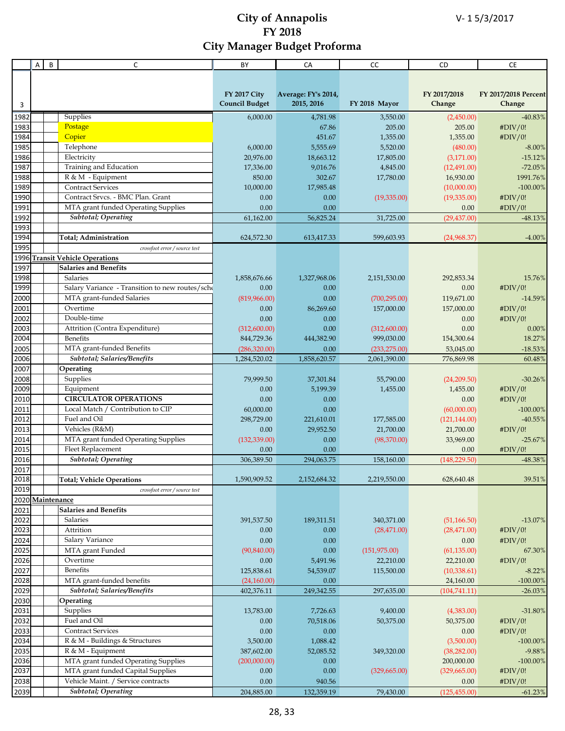# City of Annapolis
# FY 2018
# City Manager Budget Proforma

V- 1 5/3/2017

| 3 | A | B | C | BY<br>FY 2017 City Council Budget | CA<br>Average: FY's 2014, 2015, 2016 | CC<br>FY 2018 Mayor | CD<br>FY 2017/2018 Change | CE<br>FY 2017/2018 Percent Change |
|---|---|---|---|---|---|---|---|---|
| 1982 | | | Supplies | 6,000.00 | 4,781.98 | 3,550.00 | (2,450.00) | -40.83% |
| 1983 | | | Postage | | 67.86 | 205.00 | 205.00 | #DIV/0! |
| 1984 | | | Copier | | 451.67 | 1,355.00 | 1,355.00 | #DIV/0! |
| 1985 | | | Telephone | 6,000.00 | 5,555.69 | 5,520.00 | (480.00) | -8.00% |
| 1986 | | | Electricity | 20,976.00 | 18,663.12 | 17,805.00 | (3,171.00) | -15.12% |
| 1987 | | | Training and Education | 17,336.00 | 9,016.76 | 4,845.00 | (12,491.00) | -72.05% |
| 1988 | | | R & M - Equipment | 850.00 | 302.67 | 17,780.00 | 16,930.00 | 1991.76% |
| 1989 | | | Contract Services | 10,000.00 | 17,985.48 | | (10,000.00) | -100.00% |
| 1990 | | | Contract Srvcs. - BMC Plan. Grant | 0.00 | 0.00 | (19,335.00) | (19,335.00) | #DIV/0! |
| 1991 | | | MTA grant funded Operating Supplies | 0.00 | 0.00 | | 0.00 | #DIV/0! |
| 1992 | | | *Subtotal; Operating* | 61,162.00 | 56,825.24 | 31,725.00 | (29,437.00) | -48.13% |
| 1993 | | | | | | | | |
| 1994 | | | **Total; Administration** | 624,572.30 | 613,417.33 | 599,603.93 | (24,968.37) | -4.00% |
| 1995 | | | *crossfoot error / source test* | | | | | |
| 1996 | **Transit Vehicle Operations** | | | | | | | |
| 1997 | | | **Salaries and Benefits** | | | | | |
| 1998 | | | Salaries | 1,858,676.66 | 1,327,968.06 | 2,151,530.00 | 292,853.34 | 15.76% |
| 1999 | | | Salary Variance - Transition to new routes/sche | 0.00 | 0.00 | | 0.00 | #DIV/0! |
| 2000 | | | MTA grant-funded Salaries | (819,966.00) | 0.00 | (700,295.00) | 119,671.00 | -14.59% |
| 2001 | | | Overtime | 0.00 | 86,269.60 | 157,000.00 | 157,000.00 | #DIV/0! |
| 2002 | | | Double-time | 0.00 | 0.00 | | 0.00 | #DIV/0! |
| 2003 | | | Attrition (Contra Expenditure) | (312,600.00) | 0.00 | (312,600.00) | 0.00 | 0.00% |
| 2004 | | | Benefits | 844,729.36 | 444,382.90 | 999,030.00 | 154,300.64 | 18.27% |
| 2005 | | | MTA grant-funded Benefits | (286,320.00) | 0.00 | (233,275.00) | 53,045.00 | -18.53% |
| 2006 | | | *Subtotal; Salaries/Benefits* | 1,284,520.02 | 1,858,620.57 | 2,061,390.00 | 776,869.98 | 60.48% |
| 2007 | | | **Operating** | | | | | |
| 2008 | | | Supplies | 79,999.50 | 37,301.84 | 55,790.00 | (24,209.50) | -30.26% |
| 2009 | | | Equipment | 0.00 | 5,199.39 | 1,455.00 | 1,455.00 | #DIV/0! |
| 2010 | | | **CIRCULATOR OPERATIONS** | 0.00 | 0.00 | | 0.00 | #DIV/0! |
| 2011 | | | Local Match / Contribution to CIP | 60,000.00 | 0.00 | | (60,000.00) | -100.00% |
| 2012 | | | Fuel and Oil | 298,729.00 | 221,610.01 | 177,585.00 | (121,144.00) | -40.55% |
| 2013 | | | Vehicles (R&M) | 0.00 | 29,952.50 | 21,700.00 | 21,700.00 | #DIV/0! |
| 2014 | | | MTA grant funded Operating Supplies | (132,339.00) | 0.00 | (98,370.00) | 33,969.00 | -25.67% |
| 2015 | | | Fleet Replacement | 0.00 | 0.00 | | 0.00 | #DIV/0! |
| 2016 | | | *Subtotal; Operating* | 306,389.50 | 294,063.75 | 158,160.00 | (148,229.50) | -48.38% |
| 2017 | | | | | | | | |
| 2018 | | | **Total; Vehicle Operations** | 1,590,909.52 | 2,152,684.32 | 2,219,550.00 | 628,640.48 | 39.51% |
| 2019 | | | *crossfoot error / source test* | | | | | |
| 2020 | **Maintenance** | | | | | | | |
| 2021 | | | **Salaries and Benefits** | | | | | |
| 2022 | | | Salaries | 391,537.50 | 189,311.51 | 340,371.00 | (51,166.50) | -13.07% |
| 2023 | | | Attrition | 0.00 | 0.00 | (28,471.00) | (28,471.00) | #DIV/0! |
| 2024 | | | Salary Variance | 0.00 | 0.00 | | 0.00 | #DIV/0! |
| 2025 | | | MTA grant Funded | (90,840.00) | 0.00 | (151,975.00) | (61,135.00) | 67.30% |
| 2026 | | | Overtime | 0.00 | 5,491.96 | 22,210.00 | 22,210.00 | #DIV/0! |
| 2027 | | | Benefits | 125,838.61 | 54,539.07 | 115,500.00 | (10,338.61) | -8.22% |
| 2028 | | | MTA grant-funded benefits | (24,160.00) | 0.00 | | 24,160.00 | -100.00% |
| 2029 | | | *Subtotal; Salaries/Benefits* | 402,376.11 | 249,342.55 | 297,635.00 | (104,741.11) | -26.03% |
| 2030 | | | **Operating** | | | | | |
| 2031 | | | Supplies | 13,783.00 | 7,726.63 | 9,400.00 | (4,383.00) | -31.80% |
| 2032 | | | Fuel and Oil | 0.00 | 70,518.06 | 50,375.00 | 50,375.00 | #DIV/0! |
| 2033 | | | Contract Services | 0.00 | 0.00 | | 0.00 | #DIV/0! |
| 2034 | | | R & M - Buildings & Structures | 3,500.00 | 1,088.42 | | (3,500.00) | -100.00% |
| 2035 | | | R & M - Equipment | 387,602.00 | 52,085.52 | 349,320.00 | (38,282.00) | -9.88% |
| 2036 | | | MTA grant funded Operating Supplies | (200,000.00) | 0.00 | | 200,000.00 | -100.00% |
| 2037 | | | MTA grant funded Capital Supplies | 0.00 | 0.00 | (329,665.00) | (329,665.00) | #DIV/0! |
| 2038 | | | Vehicle Maint. / Service contracts | 0.00 | 940.56 | | 0.00 | #DIV/0! |
| 2039 | | | *Subtotal; Operating* | 204,885.00 | 132,359.19 | 79,430.00 | (125,455.00) | -61.23% |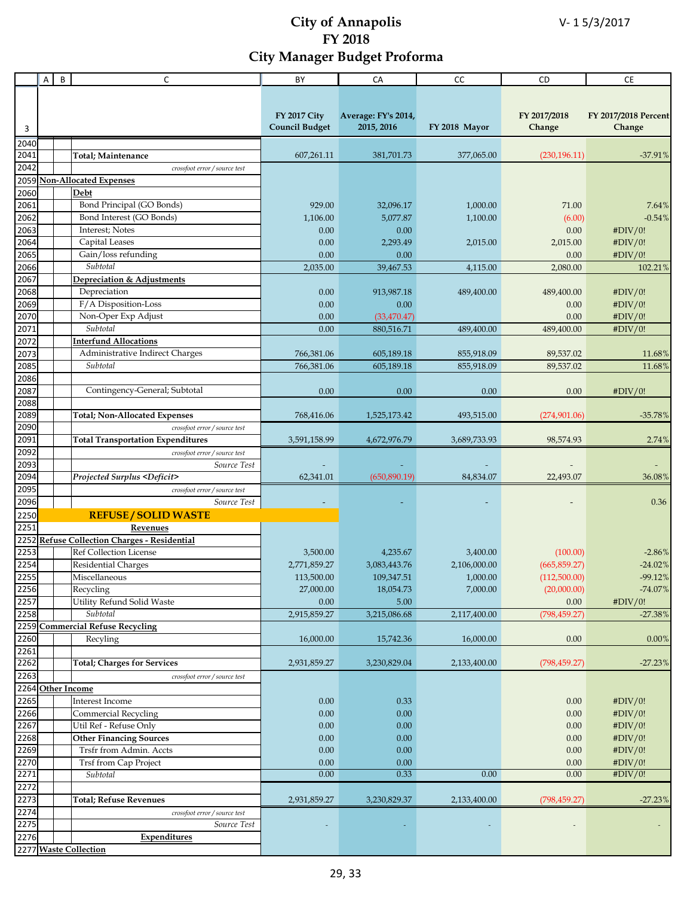# City of Annapolis
# FY 2018
# City Manager Budget Proforma

V- 1 5/3/2017

| 3 | A | B | C | FY 2017 City Council Budget | Average: FY's 2014, 2015, 2016 | FY 2018 Mayor | FY 2017/2018 Change | FY 2017/2018 Percent Change |
|---|---|---|---|---|---|---|---|---|
| 2040 | | | | | | | | |
| 2041 | | | **Total; Maintenance** | 607,261.11 | 381,701.73 | 377,065.00 | (230,196.11) | -37.91% |
| 2042 | | | *crossfoot error / source test* | | | | | |
| 2059 | **Non-Allocated Expenses** | | | | | | | |
| 2060 | | | **Debt** | | | | | |
| 2061 | | | Bond Principal (GO Bonds) | 929.00 | 32,096.17 | 1,000.00 | 71.00 | 7.64% |
| 2062 | | | Bond Interest (GO Bonds) | 1,106.00 | 5,077.87 | 1,100.00 | (6.00) | -0.54% |
| 2063 | | | Interest; Notes | 0.00 | 0.00 | | 0.00 | #DIV/0! |
| 2064 | | | Capital Leases | 0.00 | 2,293.49 | 2,015.00 | 2,015.00 | #DIV/0! |
| 2065 | | | Gain/loss refunding | 0.00 | 0.00 | | 0.00 | #DIV/0! |
| 2066 | | | *Subtotal* | 2,035.00 | 39,467.53 | 4,115.00 | 2,080.00 | 102.21% |
| 2067 | | | **Depreciation & Adjustments** | | | | | |
| 2068 | | | Depreciation | 0.00 | 913,987.18 | 489,400.00 | 489,400.00 | #DIV/0! |
| 2069 | | | F/A Disposition-Loss | 0.00 | 0.00 | | 0.00 | #DIV/0! |
| 2070 | | | Non-Oper Exp Adjust | 0.00 | (33,470.47) | | 0.00 | #DIV/0! |
| 2071 | | | *Subtotal* | 0.00 | 880,516.71 | 489,400.00 | 489,400.00 | #DIV/0! |
| 2072 | | | **Interfund Allocations** | | | | | |
| 2073 | | | Administrative Indirect Charges | 766,381.06 | 605,189.18 | 855,918.09 | 89,537.02 | 11.68% |
| 2085 | | | *Subtotal* | 766,381.06 | 605,189.18 | 855,918.09 | 89,537.02 | 11.68% |
| 2086 | | | | | | | | |
| 2087 | | | Contingency-General; Subtotal | 0.00 | 0.00 | 0.00 | 0.00 | #DIV/0! |
| 2088 | | | | | | | | |
| 2089 | | | **Total; Non-Allocated Expenses** | 768,416.06 | 1,525,173.42 | 493,515.00 | (274,901.06) | -35.78% |
| 2090 | | | *crossfoot error / source test* | | | | | |
| 2091 | | | **Total Transportation Expenditures** | 3,591,158.99 | 4,672,976.79 | 3,689,733.93 | 98,574.93 | 2.74% |
| 2092 | | | *crossfoot error / source test* | | | | | |
| 2093 | | | *Source Test* | - | - | - | - | - |
| 2094 | | | ***Projected Surplus <Deficit>*** | 62,341.01 | (650,890.19) | 84,834.07 | 22,493.07 | 36.08% |
| 2095 | | | *crossfoot error / source test* | | | | | |
| 2096 | | | *Source Test* | - | - | - | - | 0.36 |
| 2250 | | | **REFUSE / SOLID WASTE** | | | | | |
| 2251 | | | **Revenues** | | | | | |
| 2252 | **Refuse Collection Charges - Residential** | | | | | | | |
| 2253 | | | Ref Collection License | 3,500.00 | 4,235.67 | 3,400.00 | (100.00) | -2.86% |
| 2254 | | | Residential Charges | 2,771,859.27 | 3,083,443.76 | 2,106,000.00 | (665,859.27) | -24.02% |
| 2255 | | | Miscellaneous | 113,500.00 | 109,347.51 | 1,000.00 | (112,500.00) | -99.12% |
| 2256 | | | Recycling | 27,000.00 | 18,054.73 | 7,000.00 | (20,000.00) | -74.07% |
| 2257 | | | Utility Refund Solid Waste | 0.00 | 5.00 | | 0.00 | #DIV/0! |
| 2258 | | | *Subtotal* | 2,915,859.27 | 3,215,086.68 | 2,117,400.00 | (798,459.27) | -27.38% |
| 2259 | **Commercial Refuse Recycling** | | | | | | | |
| 2260 | | | Recyling | 16,000.00 | 15,742.36 | 16,000.00 | 0.00 | 0.00% |
| 2261 | | | | | | | | |
| 2262 | | | **Total; Charges for Services** | 2,931,859.27 | 3,230,829.04 | 2,133,400.00 | (798,459.27) | -27.23% |
| 2263 | | | *crossfoot error / source test* | | | | | |
| 2264 | **Other Income** | | | | | | | |
| 2265 | | | Interest Income | 0.00 | 0.33 | | 0.00 | #DIV/0! |
| 2266 | | | Commercial Recycling | 0.00 | 0.00 | | 0.00 | #DIV/0! |
| 2267 | | | Util Ref - Refuse Only | 0.00 | 0.00 | | 0.00 | #DIV/0! |
| 2268 | | | **Other Financing Sources** | 0.00 | 0.00 | | 0.00 | #DIV/0! |
| 2269 | | | Trsfr from Admin. Accts | 0.00 | 0.00 | | 0.00 | #DIV/0! |
| 2270 | | | Trsf from Cap Project | 0.00 | 0.00 | | 0.00 | #DIV/0! |
| 2271 | | | *Subtotal* | 0.00 | 0.33 | 0.00 | 0.00 | #DIV/0! |
| 2272 | | | | | | | | |
| 2273 | | | **Total; Refuse Revenues** | 2,931,859.27 | 3,230,829.37 | 2,133,400.00 | (798,459.27) | -27.23% |
| 2274 | | | *crossfoot error / source test* | | | | | |
| 2275 | | | *Source Test* | - | - | - | - | - |
| 2276 | | | **Expenditures** | | | | | |
| 2277 | **Waste Collection** | | | | | | | |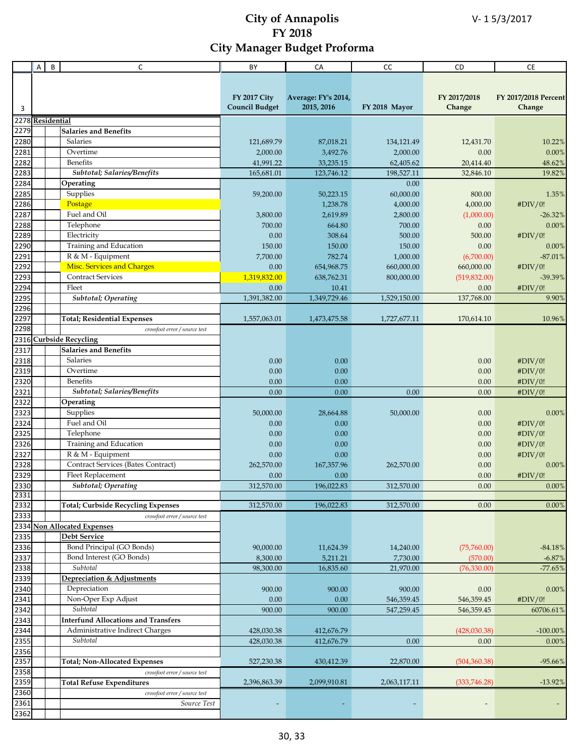# City of Annapolis
# FY 2018
# City Manager Budget Proforma

V- 1 5/3/2017

| 3 | A | B | C | FY 2017 City Council Budget | Average: FY's 2014, 2015, 2016 | FY 2018 Mayor | FY 2017/2018 Change | FY 2017/2018 Percent Change |
|---|---|---|---|---|---|---|---|---|
| 2278 | **Residential** | | | | | | | |
| 2279 | | | **Salaries and Benefits** | | | | | |
| 2280 | | | Salaries | 121,689.79 | 87,018.21 | 134,121.49 | 12,431.70 | 10.22% |
| 2281 | | | Overtime | 2,000.00 | 3,492.76 | 2,000.00 | 0.00 | 0.00% |
| 2282 | | | Benefits | 41,991.22 | 33,235.15 | 62,405.62 | 20,414.40 | 48.62% |
| 2283 | | | *Subtotal; Salaries/Benefits* | 165,681.01 | 123,746.12 | 198,527.11 | 32,846.10 | 19.82% |
| 2284 | | | **Operating** | | | 0.00 | | |
| 2285 | | | Supplies | 59,200.00 | 50,223.15 | 60,000.00 | 800.00 | 1.35% |
| 2286 | | | Postage | | 1,238.78 | 4,000.00 | 4,000.00 | #DIV/0! |
| 2287 | | | Fuel and Oil | 3,800.00 | 2,619.89 | 2,800.00 | (1,000.00) | -26.32% |
| 2288 | | | Telephone | 700.00 | 664.80 | 700.00 | 0.00 | 0.00% |
| 2289 | | | Electricity | 0.00 | 308.64 | 500.00 | 500.00 | #DIV/0! |
| 2290 | | | Training and Education | 150.00 | 150.00 | 150.00 | 0.00 | 0.00% |
| 2291 | | | R & M - Equipment | 7,700.00 | 782.74 | 1,000.00 | (6,700.00) | -87.01% |
| 2292 | | | Misc. Services and Charges | 0.00 | 654,968.75 | 660,000.00 | 660,000.00 | #DIV/0! |
| 2293 | | | Contract Services | 1,319,832.00 | 638,762.31 | 800,000.00 | (519,832.00) | -39.39% |
| 2294 | | | Fleet | 0.00 | 10.41 | | 0.00 | #DIV/0! |
| 2295 | | | *Subtotal; Operating* | 1,391,382.00 | 1,349,729.46 | 1,529,150.00 | 137,768.00 | 9.90% |
| 2296 | | | | | | | | |
| 2297 | | | **Total; Residential Expenses** | 1,557,063.01 | 1,473,475.58 | 1,727,677.11 | 170,614.10 | 10.96% |
| 2298 | | | *crossfoot error / source test* | | | | | |
| 2316 | **Curbside Recycling** | | | | | | | |
| 2317 | | | **Salaries and Benefits** | | | | | |
| 2318 | | | Salaries | 0.00 | 0.00 | | 0.00 | #DIV/0! |
| 2319 | | | Overtime | 0.00 | 0.00 | | 0.00 | #DIV/0! |
| 2320 | | | Benefits | 0.00 | 0.00 | | 0.00 | #DIV/0! |
| 2321 | | | *Subtotal; Salaries/Benefits* | 0.00 | 0.00 | 0.00 | 0.00 | #DIV/0! |
| 2322 | | | **Operating** | | | | | |
| 2323 | | | Supplies | 50,000.00 | 28,664.88 | 50,000.00 | 0.00 | 0.00% |
| 2324 | | | Fuel and Oil | 0.00 | 0.00 | | 0.00 | #DIV/0! |
| 2325 | | | Telephone | 0.00 | 0.00 | | 0.00 | #DIV/0! |
| 2326 | | | Training and Education | 0.00 | 0.00 | | 0.00 | #DIV/0! |
| 2327 | | | R & M - Equipment | 0.00 | 0.00 | | 0.00 | #DIV/0! |
| 2328 | | | Contract Services (Bates Contract) | 262,570.00 | 167,357.96 | 262,570.00 | 0.00 | 0.00% |
| 2329 | | | Fleet Replacement | 0.00 | 0.00 | | 0.00 | #DIV/0! |
| 2330 | | | *Subtotal; Operating* | 312,570.00 | 196,022.83 | 312,570.00 | 0.00 | 0.00% |
| 2331 | | | | | | | | |
| 2332 | | | **Total; Curbside Recycling Expenses** | 312,570.00 | 196,022.83 | 312,570.00 | 0.00 | 0.00% |
| 2333 | | | *crossfoot error / source test* | | | | | |
| 2334 | **Non Allocated Expenses** | | | | | | | |
| 2335 | | | **Debt Service** | | | | | |
| 2336 | | | Bond Principal (GO Bonds) | 90,000.00 | 11,624.39 | 14,240.00 | (75,760.00) | -84.18% |
| 2337 | | | Bond Interest (GO Bonds) | 8,300.00 | 5,211.21 | 7,730.00 | (570.00) | -6.87% |
| 2338 | | | *Subtotal* | 98,300.00 | 16,835.60 | 21,970.00 | (76,330.00) | -77.65% |
| 2339 | | | **Depreciation & Adjustments** | | | | | |
| 2340 | | | Depreciation | 900.00 | 900.00 | 900.00 | 0.00 | 0.00% |
| 2341 | | | Non-Oper Exp Adjust | 0.00 | 0.00 | 546,359.45 | 546,359.45 | #DIV/0! |
| 2342 | | | *Subtotal* | 900.00 | 900.00 | 547,259.45 | 546,359.45 | 60706.61% |
| 2343 | | | **Interfund Allocations and Transfers** | | | | | |
| 2344 | | | Administrative Indirect Charges | 428,030.38 | 412,676.79 | | (428,030.38) | -100.00% |
| 2355 | | | *Subtotal* | 428,030.38 | 412,676.79 | 0.00 | 0.00 | 0.00% |
| 2356 | | | | | | | | |
| 2357 | | | **Total; Non-Allocated Expenses** | 527,230.38 | 430,412.39 | 22,870.00 | (504,360.38) | -95.66% |
| 2358 | | | *crossfoot error / source test* | | | | | |
| 2359 | | | **Total Refuse Expenditures** | 2,396,863.39 | 2,099,910.81 | 2,063,117.11 | (333,746.28) | -13.92% |
| 2360 | | | *crossfoot error / source test* | | | | | |
| 2361 | | | *Source Test* | - | - | - | - | - |
| 2362 | | | | | | | | |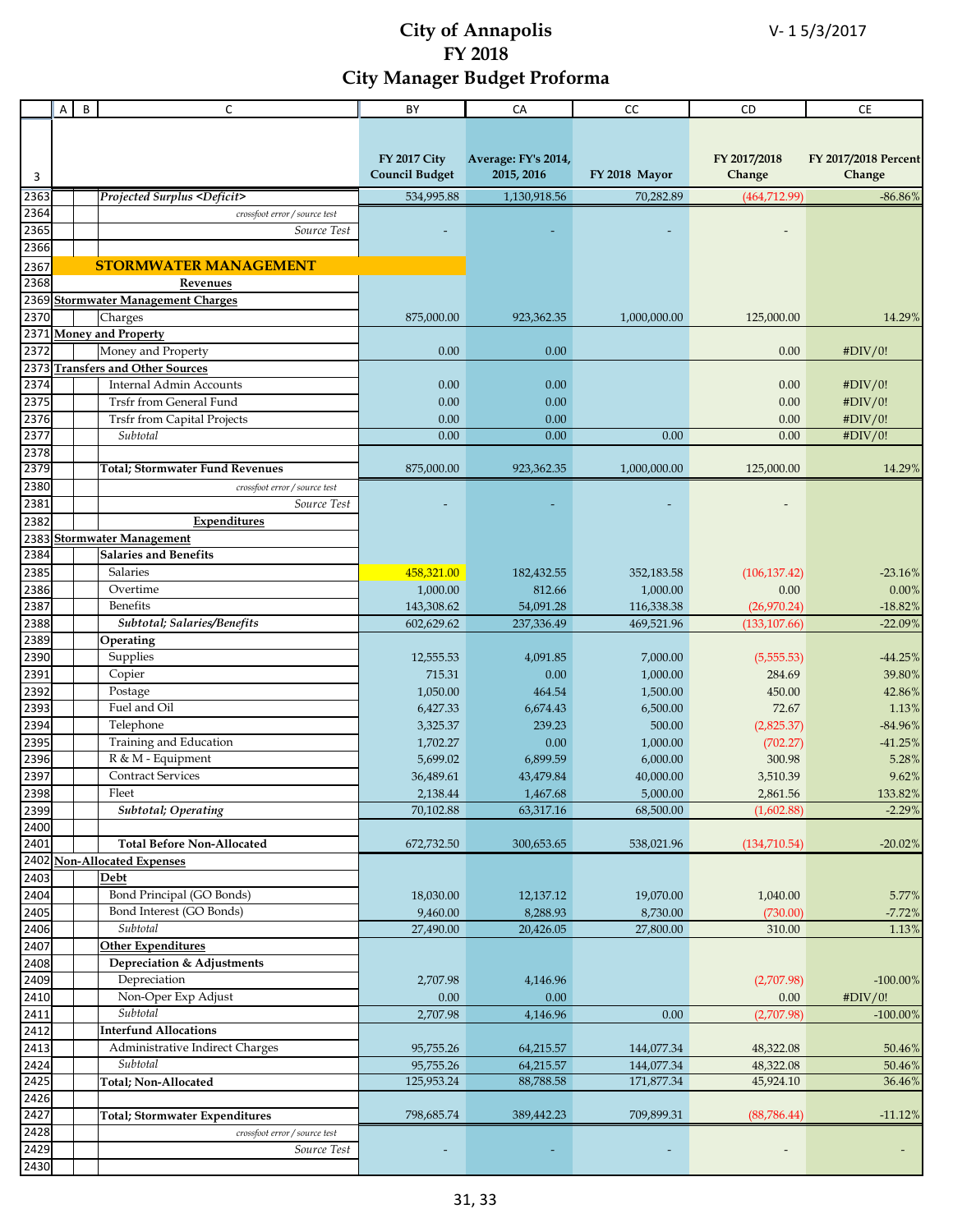# City of Annapolis
# FY 2018
# City Manager Budget Proforma

V- 1 5/3/2017

| 3 | C | BY FY 2017 City Council Budget | CA Average: FY's 2014, 2015, 2016 | CC FY 2018 Mayor | CD FY 2017/2018 Change | CE FY 2017/2018 Percent Change |
|---|---|---|---|---|---|---|
| 2363 | *Projected Surplus <Deficit>* | 534,995.88 | 1,130,918.56 | 70,282.89 | (464,712.99) | -86.86% |
| 2364 | *crossfoot error / source test* | | | | | |
| 2365 | *Source Test* | - | - | - | - | |
| 2366 | | | | | | |
| 2367 | **STORMWATER MANAGEMENT** | | | | | |
| 2368 | **Revenues** | | | | | |
| 2369 | **Stormwater Management Charges** | | | | | |
| 2370 | Charges | 875,000.00 | 923,362.35 | 1,000,000.00 | 125,000.00 | 14.29% |
| 2371 | **Money and Property** | | | | | |
| 2372 | Money and Property | 0.00 | 0.00 | | 0.00 | #DIV/0! |
| 2373 | **Transfers and Other Sources** | | | | | |
| 2374 | Internal Admin Accounts | 0.00 | 0.00 | | 0.00 | #DIV/0! |
| 2375 | Trsfr from General Fund | 0.00 | 0.00 | | 0.00 | #DIV/0! |
| 2376 | Trsfr from Capital Projects | 0.00 | 0.00 | | 0.00 | #DIV/0! |
| 2377 | *Subtotal* | 0.00 | 0.00 | 0.00 | 0.00 | #DIV/0! |
| 2378 | | | | | | |
| 2379 | **Total; Stormwater Fund Revenues** | 875,000.00 | 923,362.35 | 1,000,000.00 | 125,000.00 | 14.29% |
| 2380 | *crossfoot error / source test* | | | | | |
| 2381 | *Source Test* | - | - | - | - | |
| 2382 | **Expenditures** | | | | | |
| 2383 | **Stormwater Management** | | | | | |
| 2384 | **Salaries and Benefits** | | | | | |
| 2385 | Salaries | 458,321.00 | 182,432.55 | 352,183.58 | (106,137.42) | -23.16% |
| 2386 | Overtime | 1,000.00 | 812.66 | 1,000.00 | 0.00 | 0.00% |
| 2387 | Benefits | 143,308.62 | 54,091.28 | 116,338.38 | (26,970.24) | -18.82% |
| 2388 | ***Subtotal; Salaries/Benefits*** | 602,629.62 | 237,336.49 | 469,521.96 | (133,107.66) | -22.09% |
| 2389 | **Operating** | | | | | |
| 2390 | Supplies | 12,555.53 | 4,091.85 | 7,000.00 | (5,555.53) | -44.25% |
| 2391 | Copier | 715.31 | 0.00 | 1,000.00 | 284.69 | 39.80% |
| 2392 | Postage | 1,050.00 | 464.54 | 1,500.00 | 450.00 | 42.86% |
| 2393 | Fuel and Oil | 6,427.33 | 6,674.43 | 6,500.00 | 72.67 | 1.13% |
| 2394 | Telephone | 3,325.37 | 239.23 | 500.00 | (2,825.37) | -84.96% |
| 2395 | Training and Education | 1,702.27 | 0.00 | 1,000.00 | (702.27) | -41.25% |
| 2396 | R & M - Equipment | 5,699.02 | 6,899.59 | 6,000.00 | 300.98 | 5.28% |
| 2397 | Contract Services | 36,489.61 | 43,479.84 | 40,000.00 | 3,510.39 | 9.62% |
| 2398 | Fleet | 2,138.44 | 1,467.68 | 5,000.00 | 2,861.56 | 133.82% |
| 2399 | ***Subtotal; Operating*** | 70,102.88 | 63,317.16 | 68,500.00 | (1,602.88) | -2.29% |
| 2400 | | | | | | |
| 2401 | **Total Before Non-Allocated** | 672,732.50 | 300,653.65 | 538,021.96 | (134,710.54) | -20.02% |
| 2402 | **Non-Allocated Expenses** | | | | | |
| 2403 | **Debt** | | | | | |
| 2404 | Bond Principal (GO Bonds) | 18,030.00 | 12,137.12 | 19,070.00 | 1,040.00 | 5.77% |
| 2405 | Bond Interest (GO Bonds) | 9,460.00 | 8,288.93 | 8,730.00 | (730.00) | -7.72% |
| 2406 | *Subtotal* | 27,490.00 | 20,426.05 | 27,800.00 | 310.00 | 1.13% |
| 2407 | **Other Expenditures** | | | | | |
| 2408 | **Depreciation & Adjustments** | | | | | |
| 2409 | Depreciation | 2,707.98 | 4,146.96 | | (2,707.98) | -100.00% |
| 2410 | Non-Oper Exp Adjust | 0.00 | 0.00 | | 0.00 | #DIV/0! |
| 2411 | *Subtotal* | 2,707.98 | 4,146.96 | 0.00 | (2,707.98) | -100.00% |
| 2412 | **Interfund Allocations** | | | | | |
| 2413 | Administrative Indirect Charges | 95,755.26 | 64,215.57 | 144,077.34 | 48,322.08 | 50.46% |
| 2424 | *Subtotal* | 95,755.26 | 64,215.57 | 144,077.34 | 48,322.08 | 50.46% |
| 2425 | **Total; Non-Allocated** | 125,953.24 | 88,788.58 | 171,877.34 | 45,924.10 | 36.46% |
| 2426 | | | | | | |
| 2427 | **Total; Stormwater Expenditures** | 798,685.74 | 389,442.23 | 709,899.31 | (88,786.44) | -11.12% |
| 2428 | *crossfoot error / source test* | | | | | |
| 2429 | *Source Test* | - | - | - | - | - |
| 2430 | | | | | | |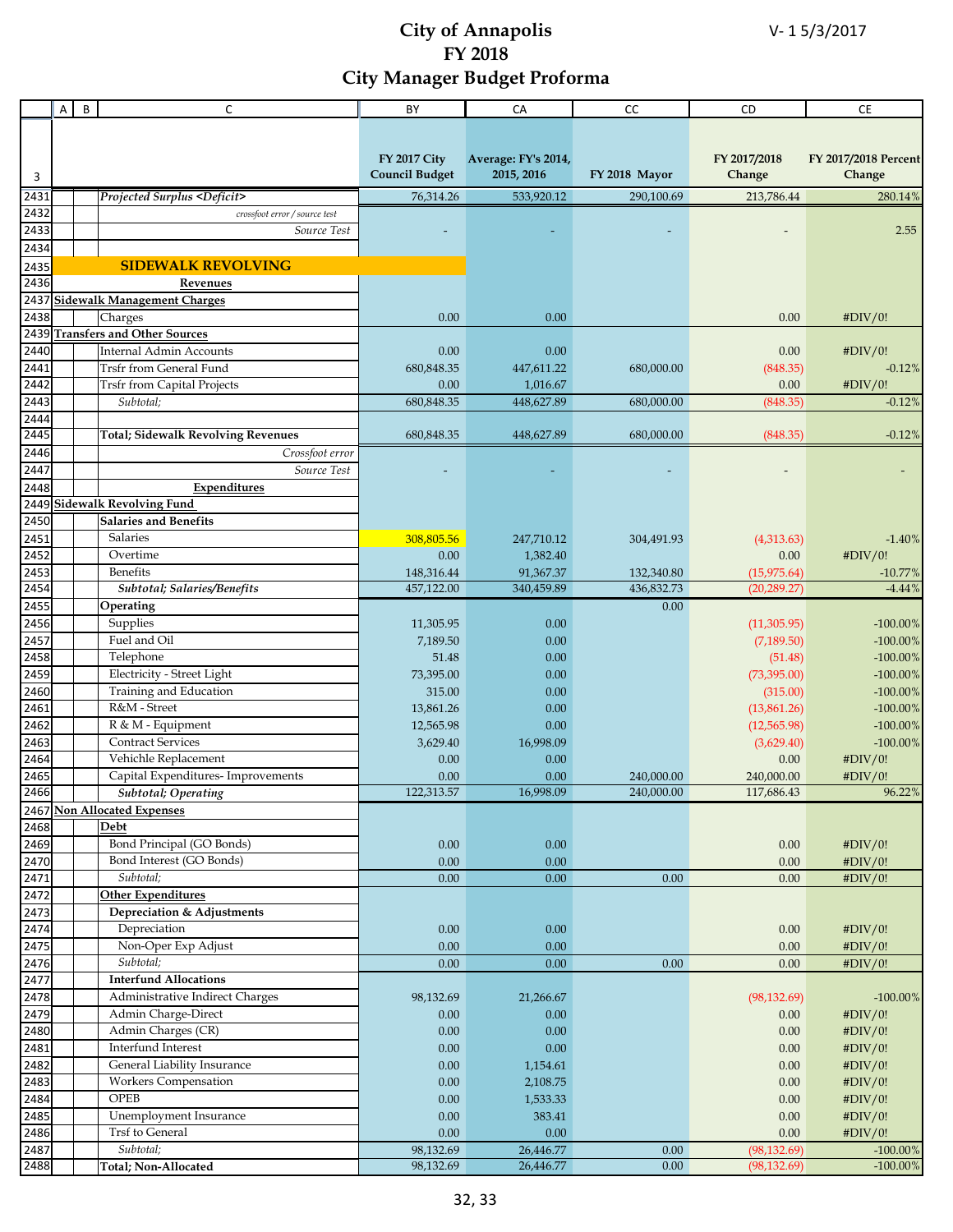# City of Annapolis
# FY 2018
# City Manager Budget Proforma

V- 1 5/3/2017

| 3 | A | B | C | FY 2017 City Council Budget | Average: FY's 2014, 2015, 2016 | FY 2018 Mayor | FY 2017/2018 Change | FY 2017/2018 Percent Change |
|---|---|---|---|---|---|---|---|---|
| 2431 | | | *Projected Surplus <Deficit>* | 76,314.26 | 533,920.12 | 290,100.69 | 213,786.44 | 280.14% |
| 2432 | | | *crossfoot error / source test* | | | | | |
| 2433 | | | *Source Test* | - | - | - | - | 2.55 |
| 2434 | | | | | | | | |
| 2435 | | | **SIDEWALK REVOLVING** | | | | | |
| 2436 | | | **Revenues** | | | | | |
| 2437 | **Sidewalk Management Charges** | | | | | | | |
| 2438 | | | Charges | 0.00 | 0.00 | | 0.00 | #DIV/0! |
| 2439 | **Transfers and Other Sources** | | | | | | | |
| 2440 | | | Internal Admin Accounts | 0.00 | 0.00 | | 0.00 | #DIV/0! |
| 2441 | | | Trsfr from General Fund | 680,848.35 | 447,611.22 | 680,000.00 | (848.35) | -0.12% |
| 2442 | | | Trsfr from Capital Projects | 0.00 | 1,016.67 | | 0.00 | #DIV/0! |
| 2443 | | | *Subtotal;* | 680,848.35 | 448,627.89 | 680,000.00 | (848.35) | -0.12% |
| 2444 | | | | | | | | |
| 2445 | | | **Total; Sidewalk Revolving Revenues** | 680,848.35 | 448,627.89 | 680,000.00 | (848.35) | -0.12% |
| 2446 | | | *Crossfoot error* | | | | | |
| 2447 | | | *Source Test* | - | - | - | - | - |
| 2448 | | | **Expenditures** | | | | | |
| 2449 | **Sidewalk Revolving Fund** | | | | | | | |
| 2450 | | | **Salaries and Benefits** | | | | | |
| 2451 | | | Salaries | 308,805.56 | 247,710.12 | 304,491.93 | (4,313.63) | -1.40% |
| 2452 | | | Overtime | 0.00 | 1,382.40 | | 0.00 | #DIV/0! |
| 2453 | | | Benefits | 148,316.44 | 91,367.37 | 132,340.80 | (15,975.64) | -10.77% |
| 2454 | | | ***Subtotal; Salaries/Benefits*** | 457,122.00 | 340,459.89 | 436,832.73 | (20,289.27) | -4.44% |
| 2455 | | | **Operating** | | | 0.00 | | |
| 2456 | | | Supplies | 11,305.95 | 0.00 | | (11,305.95) | -100.00% |
| 2457 | | | Fuel and Oil | 7,189.50 | 0.00 | | (7,189.50) | -100.00% |
| 2458 | | | Telephone | 51.48 | 0.00 | | (51.48) | -100.00% |
| 2459 | | | Electricity - Street Light | 73,395.00 | 0.00 | | (73,395.00) | -100.00% |
| 2460 | | | Training and Education | 315.00 | 0.00 | | (315.00) | -100.00% |
| 2461 | | | R&M - Street | 13,861.26 | 0.00 | | (13,861.26) | -100.00% |
| 2462 | | | R & M - Equipment | 12,565.98 | 0.00 | | (12,565.98) | -100.00% |
| 2463 | | | Contract Services | 3,629.40 | 16,998.09 | | (3,629.40) | -100.00% |
| 2464 | | | Vehichle Replacement | 0.00 | 0.00 | | 0.00 | #DIV/0! |
| 2465 | | | Capital Expenditures- Improvements | 0.00 | 0.00 | 240,000.00 | 240,000.00 | #DIV/0! |
| 2466 | | | ***Subtotal; Operating*** | 122,313.57 | 16,998.09 | 240,000.00 | 117,686.43 | 96.22% |
| 2467 | **Non Allocated Expenses** | | | | | | | |
| 2468 | | | **Debt** | | | | | |
| 2469 | | | Bond Principal (GO Bonds) | 0.00 | 0.00 | | 0.00 | #DIV/0! |
| 2470 | | | Bond Interest (GO Bonds) | 0.00 | 0.00 | | 0.00 | #DIV/0! |
| 2471 | | | *Subtotal;* | 0.00 | 0.00 | 0.00 | 0.00 | #DIV/0! |
| 2472 | | | **Other Expenditures** | | | | | |
| 2473 | | | **Depreciation & Adjustments** | | | | | |
| 2474 | | | Depreciation | 0.00 | 0.00 | | 0.00 | #DIV/0! |
| 2475 | | | Non-Oper Exp Adjust | 0.00 | 0.00 | | 0.00 | #DIV/0! |
| 2476 | | | *Subtotal;* | 0.00 | 0.00 | 0.00 | 0.00 | #DIV/0! |
| 2477 | | | **Interfund Allocations** | | | | | |
| 2478 | | | Administrative Indirect Charges | 98,132.69 | 21,266.67 | | (98,132.69) | -100.00% |
| 2479 | | | Admin Charge-Direct | 0.00 | 0.00 | | 0.00 | #DIV/0! |
| 2480 | | | Admin Charges (CR) | 0.00 | 0.00 | | 0.00 | #DIV/0! |
| 2481 | | | Interfund Interest | 0.00 | 0.00 | | 0.00 | #DIV/0! |
| 2482 | | | General Liability Insurance | 0.00 | 1,154.61 | | 0.00 | #DIV/0! |
| 2483 | | | Workers Compensation | 0.00 | 2,108.75 | | 0.00 | #DIV/0! |
| 2484 | | | OPEB | 0.00 | 1,533.33 | | 0.00 | #DIV/0! |
| 2485 | | | Unemployment Insurance | 0.00 | 383.41 | | 0.00 | #DIV/0! |
| 2486 | | | Trsf to General | 0.00 | 0.00 | | 0.00 | #DIV/0! |
| 2487 | | | *Subtotal;* | 98,132.69 | 26,446.77 | 0.00 | (98,132.69) | -100.00% |
| 2488 | | | **Total; Non-Allocated** | 98,132.69 | 26,446.77 | 0.00 | (98,132.69) | -100.00% |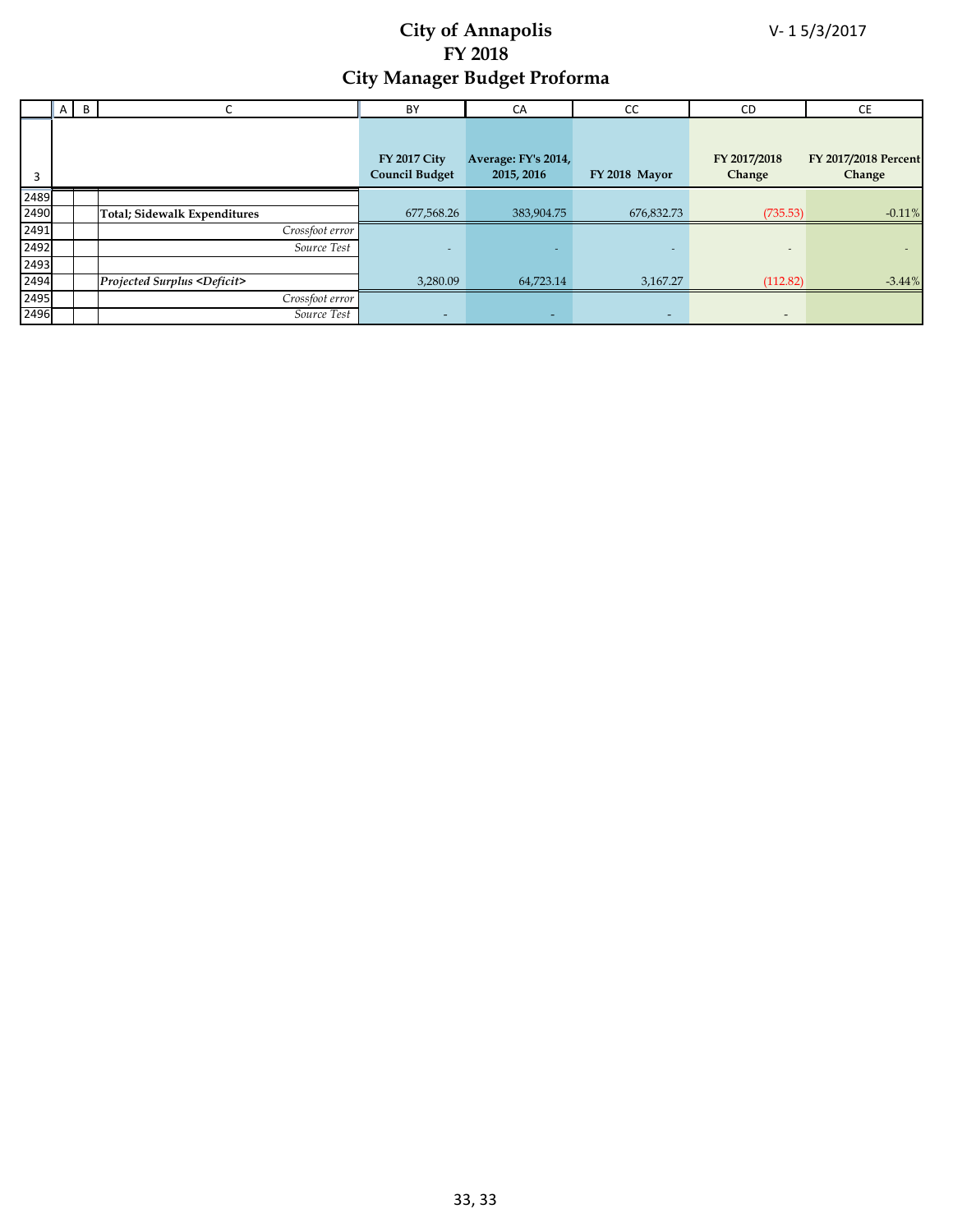# City of Annapolis
# FY 2018
# City Manager Budget Proforma

V- 1 5/3/2017

| | A | B | C | BY | CA | CC | CD | CE |
|---|---|---|---|---|---|---|---|---|
| 3 | | | | FY 2017 City Council Budget | Average: FY's 2014, 2015, 2016 | FY 2018 Mayor | FY 2017/2018 Change | FY 2017/2018 Percent Change |
| 2489 | | | | | | | | |
| 2490 | | | **Total; Sidewalk Expenditures** | 677,568.26 | 383,904.75 | 676,832.73 | (735.53) | -0.11% |
| 2491 | | | *Crossfoot error* | | | | | |
| 2492 | | | *Source Test* | - | - | - | - | - |
| 2493 | | | | | | | | |
| 2494 | | | ***Projected Surplus <Deficit>*** | 3,280.09 | 64,723.14 | 3,167.27 | (112.82) | -3.44% |
| 2495 | | | *Crossfoot error* | | | | | |
| 2496 | | | *Source Test* | - | - | - | - | |